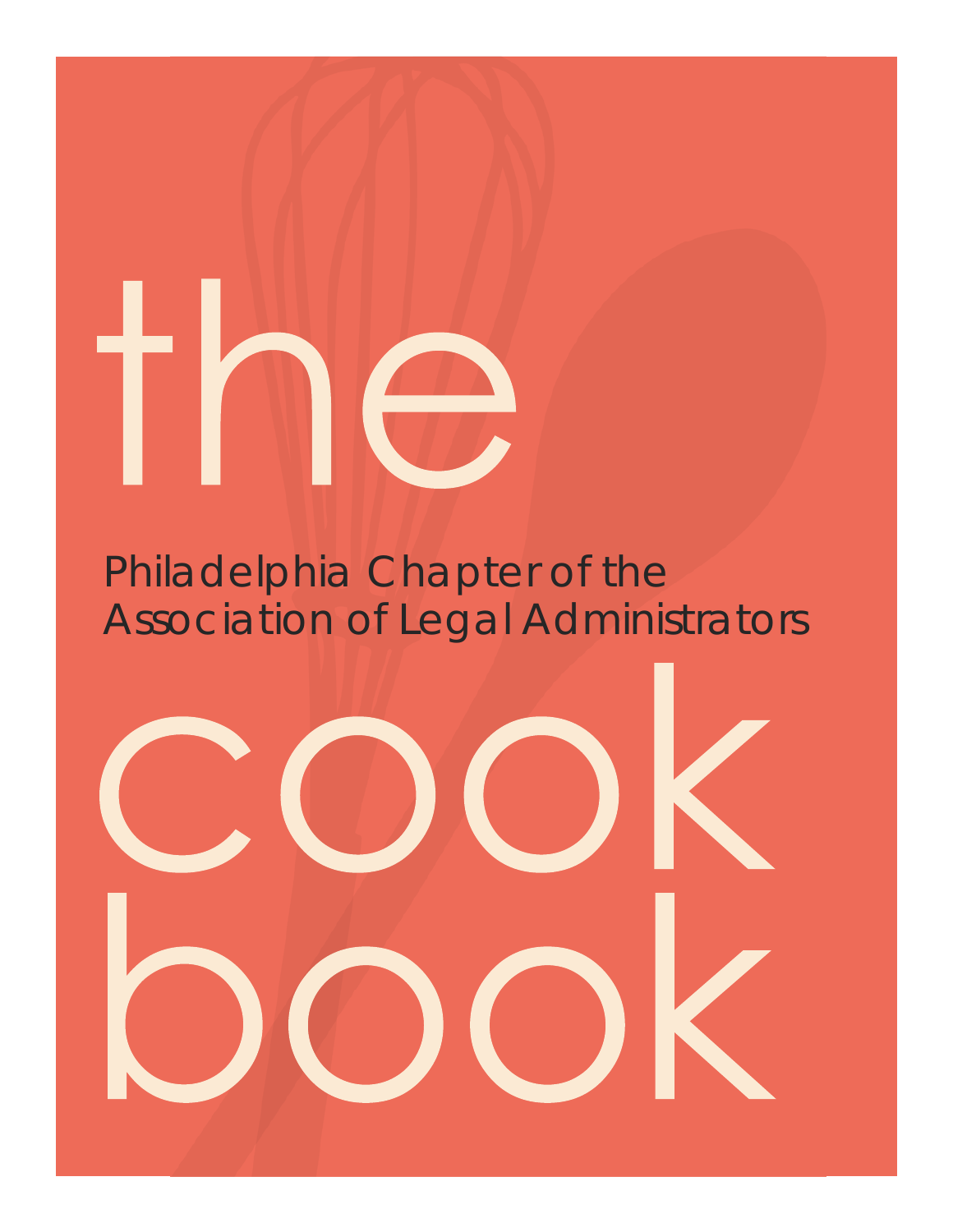# the

Philadelphia Chapter of the
Association of Legal Administrators

# cook book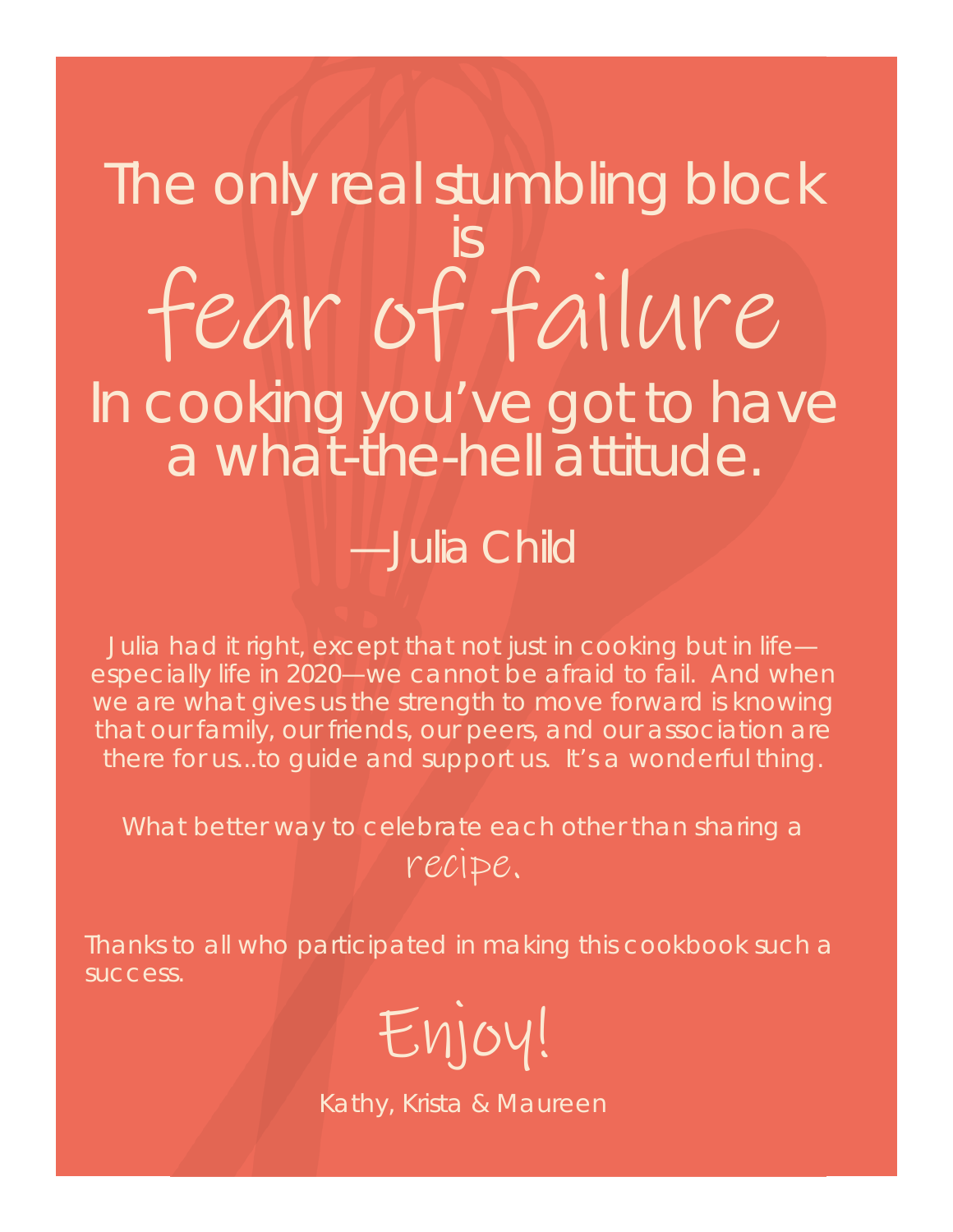# The only real stumbling block is *fear of failure*

## In cooking you've got to have a what-the-hell attitude.

## —Julia Child

Julia had it right, except that not just in cooking but in life—especially life in 2020—we cannot be afraid to fail. And when we are what gives us the strength to move forward is knowing that our family, our friends, our peers, and our association are there for us...to guide and support us. It's a wonderful thing.

What better way to celebrate each other than sharing a *recipe.*

Thanks to all who participated in making this cookbook such a success.

*Enjoy!*

Kathy, Krista & Maureen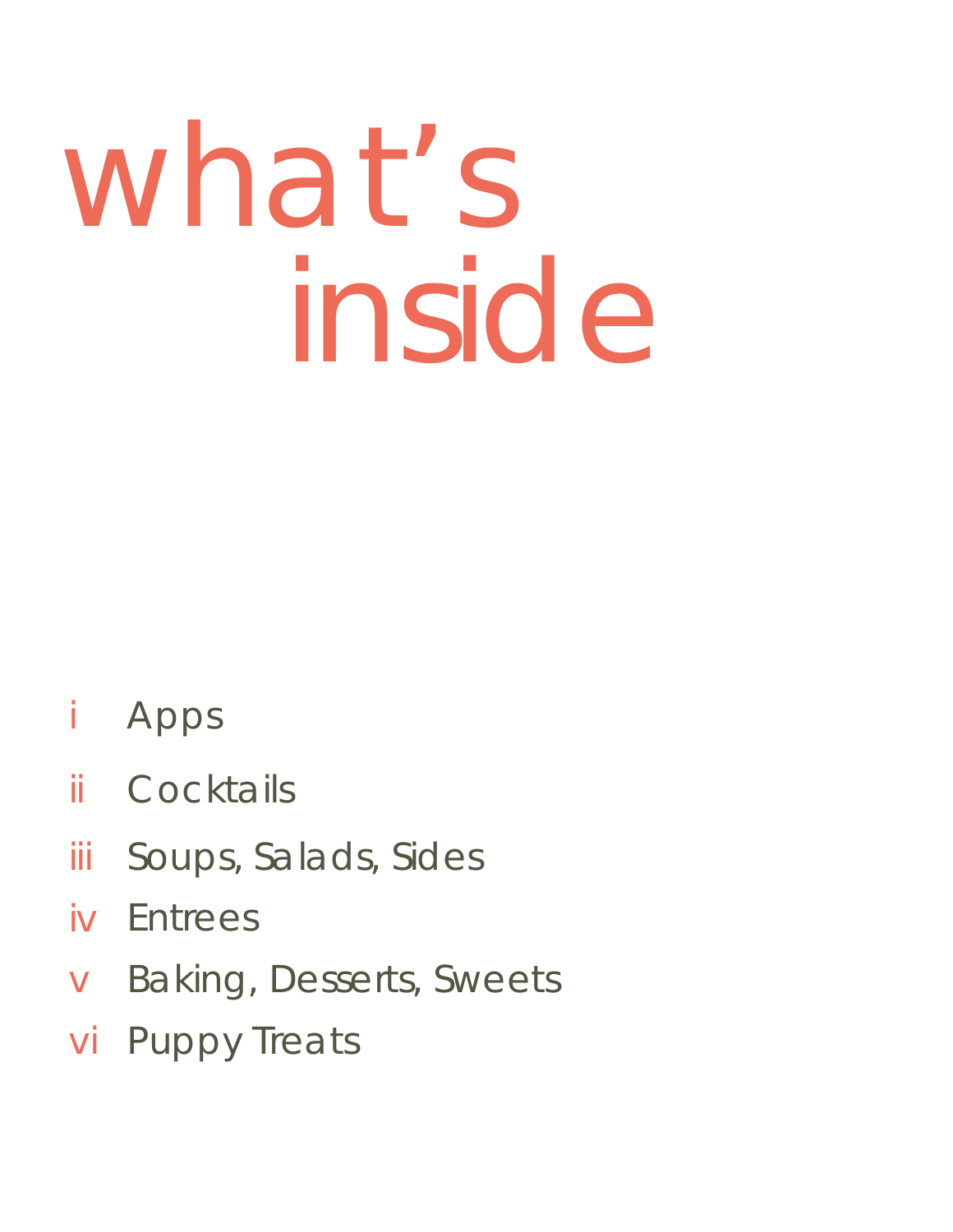# what's inside

i Apps

ii Cocktails

iii Soups, Salads, Sides

iv Entrees

v Baking, Desserts, Sweets

vi Puppy Treats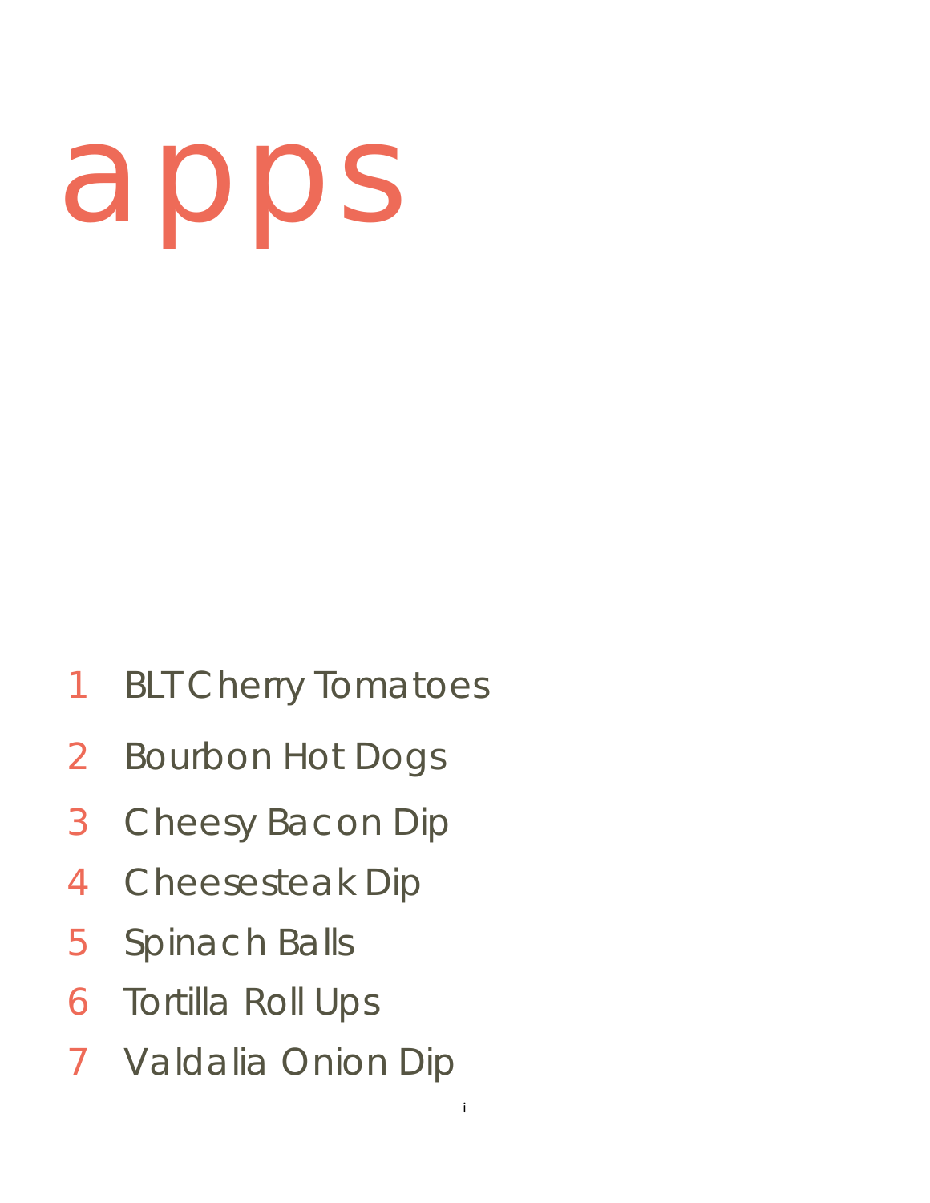# apps

1 BLT Cherry Tomatoes
2 Bourbon Hot Dogs
3 Cheesy Bacon Dip
4 Cheesesteak Dip
5 Spinach Balls
6 Tortilla Roll Ups
7 Valdalia Onion Dip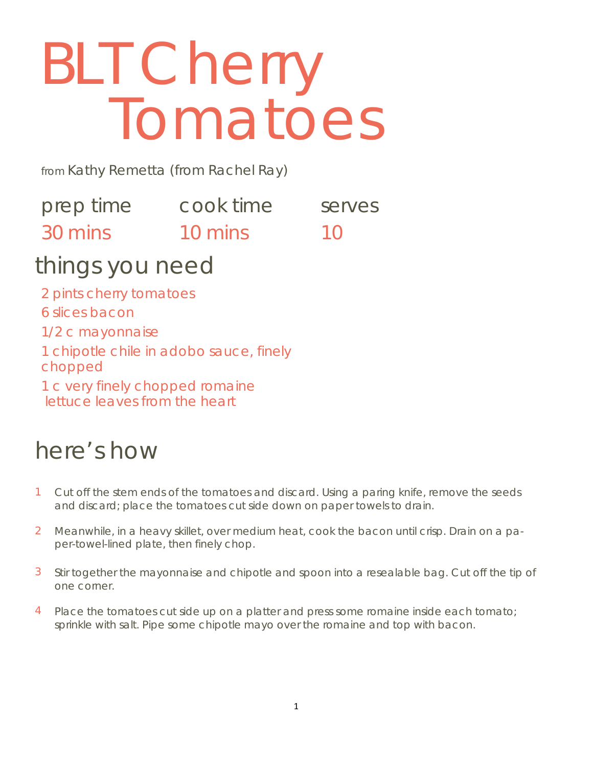# BLT Cherry Tomatoes

from Kathy Remetta (from Rachel Ray)

| prep time | cook time | serves |
|---|---|---|
| 30 mins | 10 mins | 10 |

## things you need

- 2 pints cherry tomatoes
- 6 slices bacon
- 1/2 c mayonnaise
- 1 chipotle chile in adobo sauce, finely chopped
- 1 c very finely chopped romaine lettuce leaves from the heart

## here's how

1. Cut off the stem ends of the tomatoes and discard. Using a paring knife, remove the seeds and discard; place the tomatoes cut side down on paper towels to drain.
2. Meanwhile, in a heavy skillet, over medium heat, cook the bacon until crisp. Drain on a paper-towel-lined plate, then finely chop.
3. Stir together the mayonnaise and chipotle and spoon into a resealable bag. Cut off the tip of one corner.
4. Place the tomatoes cut side up on a platter and press some romaine inside each tomato; sprinkle with salt. Pipe some chipotle mayo over the romaine and top with bacon.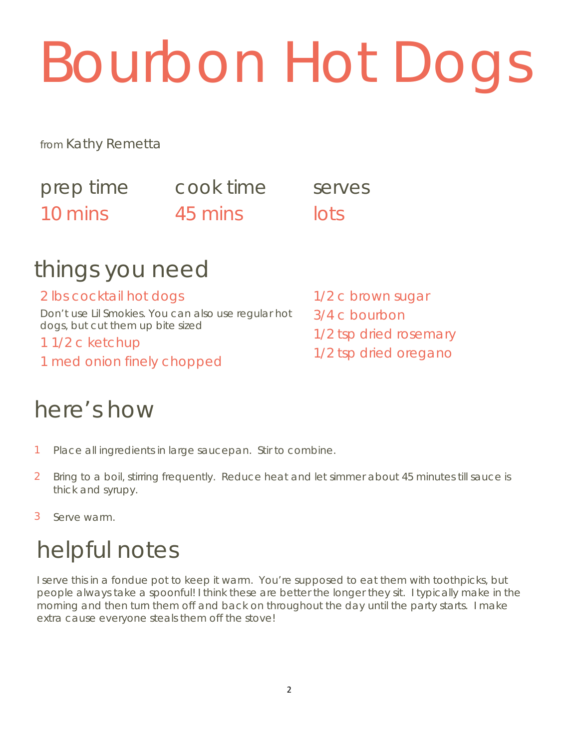# Bourbon Hot Dogs

from Kathy Remetta

| prep time | cook time | serves |
| --- | --- | --- |
| 10 mins | 45 mins | lots |

## things you need

- 2 lbs cocktail hot dogs
  Don't use Lil Smokies. You can also use regular hot dogs, but cut them up bite sized
- 1 1/2 c ketchup
- 1 med onion finely chopped
- 1/2 c brown sugar
- 3/4 c bourbon
- 1/2 tsp dried rosemary
- 1/2 tsp dried oregano

## here's how

1. Place all ingredients in large saucepan. Stir to combine.
2. Bring to a boil, stirring frequently. Reduce heat and let simmer about 45 minutes till sauce is thick and syrupy.
3. Serve warm.

## helpful notes

I serve this in a fondue pot to keep it warm. You're supposed to eat them with toothpicks, but people always take a spoonful! I think these are better the longer they sit. I typically make in the morning and then turn them off and back on throughout the day until the party starts. I make extra cause everyone steals them off the stove!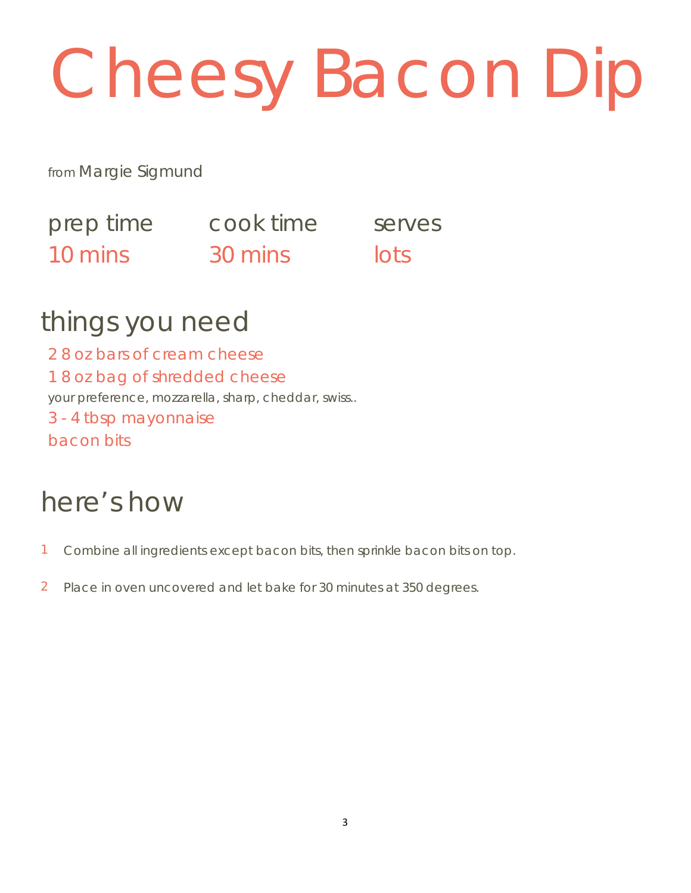# Cheesy Bacon Dip

from Margie Sigmund

| prep time | cook time | serves |
| --- | --- | --- |
| 10 mins | 30 mins | lots |

## things you need

2 8 oz bars of cream cheese
1 8 oz bag of shredded cheese
your preference, mozzarella, sharp, cheddar, swiss..
3 - 4 tbsp mayonnaise
bacon bits

## here's how

1. Combine all ingredients except bacon bits, then sprinkle bacon bits on top.
2. Place in oven uncovered and let bake for 30 minutes at 350 degrees.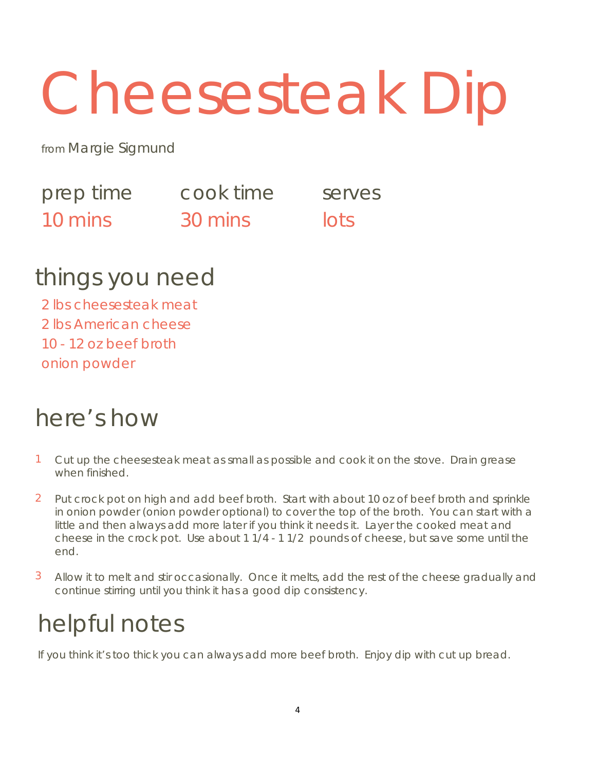# Cheesesteak Dip

from Margie Sigmund

| prep time | cook time | serves |
|---|---|---|
| 10 mins | 30 mins | lots |

## things you need

2 lbs cheesesteak meat
2 lbs American cheese
10 - 12 oz beef broth
onion powder

## here's how

1. Cut up the cheesesteak meat as small as possible and cook it on the stove. Drain grease when finished.
2. Put crock pot on high and add beef broth. Start with about 10 oz of beef broth and sprinkle in onion powder (onion powder optional) to cover the top of the broth. You can start with a little and then always add more later if you think it needs it. Layer the cooked meat and cheese in the crock pot. Use about 1 1/4 - 1 1/2 pounds of cheese, but save some until the end.
3. Allow it to melt and stir occasionally. Once it melts, add the rest of the cheese gradually and continue stirring until you think it has a good dip consistency.

## helpful notes

If you think it's too thick you can always add more beef broth. Enjoy dip with cut up bread.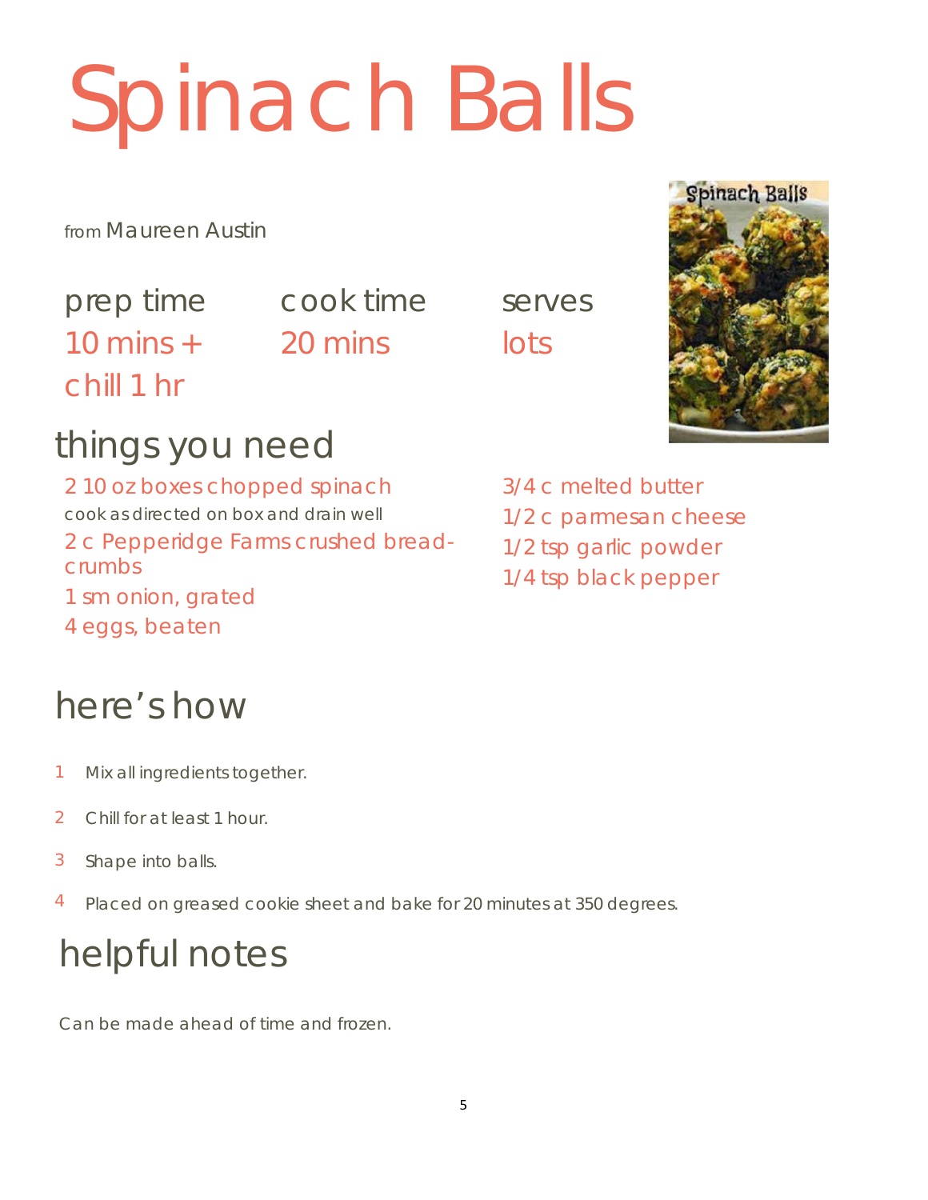# Spinach Balls

from Maureen Austin

prep time
10 mins + chill 1 hr

cook time
20 mins

serves
lots

## things you need

- 2 10 oz boxes chopped spinach
  cook as directed on box and drain well
- 2 c Pepperidge Farms crushed bread-crumbs
- 1 sm onion, grated
- 4 eggs, beaten
- 3/4 c melted butter
- 1/2 c parmesan cheese
- 1/2 tsp garlic powder
- 1/4 tsp black pepper

## here's how

1. Mix all ingredients together.
2. Chill for at least 1 hour.
3. Shape into balls.
4. Placed on greased cookie sheet and bake for 20 minutes at 350 degrees.

## helpful notes

Can be made ahead of time and frozen.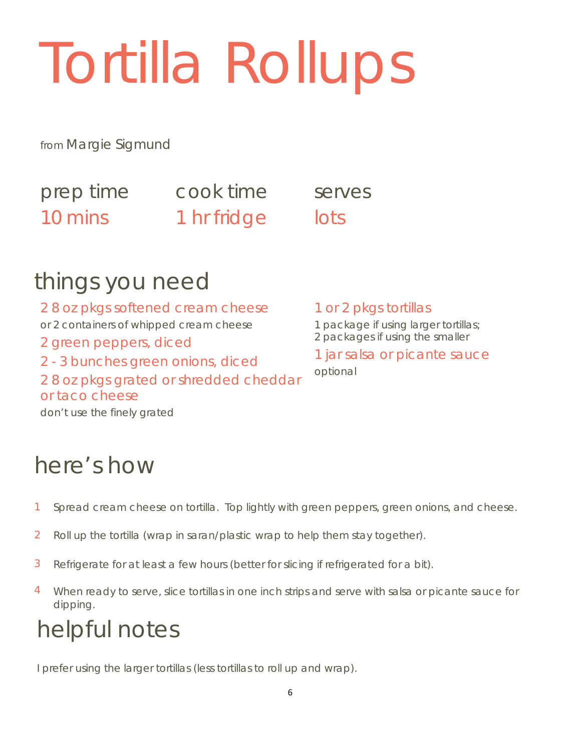# Tortilla Rollups

from Margie Sigmund

| prep time | cook time | serves |
|---|---|---|
| 10 mins | 1 hr fridge | lots |

## things you need

- 2 8 oz pkgs softened cream cheese
  or 2 containers of whipped cream cheese
- 2 green peppers, diced
- 2 - 3 bunches green onions, diced
- 2 8 oz pkgs grated or shredded cheddar or taco cheese
  don't use the finely grated
- 1 or 2 pkgs tortillas
  1 package if using larger tortillas;
  2 packages if using the smaller
- 1 jar salsa or picante sauce
  optional

## here's how

1. Spread cream cheese on tortilla. Top lightly with green peppers, green onions, and cheese.
2. Roll up the tortilla (wrap in saran/plastic wrap to help them stay together).
3. Refrigerate for at least a few hours (better for slicing if refrigerated for a bit).
4. When ready to serve, slice tortillas in one inch strips and serve with salsa or picante sauce for dipping.

## helpful notes

I prefer using the larger tortillas (less tortillas to roll up and wrap).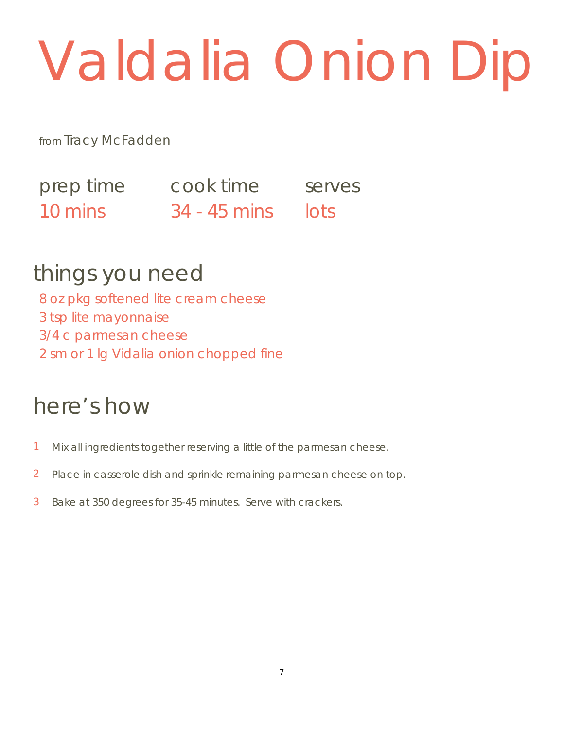# Valdalia Onion Dip

from Tracy McFadden

| prep time | cook time | serves |
|---|---|---|
| 10 mins | 34 - 45 mins | lots |

## things you need

- 8 oz pkg softened lite cream cheese
- 3 tsp lite mayonnaise
- 3/4 c parmesan cheese
- 2 sm or 1 lg Vidalia onion chopped fine

## here's how

1. Mix all ingredients together reserving a little of the parmesan cheese.
2. Place in casserole dish and sprinkle remaining parmesan cheese on top.
3. Bake at 350 degrees for 35-45 minutes. Serve with crackers.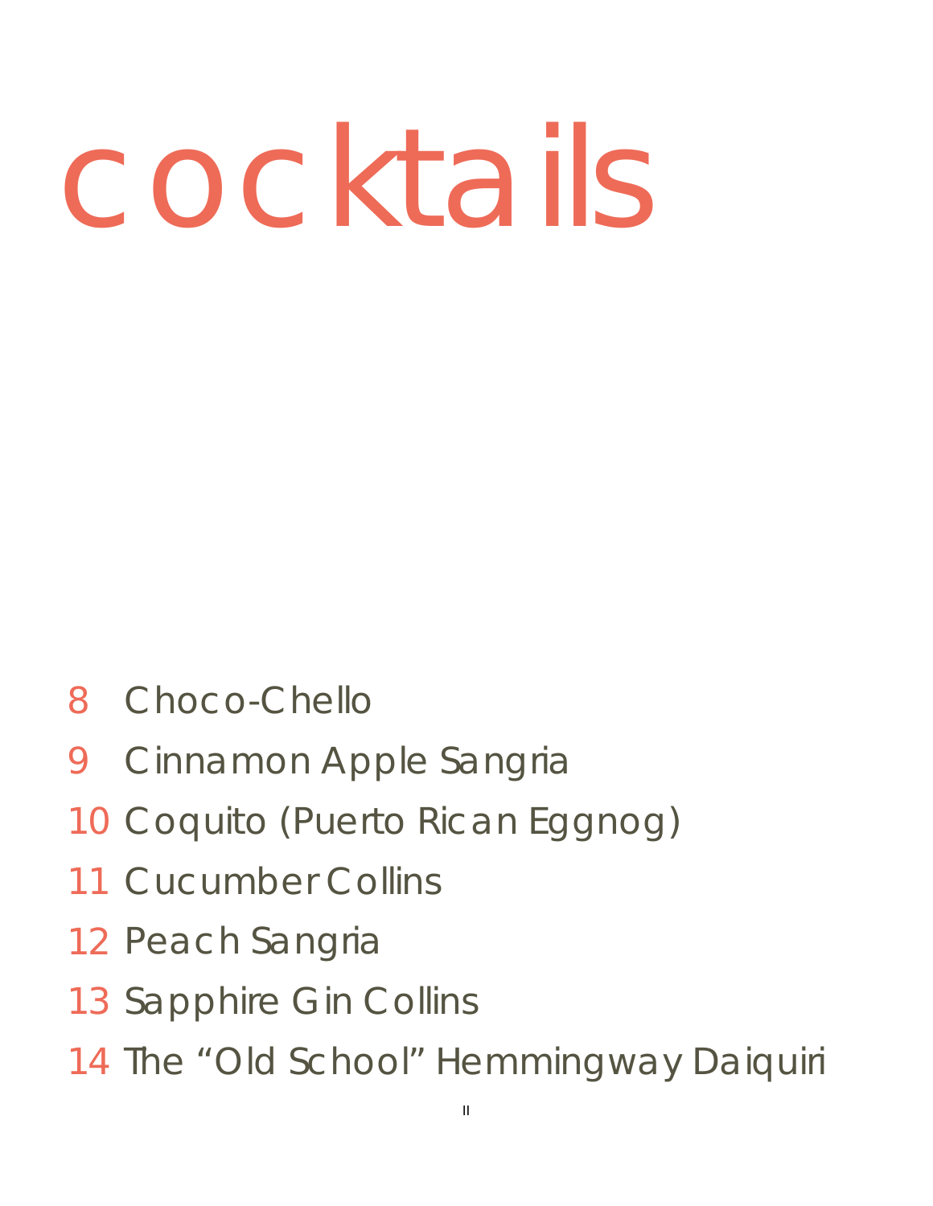# cocktails

8 Choco-Chello

9 Cinnamon Apple Sangria

10 Coquito (Puerto Rican Eggnog)

11 Cucumber Collins

12 Peach Sangria

13 Sapphire Gin Collins

14 The “Old School” Hemmingway Daiquiri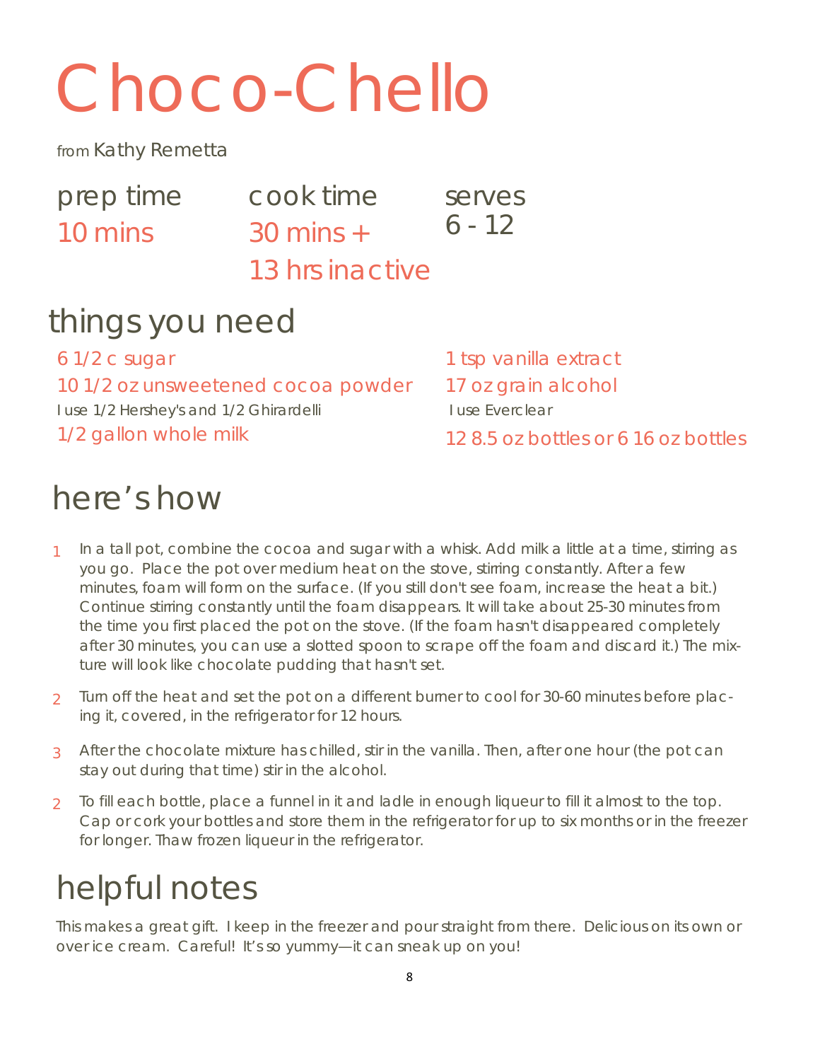# Choco-Chello

from Kathy Remetta

prep time
10 mins

cook time
30 mins +
13 hrs inactive

serves
6 - 12

## things you need

- 6 1/2 c sugar
- 10 1/2 oz unsweetened cocoa powder
  I use 1/2 Hershey's and 1/2 Ghirardelli
- 1/2 gallon whole milk
- 1 tsp vanilla extract
- 17 oz grain alcohol
  I use Everclear
- 12 8.5 oz bottles or 6 16 oz bottles

## here's how

1. In a tall pot, combine the cocoa and sugar with a whisk. Add milk a little at a time, stirring as you go. Place the pot over medium heat on the stove, stirring constantly. After a few minutes, foam will form on the surface. (If you still don't see foam, increase the heat a bit.) Continue stirring constantly until the foam disappears. It will take about 25-30 minutes from the time you first placed the pot on the stove. (If the foam hasn't disappeared completely after 30 minutes, you can use a slotted spoon to scrape off the foam and discard it.) The mixture will look like chocolate pudding that hasn't set.

2. Turn off the heat and set the pot on a different burner to cool for 30-60 minutes before placing it, covered, in the refrigerator for 12 hours.

3. After the chocolate mixture has chilled, stir in the vanilla. Then, after one hour (the pot can stay out during that time) stir in the alcohol.

2. To fill each bottle, place a funnel in it and ladle in enough liqueur to fill it almost to the top. Cap or cork your bottles and store them in the refrigerator for up to six months or in the freezer for longer. Thaw frozen liqueur in the refrigerator.

## helpful notes

This makes a great gift. I keep in the freezer and pour straight from there. Delicious on its own or over ice cream. Careful! It's so yummy—it can sneak up on you!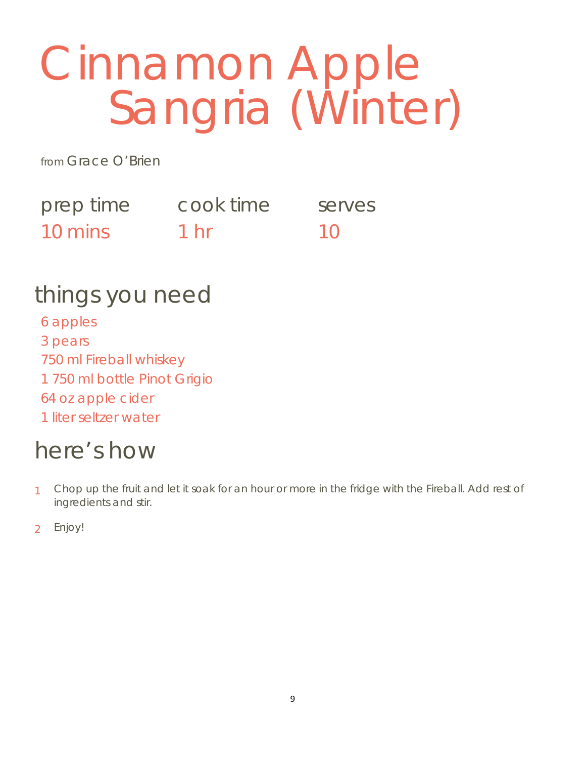# Cinnamon Apple Sangria (Winter)

from Grace O'Brien

| prep time | cook time | serves |
|---|---|---|
| 10 mins | 1 hr | 10 |

## things you need

- 6 apples
- 3 pears
- 750 ml Fireball whiskey
- 1 750 ml bottle Pinot Grigio
- 64 oz apple cider
- 1 liter seltzer water

## here's how

1. Chop up the fruit and let it soak for an hour or more in the fridge with the Fireball. Add rest of ingredients and stir.
2. Enjoy!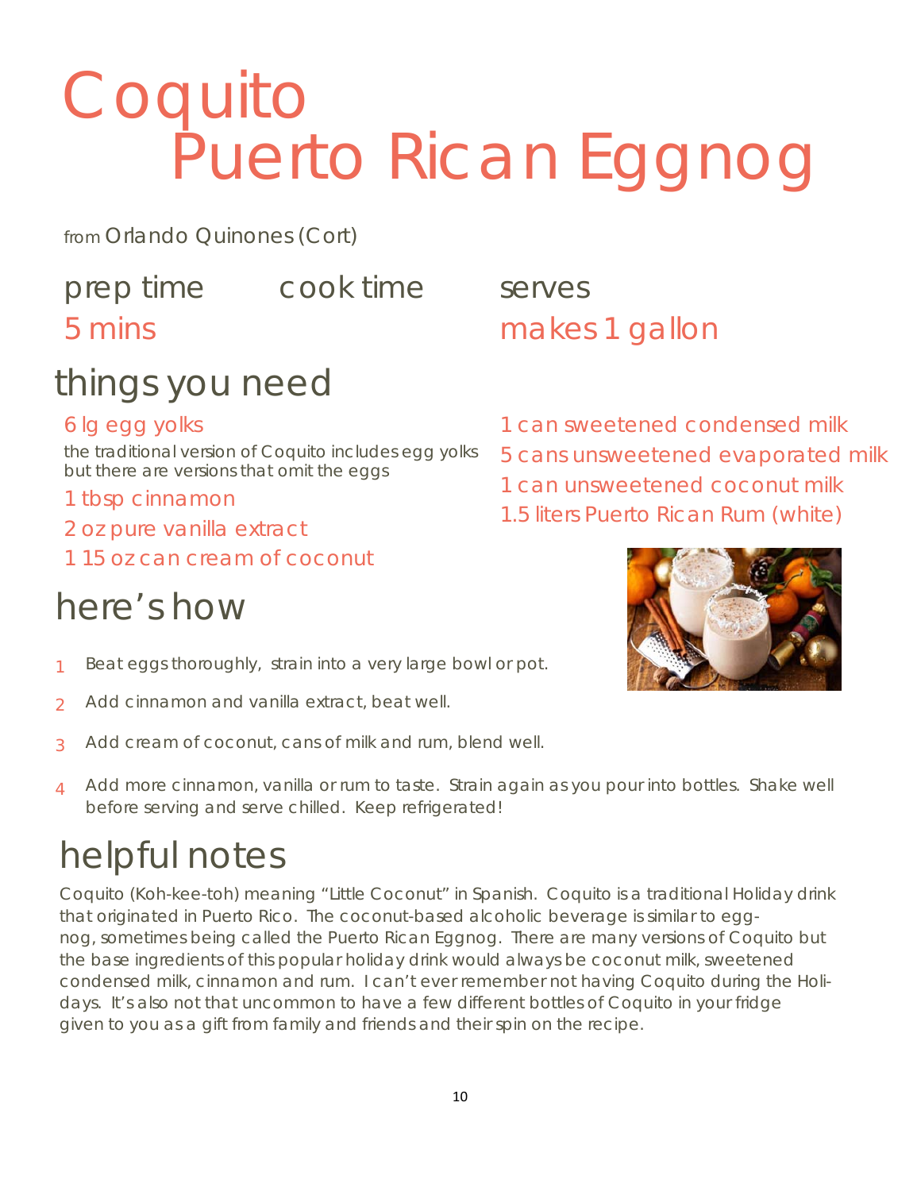# Coquito
# Puerto Rican Eggnog

from Orlando Quinones (Cort)

prep time: 5 mins

cook time:

serves: makes 1 gallon

## things you need

- 6 lg egg yolks

  the traditional version of Coquito includes egg yolks but there are versions that omit the eggs

- 1 tbsp cinnamon
- 2 oz pure vanilla extract
- 1 15 oz can cream of coconut
- 1 can sweetened condensed milk
- 5 cans unsweetened evaporated milk
- 1 can unsweetened coconut milk
- 1.5 liters Puerto Rican Rum (white)

## here's how

1. Beat eggs thoroughly, strain into a very large bowl or pot.
2. Add cinnamon and vanilla extract, beat well.
3. Add cream of coconut, cans of milk and rum, blend well.
4. Add more cinnamon, vanilla or rum to taste. Strain again as you pour into bottles. Shake well before serving and serve chilled. Keep refrigerated!

## helpful notes

Coquito (Koh-kee-toh) meaning "Little Coconut" in Spanish. Coquito is a traditional Holiday drink that originated in Puerto Rico. The coconut-based alcoholic beverage is similar to egg-nog, sometimes being called the Puerto Rican Eggnog. There are many versions of Coquito but the base ingredients of this popular holiday drink would always be coconut milk, sweetened condensed milk, cinnamon and rum. I can't ever remember not having Coquito during the Holidays. It's also not that uncommon to have a few different bottles of Coquito in your fridge given to you as a gift from family and friends and their spin on the recipe.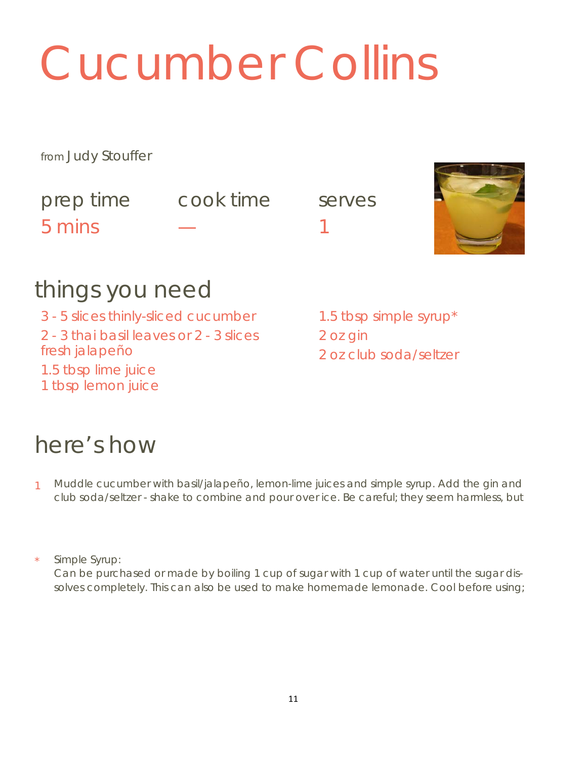# Cucumber Collins

from Judy Stouffer

| prep time | cook time | serves |
| --- | --- | --- |
| 5 mins | — | 1 |

## things you need

- 3 - 5 slices thinly-sliced cucumber
- 2 - 3 thai basil leaves or 2 - 3 slices fresh jalapeño
- 1.5 tbsp lime juice
- 1 tbsp lemon juice
- 1.5 tbsp simple syrup*
- 2 oz gin
- 2 oz club soda/seltzer

## here's how

1. Muddle cucumber with basil/jalapeño, lemon-lime juices and simple syrup. Add the gin and club soda/seltzer - shake to combine and pour over ice. Be careful; they seem harmless, but

\* Simple Syrup:
Can be purchased or made by boiling 1 cup of sugar with 1 cup of water until the sugar dissolves completely. This can also be used to make homemade lemonade. Cool before using;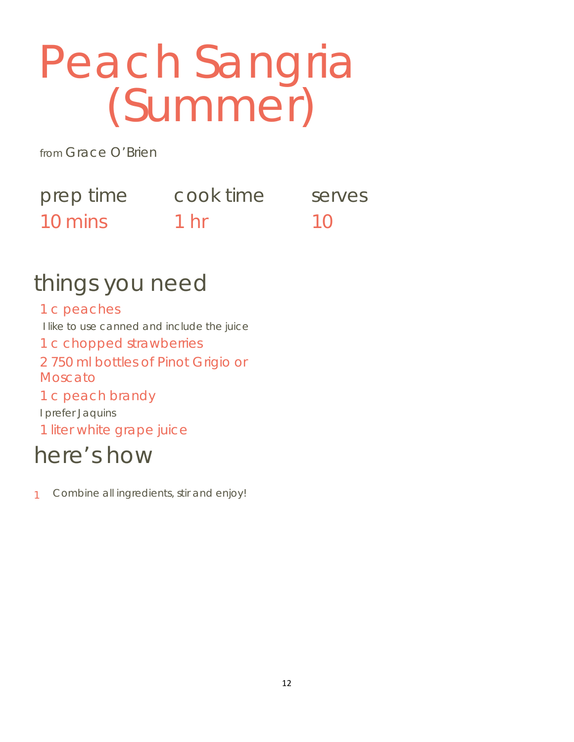# Peach Sangria (Summer)

from Grace O'Brien

| prep time | cook time | serves |
| --- | --- | --- |
| 10 mins | 1 hr | 10 |

## things you need

- 1 c peaches
  I like to use canned and include the juice
- 1 c chopped strawberries
- 2 750 ml bottles of Pinot Grigio or Moscato
- 1 c peach brandy
  I prefer Jaquins
- 1 liter white grape juice

## here's how

1. Combine all ingredients, stir and enjoy!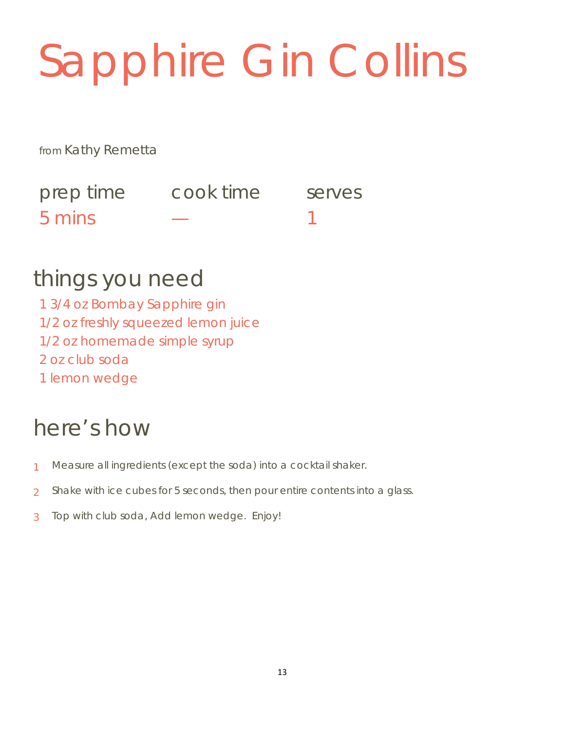# Sapphire Gin Collins

from Kathy Remetta

| prep time | cook time | serves |
| --- | --- | --- |
| 5 mins | — | 1 |

## things you need

1 3/4 oz Bombay Sapphire gin
1/2 oz freshly squeezed lemon juice
1/2 oz homemade simple syrup
2 oz club soda
1 lemon wedge

## here's how

1. Measure all ingredients (except the soda) into a cocktail shaker.
2. Shake with ice cubes for 5 seconds, then pour entire contents into a glass.
3. Top with club soda, Add lemon wedge. Enjoy!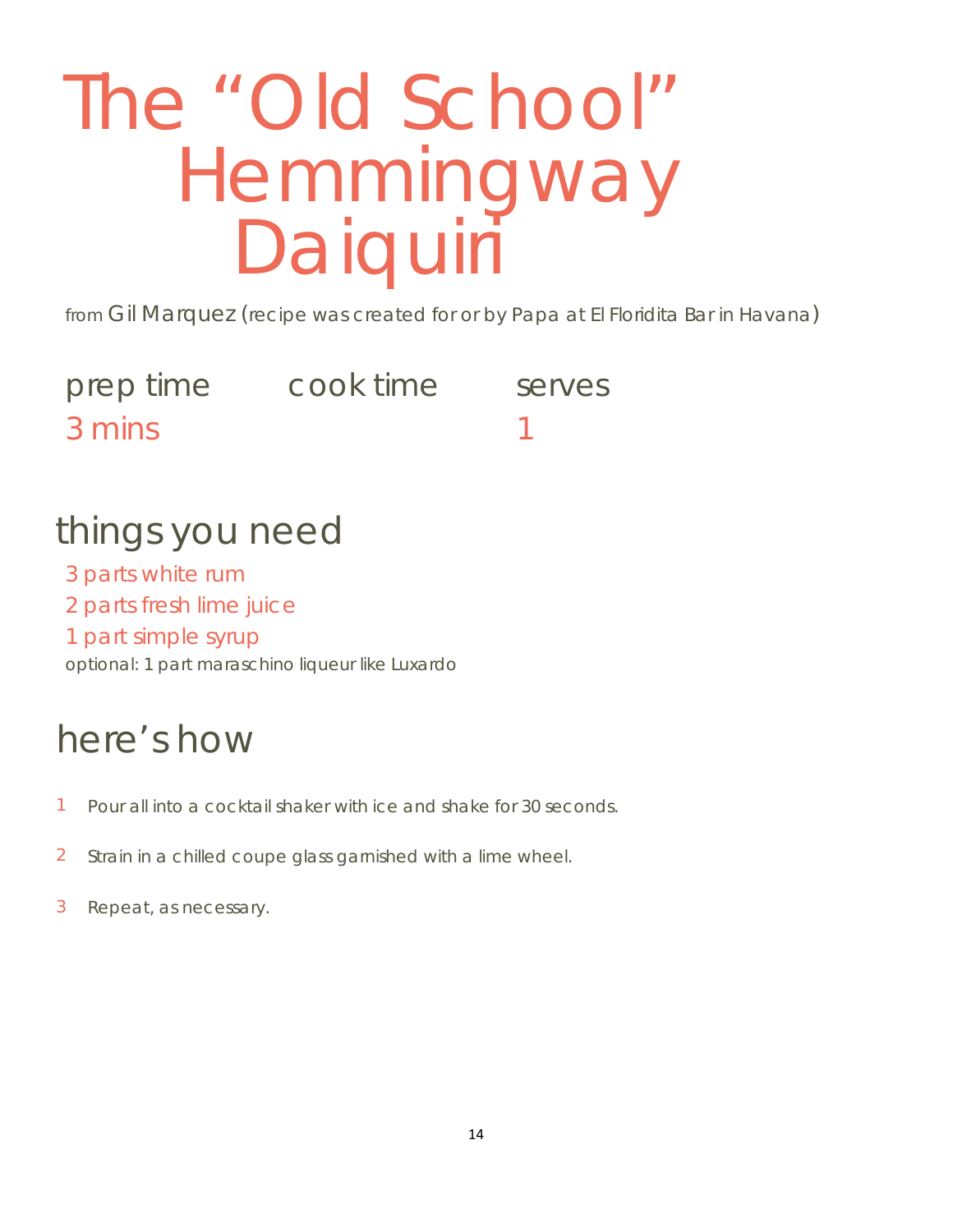# The "Old School" Hemmingway Daiquiri

from Gil Marquez (recipe was created for or by Papa at El Floridita Bar in Havana)

| prep time | cook time | serves |
|---|---|---|
| 3 mins | | 1 |

## things you need

3 parts white rum

2 parts fresh lime juice

1 part simple syrup

optional: 1 part maraschino liqueur like Luxardo

## here's how

1. Pour all into a cocktail shaker with ice and shake for 30 seconds.
2. Strain in a chilled coupe glass garnished with a lime wheel.
3. Repeat, as necessary.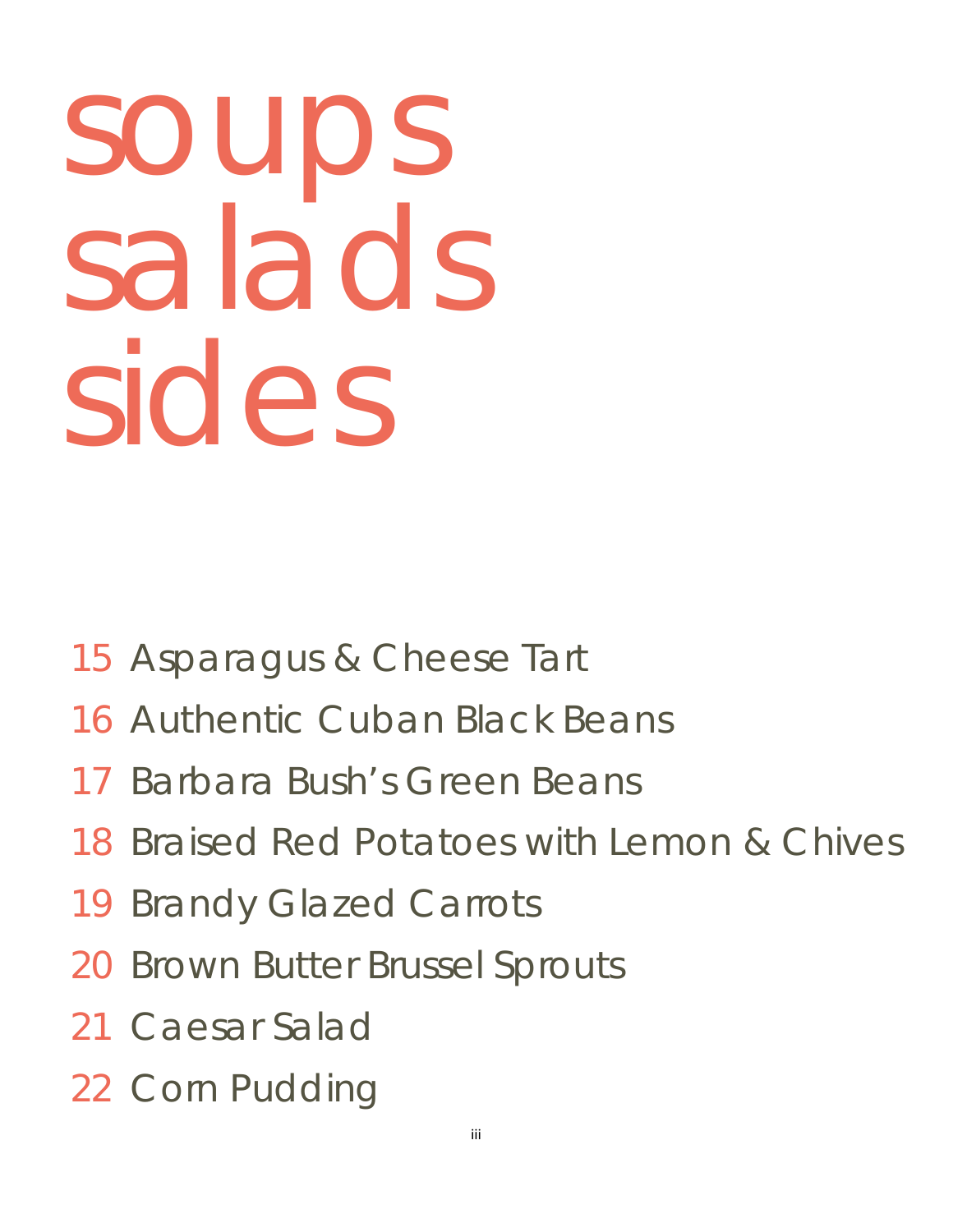# soups salads sides

- 15 Asparagus & Cheese Tart
- 16 Authentic Cuban Black Beans
- 17 Barbara Bush's Green Beans
- 18 Braised Red Potatoes with Lemon & Chives
- 19 Brandy Glazed Carrots
- 20 Brown Butter Brussel Sprouts
- 21 Caesar Salad
- 22 Corn Pudding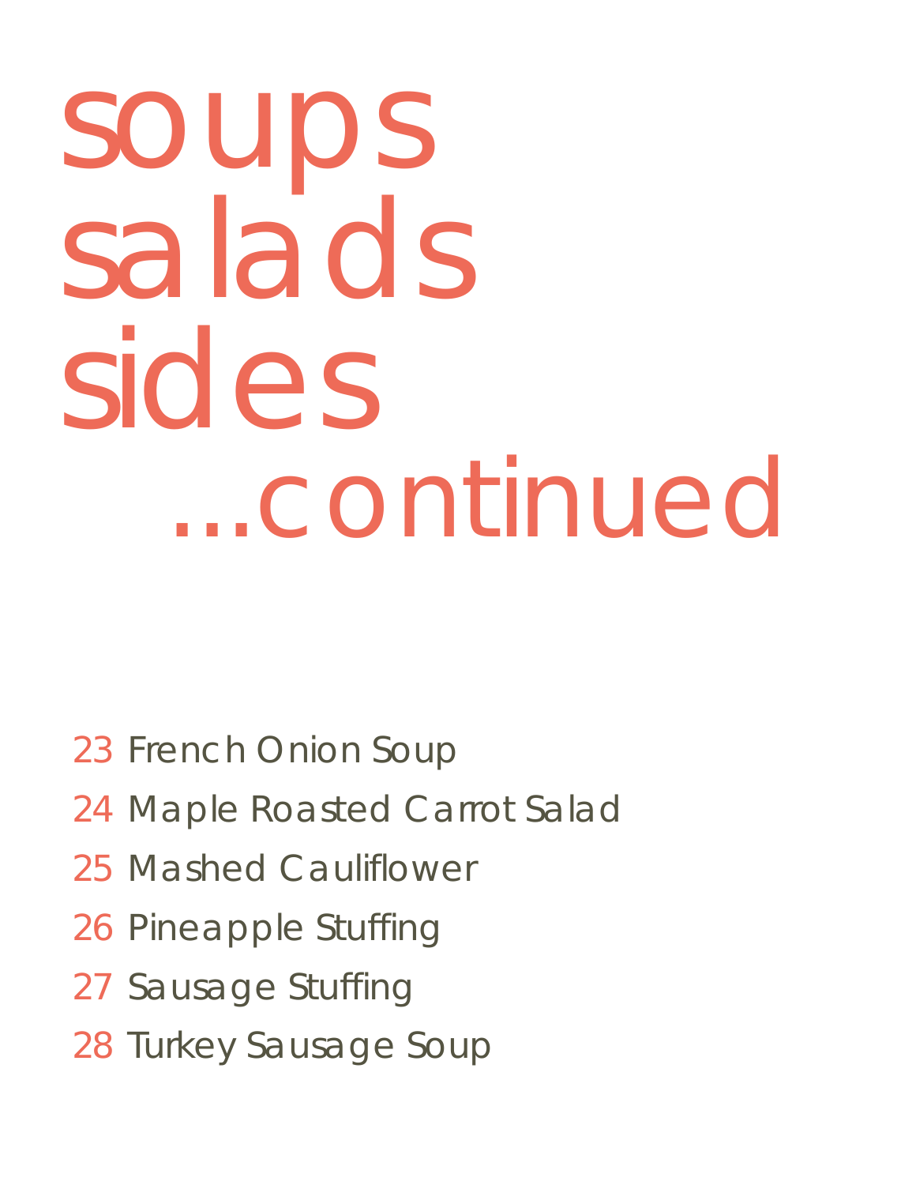# soups salads sides ...continued

- 23 French Onion Soup
- 24 Maple Roasted Carrot Salad
- 25 Mashed Cauliflower
- 26 Pineapple Stuffing
- 27 Sausage Stuffing
- 28 Turkey Sausage Soup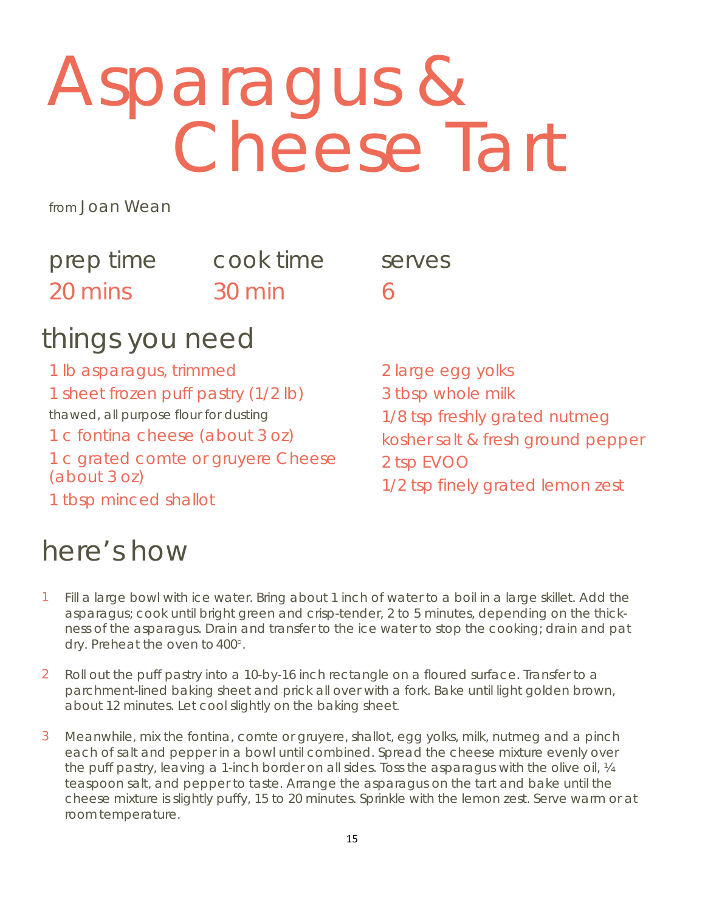# Asparagus & Cheese Tart

from Joan Wean

| prep time | cook time | serves |
| --- | --- | --- |
| 20 mins | 30 min | 6 |

## things you need

- 1 lb asparagus, trimmed
- 1 sheet frozen puff pastry (1/2 lb) thawed, all purpose flour for dusting
- 1 c fontina cheese (about 3 oz)
- 1 c grated comte or gruyere Cheese (about 3 oz)
- 1 tbsp minced shallot
- 2 large egg yolks
- 3 tbsp whole milk
- 1/8 tsp freshly grated nutmeg
- kosher salt & fresh ground pepper
- 2 tsp EVOO
- 1/2 tsp finely grated lemon zest

## here's how

1. Fill a large bowl with ice water. Bring about 1 inch of water to a boil in a large skillet. Add the asparagus; cook until bright green and crisp-tender, 2 to 5 minutes, depending on the thickness of the asparagus. Drain and transfer to the ice water to stop the cooking; drain and pat dry. Preheat the oven to 400°.
2. Roll out the puff pastry into a 10-by-16 inch rectangle on a floured surface. Transfer to a parchment-lined baking sheet and prick all over with a fork. Bake until light golden brown, about 12 minutes. Let cool slightly on the baking sheet.
3. Meanwhile, mix the fontina, comte or gruyere, shallot, egg yolks, milk, nutmeg and a pinch each of salt and pepper in a bowl until combined. Spread the cheese mixture evenly over the puff pastry, leaving a 1-inch border on all sides. Toss the asparagus with the olive oil, ¼ teaspoon salt, and pepper to taste. Arrange the asparagus on the tart and bake until the cheese mixture is slightly puffy, 15 to 20 minutes. Sprinkle with the lemon zest. Serve warm or at room temperature.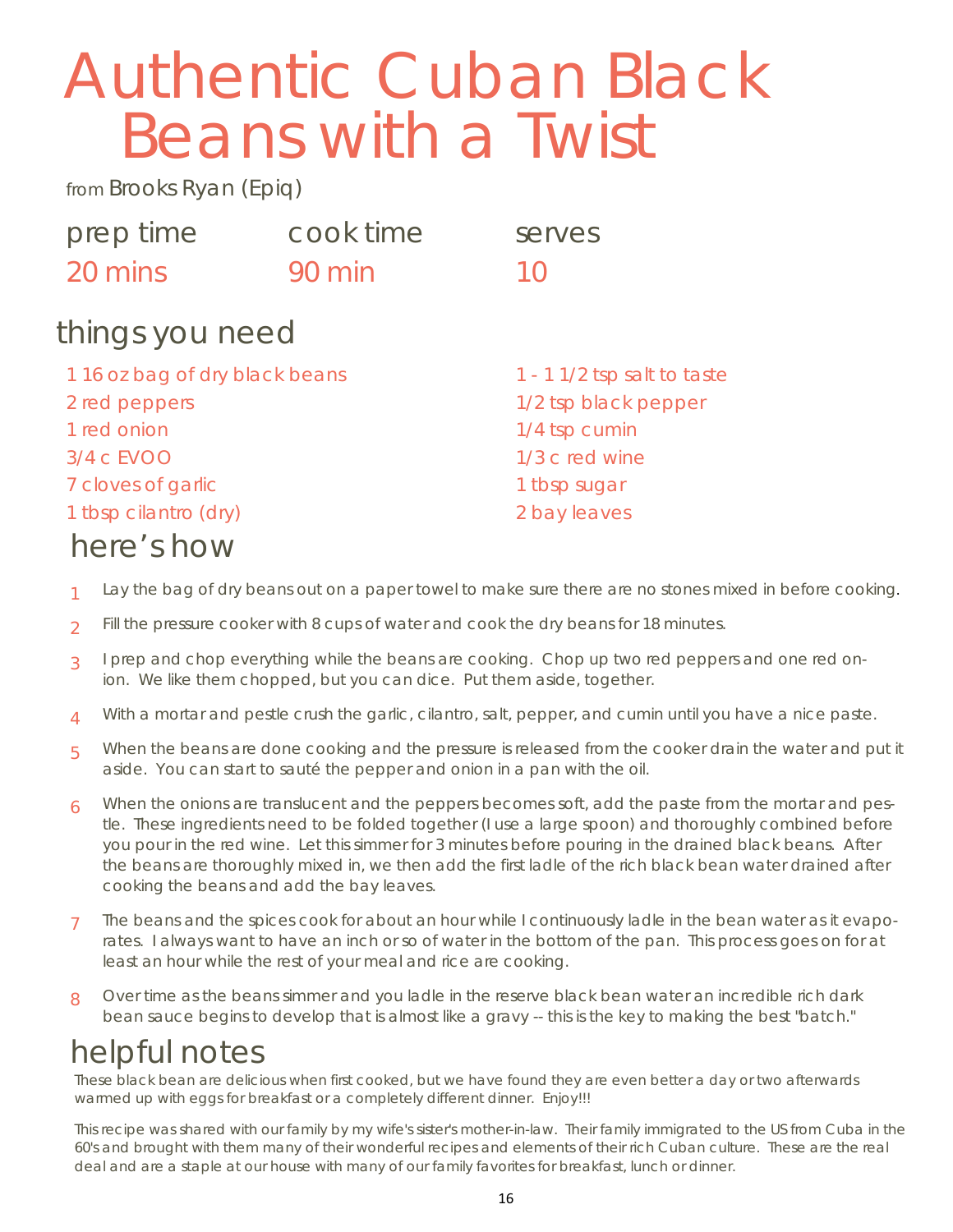# Authentic Cuban Black Beans with a Twist

from Brooks Ryan (Epiq)

| prep time | cook time | serves |
| --- | --- | --- |
| 20 mins | 90 min | 10 |

## things you need

- 1 16 oz bag of dry black beans
- 2 red peppers
- 1 red onion
- 3/4 c EVOO
- 7 cloves of garlic
- 1 tbsp cilantro (dry)
- 1 - 1 1/2 tsp salt to taste
- 1/2 tsp black pepper
- 1/4 tsp cumin
- 1/3 c red wine
- 1 tbsp sugar
- 2 bay leaves

## here's how

1. Lay the bag of dry beans out on a paper towel to make sure there are no stones mixed in before cooking.
2. Fill the pressure cooker with 8 cups of water and cook the dry beans for 18 minutes.
3. I prep and chop everything while the beans are cooking. Chop up two red peppers and one red onion. We like them chopped, but you can dice. Put them aside, together.
4. With a mortar and pestle crush the garlic, cilantro, salt, pepper, and cumin until you have a nice paste.
5. When the beans are done cooking and the pressure is released from the cooker drain the water and put it aside. You can start to sauté the pepper and onion in a pan with the oil.
6. When the onions are translucent and the peppers becomes soft, add the paste from the mortar and pestle. These ingredients need to be folded together (I use a large spoon) and thoroughly combined before you pour in the red wine. Let this simmer for 3 minutes before pouring in the drained black beans. After the beans are thoroughly mixed in, we then add the first ladle of the rich black bean water drained after cooking the beans and add the bay leaves.
7. The beans and the spices cook for about an hour while I continuously ladle in the bean water as it evaporates. I always want to have an inch or so of water in the bottom of the pan. This process goes on for at least an hour while the rest of your meal and rice are cooking.
8. Over time as the beans simmer and you ladle in the reserve black bean water an incredible rich dark bean sauce begins to develop that is almost like a gravy -- this is the key to making the best "batch."

## helpful notes

These black bean are delicious when first cooked, but we have found they are even better a day or two afterwards warmed up with eggs for breakfast or a completely different dinner. Enjoy!!!

This recipe was shared with our family by my wife's sister's mother-in-law. Their family immigrated to the US from Cuba in the 60's and brought with them many of their wonderful recipes and elements of their rich Cuban culture. These are the real deal and are a staple at our house with many of our family favorites for breakfast, lunch or dinner.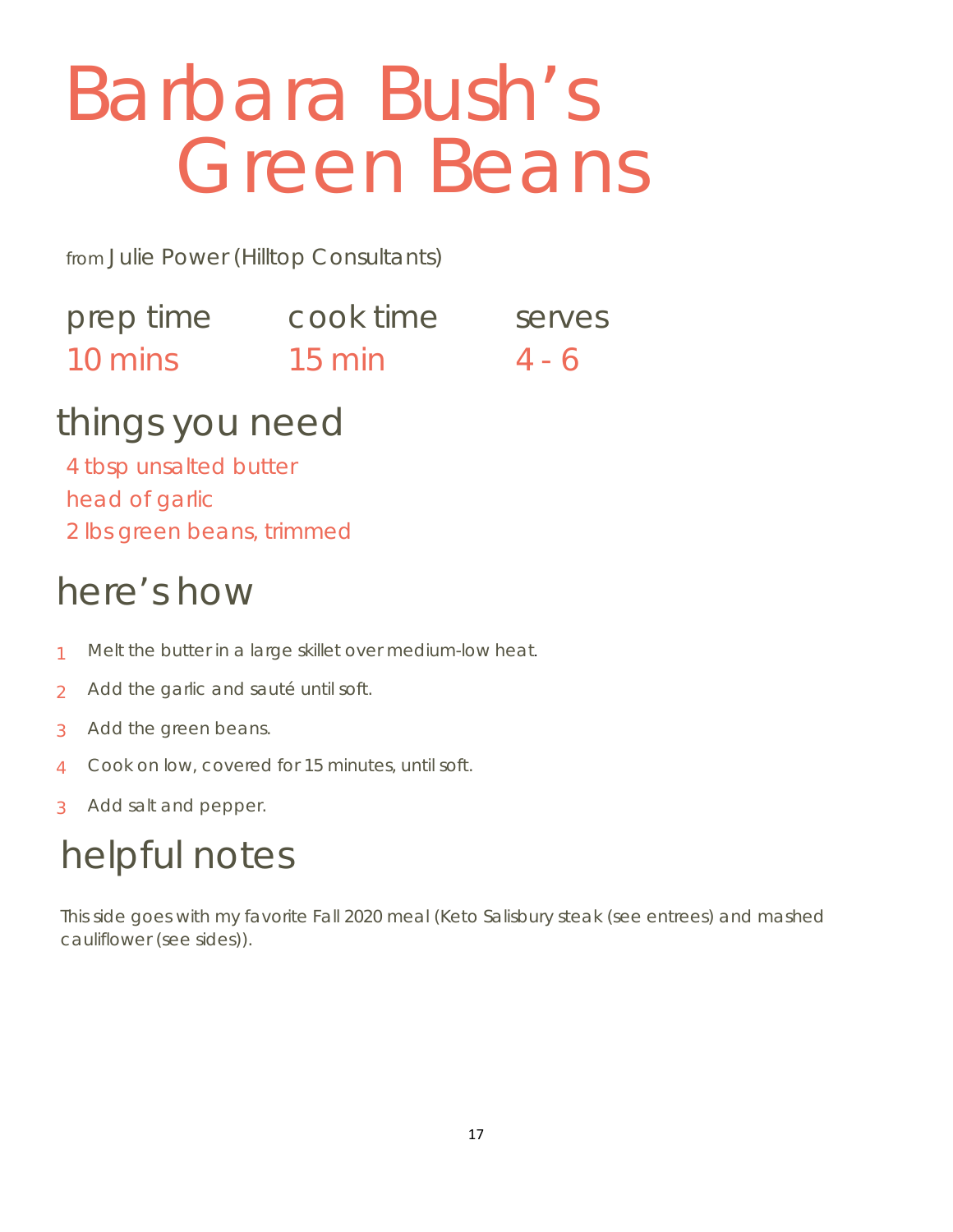# Barbara Bush's Green Beans

from Julie Power (Hilltop Consultants)

| prep time | cook time | serves |
| --- | --- | --- |
| 10 mins | 15 min | 4 - 6 |

## things you need

4 tbsp unsalted butter
head of garlic
2 lbs green beans, trimmed

## here's how

1 Melt the butter in a large skillet over medium-low heat.

2 Add the garlic and sauté until soft.

3 Add the green beans.

4 Cook on low, covered for 15 minutes, until soft.

3 Add salt and pepper.

## helpful notes

This side goes with my favorite Fall 2020 meal (Keto Salisbury steak (see entrees) and mashed cauliflower (see sides)).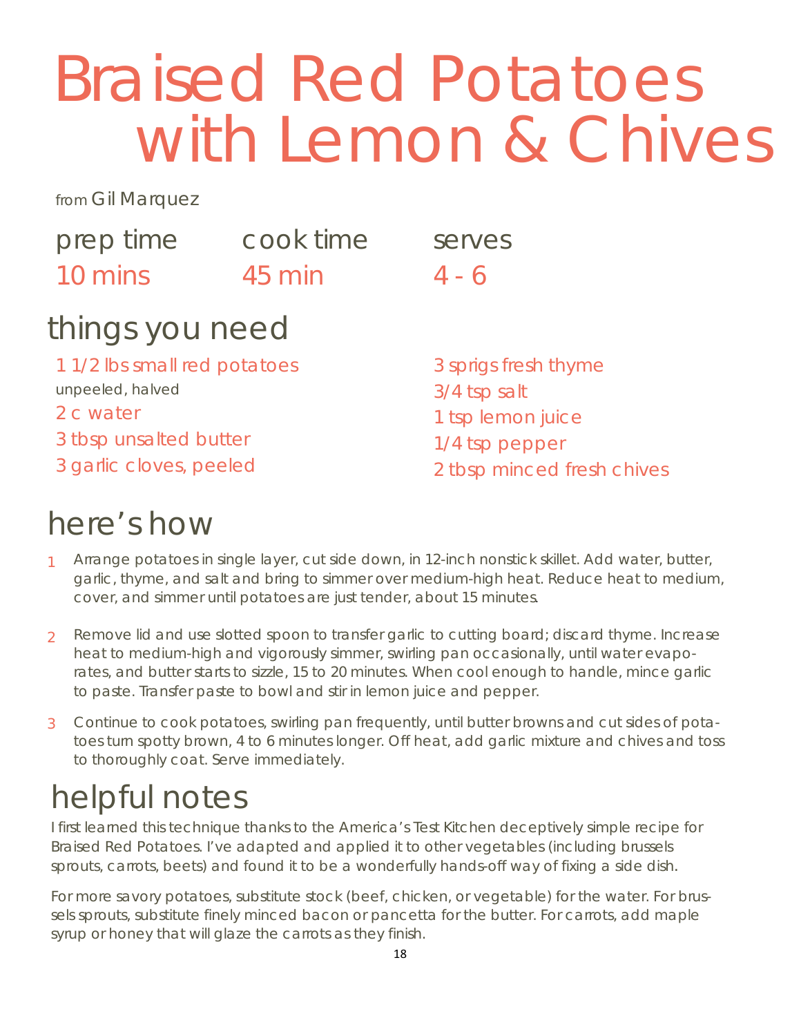# Braised Red Potatoes with Lemon & Chives

from Gil Marquez

| prep time | cook time | serves |
|---|---|---|
| 10 mins | 45 min | 4 - 6 |

## things you need

- 1 1/2 lbs small red potatoes unpeeled, halved
- 2 c water
- 3 tbsp unsalted butter
- 3 garlic cloves, peeled
- 3 sprigs fresh thyme
- 3/4 tsp salt
- 1 tsp lemon juice
- 1/4 tsp pepper
- 2 tbsp minced fresh chives

## here's how

1. Arrange potatoes in single layer, cut side down, in 12-inch nonstick skillet. Add water, butter, garlic, thyme, and salt and bring to simmer over medium-high heat. Reduce heat to medium, cover, and simmer until potatoes are just tender, about 15 minutes.
2. Remove lid and use slotted spoon to transfer garlic to cutting board; discard thyme. Increase heat to medium-high and vigorously simmer, swirling pan occasionally, until water evaporates, and butter starts to sizzle, 15 to 20 minutes. When cool enough to handle, mince garlic to paste. Transfer paste to bowl and stir in lemon juice and pepper.
3. Continue to cook potatoes, swirling pan frequently, until butter browns and cut sides of potatoes turn spotty brown, 4 to 6 minutes longer. Off heat, add garlic mixture and chives and toss to thoroughly coat. Serve immediately.

## helpful notes

I first learned this technique thanks to the America's Test Kitchen deceptively simple recipe for Braised Red Potatoes. I've adapted and applied it to other vegetables (including brussels sprouts, carrots, beets) and found it to be a wonderfully hands-off way of fixing a side dish.

For more savory potatoes, substitute stock (beef, chicken, or vegetable) for the water. For brussels sprouts, substitute finely minced bacon or pancetta for the butter. For carrots, add maple syrup or honey that will glaze the carrots as they finish.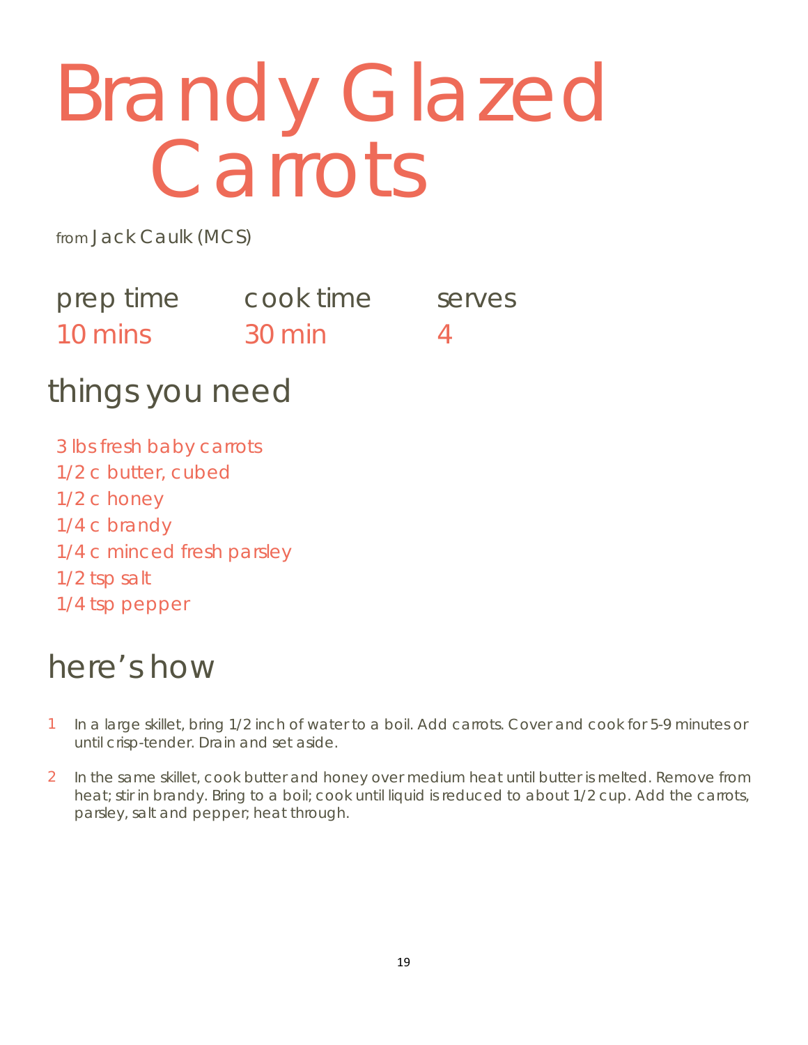# Brandy Glazed Carrots

from Jack Caulk (MCS)

| prep time | cook time | serves |
|---|---|---|
| 10 mins | 30 min | 4 |

## things you need

3 lbs fresh baby carrots
1/2 c butter, cubed
1/2 c honey
1/4 c brandy
1/4 c minced fresh parsley
1/2 tsp salt
1/4 tsp pepper

## here's how

1. In a large skillet, bring 1/2 inch of water to a boil. Add carrots. Cover and cook for 5-9 minutes or until crisp-tender. Drain and set aside.
2. In the same skillet, cook butter and honey over medium heat until butter is melted. Remove from heat; stir in brandy. Bring to a boil; cook until liquid is reduced to about 1/2 cup. Add the carrots, parsley, salt and pepper; heat through.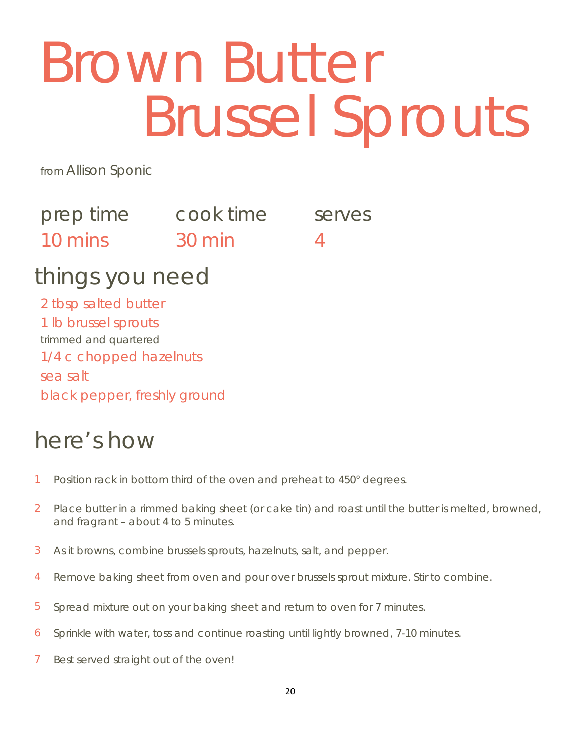# Brown Butter Brussel Sprouts

from Allison Sponic

| prep time | cook time | serves |
|---|---|---|
| 10 mins | 30 min | 4 |

## things you need

- 2 tbsp salted butter
- 1 lb brussel sprouts
  trimmed and quartered
- 1/4 c chopped hazelnuts
- sea salt
- black pepper, freshly ground

## here's how

1. Position rack in bottom third of the oven and preheat to 450° degrees.
2. Place butter in a rimmed baking sheet (or cake tin) and roast until the butter is melted, browned, and fragrant – about 4 to 5 minutes.
3. As it browns, combine brussels sprouts, hazelnuts, salt, and pepper.
4. Remove baking sheet from oven and pour over brussels sprout mixture. Stir to combine.
5. Spread mixture out on your baking sheet and return to oven for 7 minutes.
6. Sprinkle with water, toss and continue roasting until lightly browned, 7-10 minutes.
7. Best served straight out of the oven!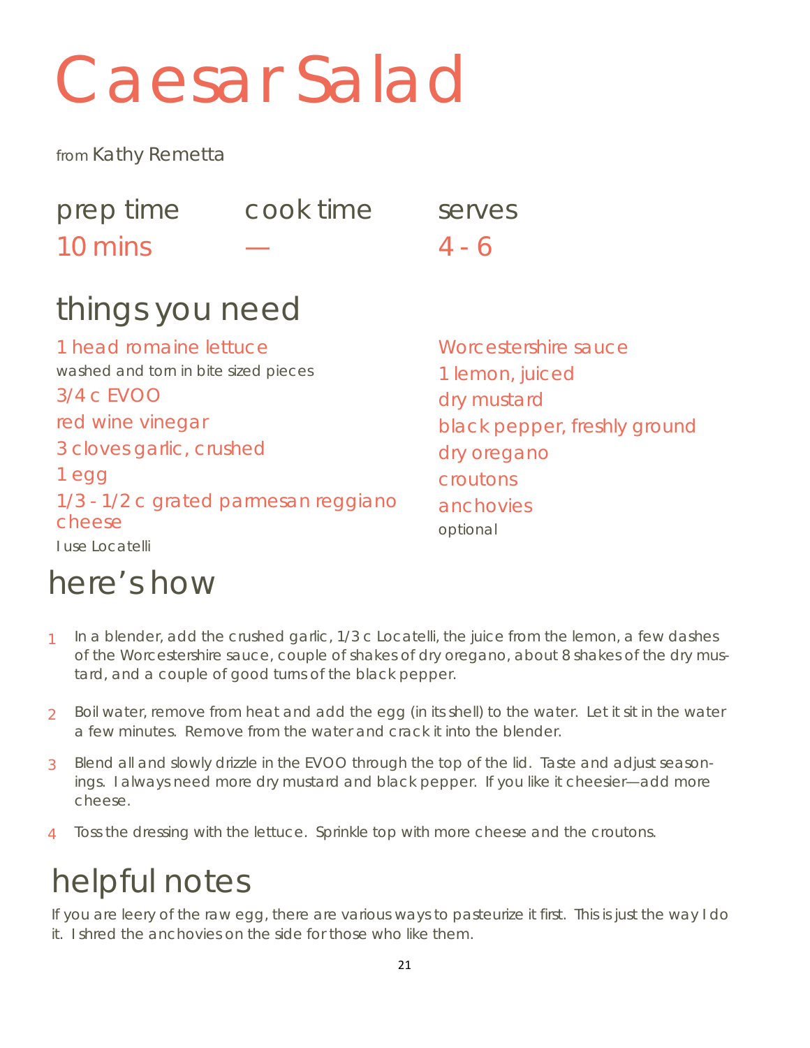# Caesar Salad

from Kathy Remetta

| prep time | cook time | serves |
|---|---|---|
| 10 mins | — | 4 - 6 |

## things you need

- 1 head romaine lettuce
  washed and torn in bite sized pieces
- 3/4 c EVOO
- red wine vinegar
- 3 cloves garlic, crushed
- 1 egg
- 1/3 - 1/2 c grated parmesan reggiano cheese
  I use Locatelli
- Worcestershire sauce
- 1 lemon, juiced
- dry mustard
- black pepper, freshly ground
- dry oregano
- croutons
- anchovies
  optional

## here's how

1. In a blender, add the crushed garlic, 1/3 c Locatelli, the juice from the lemon, a few dashes of the Worcestershire sauce, couple of shakes of dry oregano, about 8 shakes of the dry mustard, and a couple of good turns of the black pepper.
2. Boil water, remove from heat and add the egg (in its shell) to the water. Let it sit in the water a few minutes. Remove from the water and crack it into the blender.
3. Blend all and slowly drizzle in the EVOO through the top of the lid. Taste and adjust seasonings. I always need more dry mustard and black pepper. If you like it cheesier—add more cheese.
4. Toss the dressing with the lettuce. Sprinkle top with more cheese and the croutons.

## helpful notes

If you are leery of the raw egg, there are various ways to pasteurize it first. This is just the way I do it. I shred the anchovies on the side for those who like them.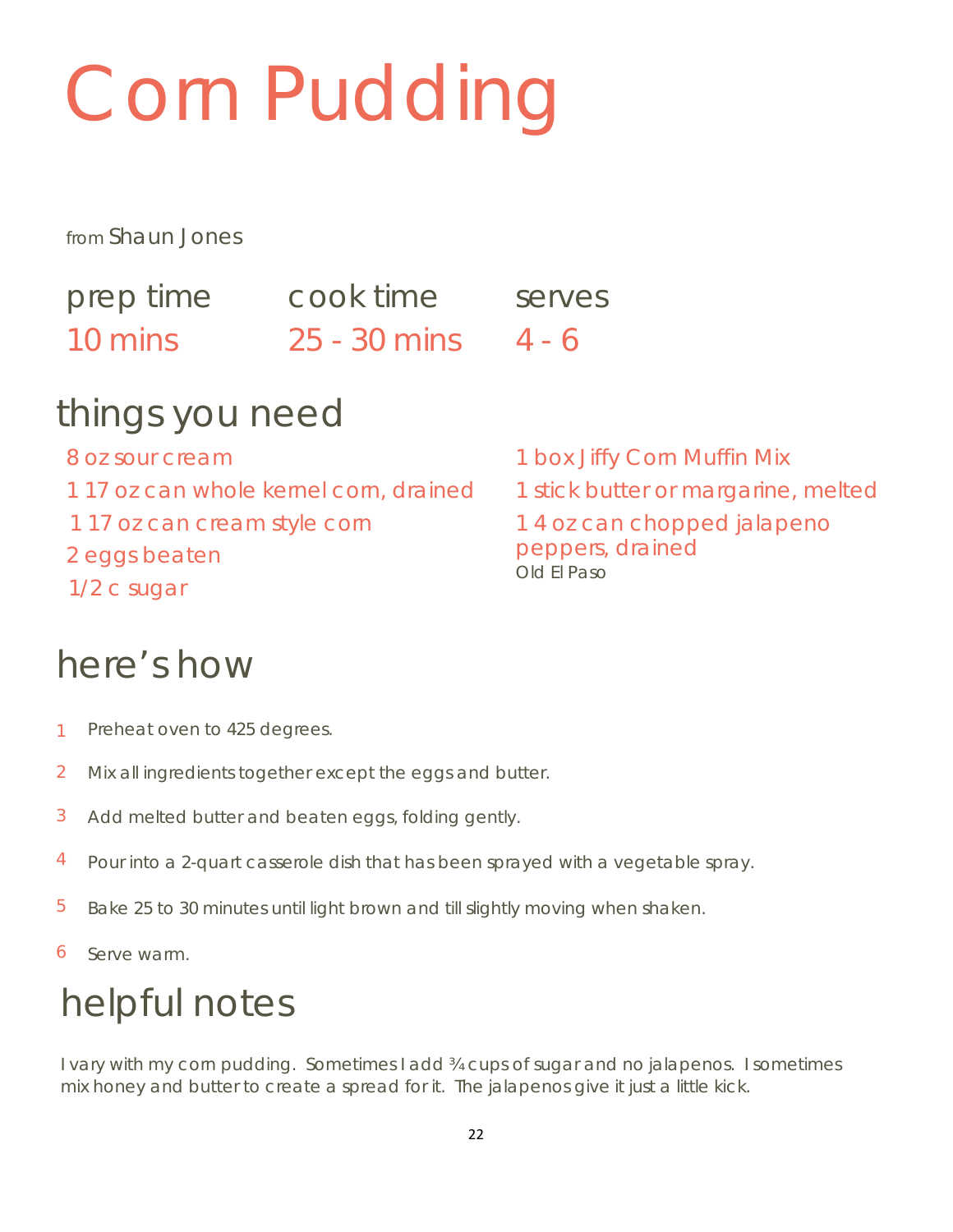# Corn Pudding

from Shaun Jones

| prep time | cook time | serves |
| --- | --- | --- |
| 10 mins | 25 - 30 mins | 4 - 6 |

## things you need

- 8 oz sour cream
- 1 17 oz can whole kernel corn, drained
- 1 17 oz can cream style corn
- 2 eggs beaten
- 1/2 c sugar
- 1 box Jiffy Corn Muffin Mix
- 1 stick butter or margarine, melted
- 1 4 oz can chopped jalapeno peppers, drained
  Old El Paso

## here's how

1. Preheat oven to 425 degrees.
2. Mix all ingredients together except the eggs and butter.
3. Add melted butter and beaten eggs, folding gently.
4. Pour into a 2-quart casserole dish that has been sprayed with a vegetable spray.
5. Bake 25 to 30 minutes until light brown and till slightly moving when shaken.
6. Serve warm.

## helpful notes

I vary with my corn pudding. Sometimes I add ¾ cups of sugar and no jalapenos. I sometimes mix honey and butter to create a spread for it. The jalapenos give it just a little kick.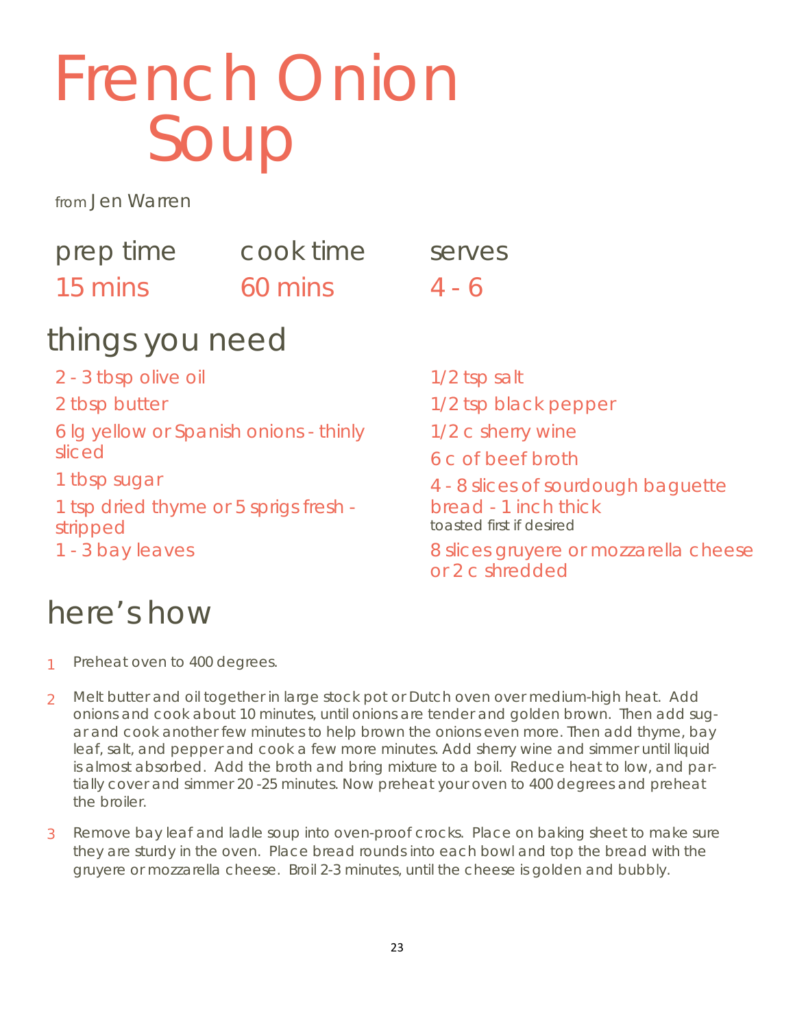# French Onion Soup

from Jen Warren

| prep time | cook time | serves |
|---|---|---|
| 15 mins | 60 mins | 4 - 6 |

## things you need

- 2 - 3 tbsp olive oil
- 2 tbsp butter
- 6 lg yellow or Spanish onions - thinly sliced
- 1 tbsp sugar
- 1 tsp dried thyme or 5 sprigs fresh - stripped
- 1 - 3 bay leaves
- 1/2 tsp salt
- 1/2 tsp black pepper
- 1/2 c sherry wine
- 6 c of beef broth
- 4 - 8 slices of sourdough baguette bread - 1 inch thick
  toasted first if desired
- 8 slices gruyere or mozzarella cheese or 2 c shredded

## here's how

1. Preheat oven to 400 degrees.
2. Melt butter and oil together in large stock pot or Dutch oven over medium-high heat. Add onions and cook about 10 minutes, until onions are tender and golden brown. Then add sugar and cook another few minutes to help brown the onions even more. Then add thyme, bay leaf, salt, and pepper and cook a few more minutes. Add sherry wine and simmer until liquid is almost absorbed. Add the broth and bring mixture to a boil. Reduce heat to low, and partially cover and simmer 20 -25 minutes. Now preheat your oven to 400 degrees and preheat the broiler.
3. Remove bay leaf and ladle soup into oven-proof crocks. Place on baking sheet to make sure they are sturdy in the oven. Place bread rounds into each bowl and top the bread with the gruyere or mozzarella cheese. Broil 2-3 minutes, until the cheese is golden and bubbly.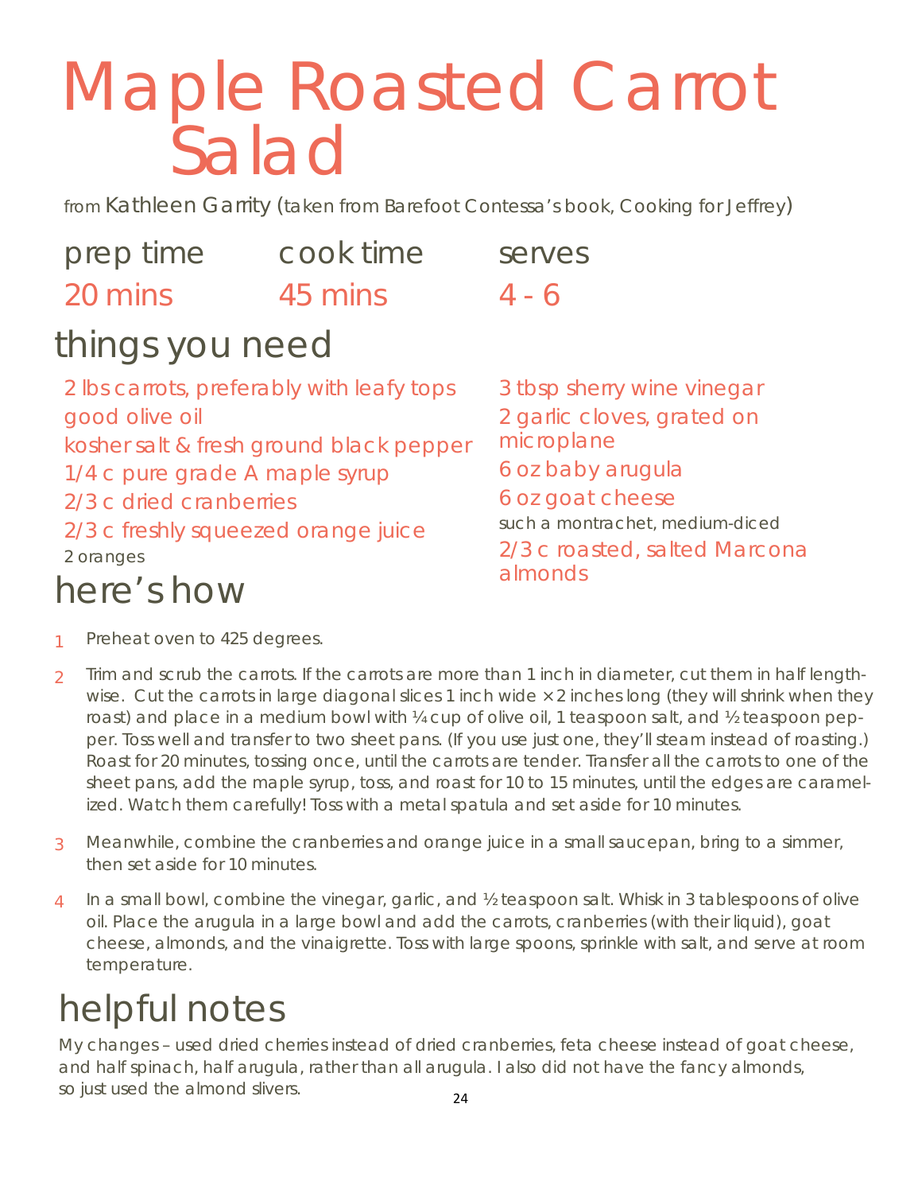# Maple Roasted Carrot Salad

from Kathleen Garrity (taken from Barefoot Contessa's book, Cooking for Jeffrey)

| prep time | cook time | serves |
| --- | --- | --- |
| 20 mins | 45 mins | 4 - 6 |

## things you need

- 2 lbs carrots, preferably with leafy tops
- good olive oil
- kosher salt & fresh ground black pepper
- 1/4 c pure grade A maple syrup
- 2/3 c dried cranberries
- 2/3 c freshly squeezed orange juice
  2 oranges
- 3 tbsp sherry wine vinegar
- 2 garlic cloves, grated on microplane
- 6 oz baby arugula
- 6 oz goat cheese
  such a montrachet, medium-diced
- 2/3 c roasted, salted Marcona almonds

## here's how

1. Preheat oven to 425 degrees.
2. Trim and scrub the carrots. If the carrots are more than 1 inch in diameter, cut them in half lengthwise. Cut the carrots in large diagonal slices 1 inch wide × 2 inches long (they will shrink when they roast) and place in a medium bowl with ¼ cup of olive oil, 1 teaspoon salt, and ½ teaspoon pepper. Toss well and transfer to two sheet pans. (If you use just one, they'll steam instead of roasting.) Roast for 20 minutes, tossing once, until the carrots are tender. Transfer all the carrots to one of the sheet pans, add the maple syrup, toss, and roast for 10 to 15 minutes, until the edges are caramelized. Watch them carefully! Toss with a metal spatula and set aside for 10 minutes.
3. Meanwhile, combine the cranberries and orange juice in a small saucepan, bring to a simmer, then set aside for 10 minutes.
4. In a small bowl, combine the vinegar, garlic, and ½ teaspoon salt. Whisk in 3 tablespoons of olive oil. Place the arugula in a large bowl and add the carrots, cranberries (with their liquid), goat cheese, almonds, and the vinaigrette. Toss with large spoons, sprinkle with salt, and serve at room temperature.

## helpful notes

My changes – used dried cherries instead of dried cranberries, feta cheese instead of goat cheese, and half spinach, half arugula, rather than all arugula. I also did not have the fancy almonds, so just used the almond slivers.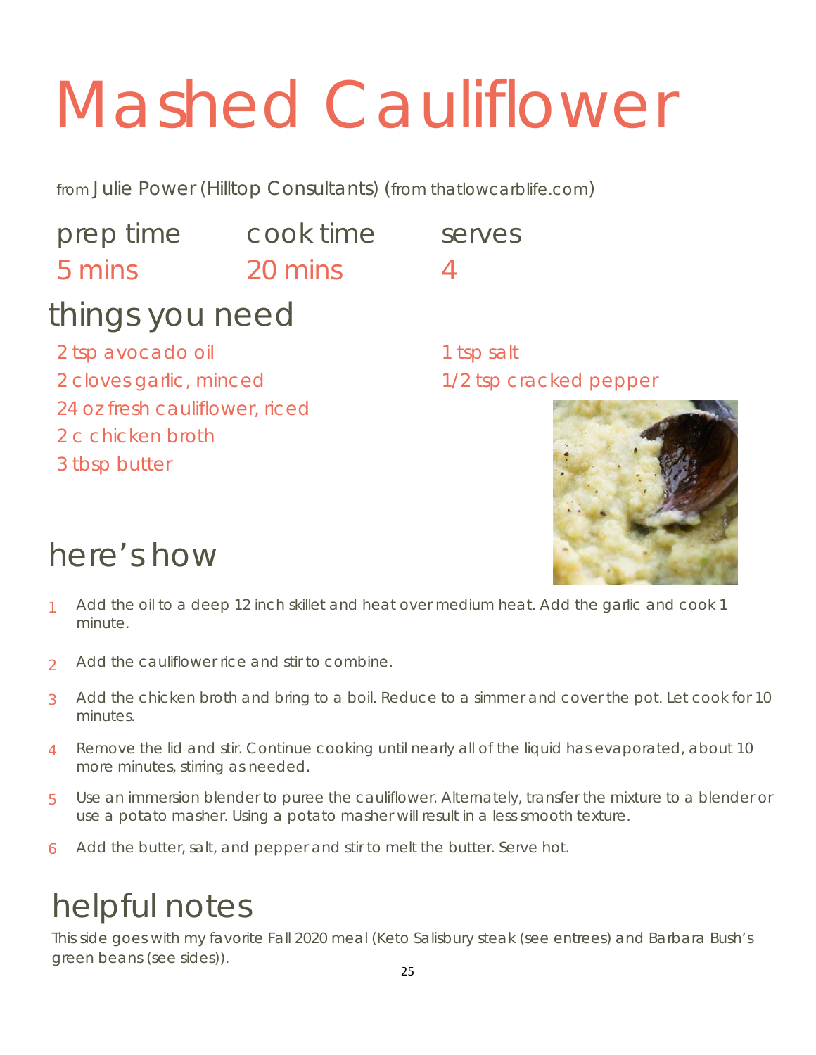# Mashed Cauliflower

from Julie Power (Hilltop Consultants) (from thatlowcarblife.com)

| prep time | cook time | serves |
| --- | --- | --- |
| 5 mins | 20 mins | 4 |

## things you need

- 2 tsp avocado oil
- 2 cloves garlic, minced
- 24 oz fresh cauliflower, riced
- 2 c chicken broth
- 3 tbsp butter
- 1 tsp salt
- 1/2 tsp cracked pepper

## here's how

1. Add the oil to a deep 12 inch skillet and heat over medium heat. Add the garlic and cook 1 minute.
2. Add the cauliflower rice and stir to combine.
3. Add the chicken broth and bring to a boil. Reduce to a simmer and cover the pot. Let cook for 10 minutes.
4. Remove the lid and stir. Continue cooking until nearly all of the liquid has evaporated, about 10 more minutes, stirring as needed.
5. Use an immersion blender to puree the cauliflower. Alternately, transfer the mixture to a blender or use a potato masher. Using a potato masher will result in a less smooth texture.
6. Add the butter, salt, and pepper and stir to melt the butter. Serve hot.

## helpful notes

This side goes with my favorite Fall 2020 meal (Keto Salisbury steak (see entrees) and Barbara Bush's green beans (see sides)).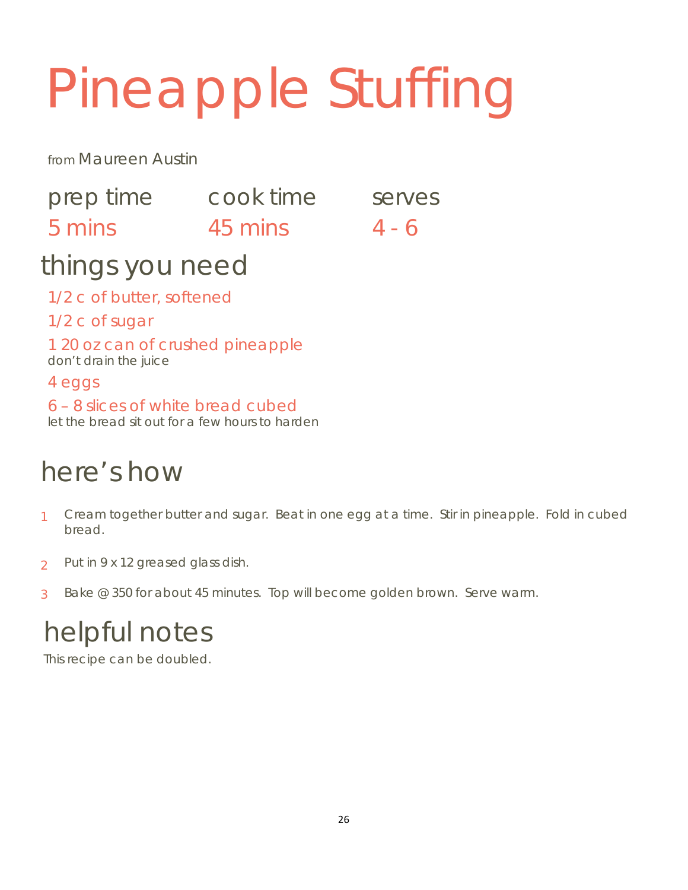# Pineapple Stuffing

from Maureen Austin

| prep time | cook time | serves |
| --- | --- | --- |
| 5 mins | 45 mins | 4 - 6 |

## things you need

- 1/2 c of butter, softened
- 1/2 c of sugar
- 1 20 oz can of crushed pineapple
  don't drain the juice
- 4 eggs
- 6 – 8 slices of white bread cubed
  let the bread sit out for a few hours to harden

## here's how

1. Cream together butter and sugar. Beat in one egg at a time. Stir in pineapple. Fold in cubed bread.
2. Put in 9 x 12 greased glass dish.
3. Bake @ 350 for about 45 minutes. Top will become golden brown. Serve warm.

## helpful notes

This recipe can be doubled.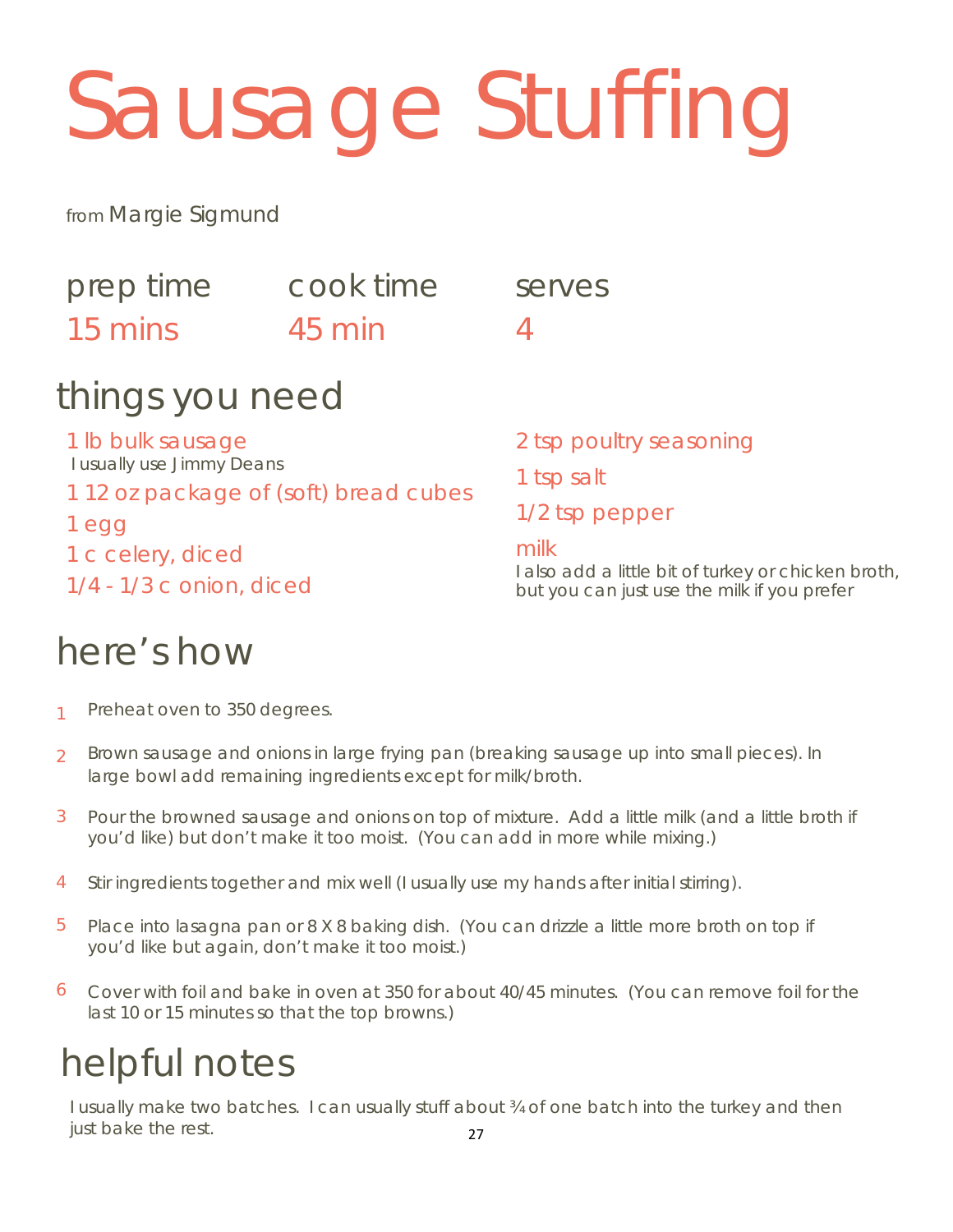# Sausage Stuffing

from Margie Sigmund

| prep time | cook time | serves |
| --- | --- | --- |
| 15 mins | 45 min | 4 |

## things you need

- 1 lb bulk sausage
  I usually use Jimmy Deans
- 1 12 oz package of (soft) bread cubes
- 1 egg
- 1 c celery, diced
- 1/4 - 1/3 c onion, diced
- 2 tsp poultry seasoning
- 1 tsp salt
- 1/2 tsp pepper
- milk
  I also add a little bit of turkey or chicken broth, but you can just use the milk if you prefer

## here's how

1. Preheat oven to 350 degrees.
2. Brown sausage and onions in large frying pan (breaking sausage up into small pieces). In large bowl add remaining ingredients except for milk/broth.
3. Pour the browned sausage and onions on top of mixture. Add a little milk (and a little broth if you'd like) but don't make it too moist. (You can add in more while mixing.)
4. Stir ingredients together and mix well (I usually use my hands after initial stirring).
5. Place into lasagna pan or 8 X 8 baking dish. (You can drizzle a little more broth on top if you'd like but again, don't make it too moist.)
6. Cover with foil and bake in oven at 350 for about 40/45 minutes. (You can remove foil for the last 10 or 15 minutes so that the top browns.)

## helpful notes

I usually make two batches. I can usually stuff about ¾ of one batch into the turkey and then just bake the rest.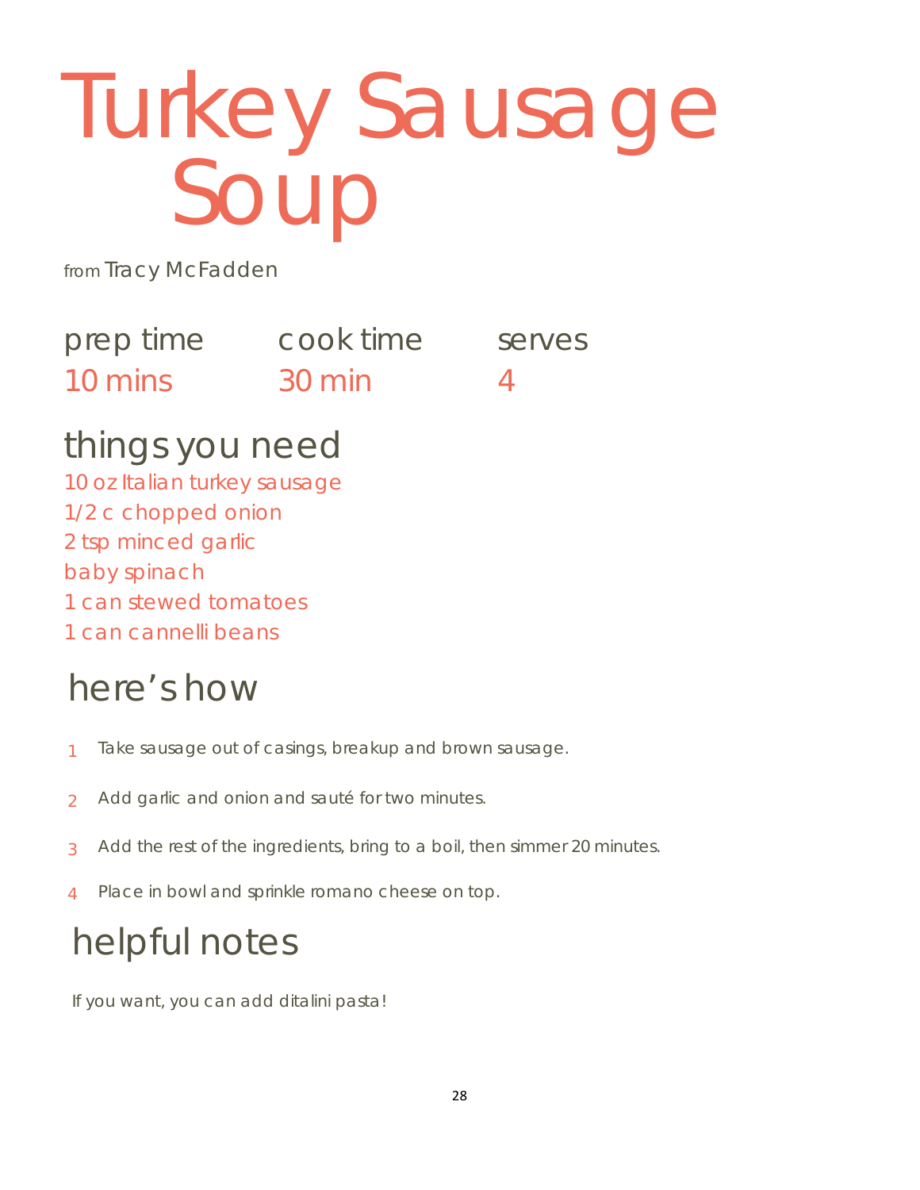# Turkey Sausage Soup

from Tracy McFadden

| prep time | cook time | serves |
| --- | --- | --- |
| 10 mins | 30 min | 4 |

## things you need

10 oz Italian turkey sausage
1/2 c chopped onion
2 tsp minced garlic
baby spinach
1 can stewed tomatoes
1 can cannelli beans

## here's how

1. Take sausage out of casings, breakup and brown sausage.
2. Add garlic and onion and sauté for two minutes.
3. Add the rest of the ingredients, bring to a boil, then simmer 20 minutes.
4. Place in bowl and sprinkle romano cheese on top.

## helpful notes

If you want, you can add ditalini pasta!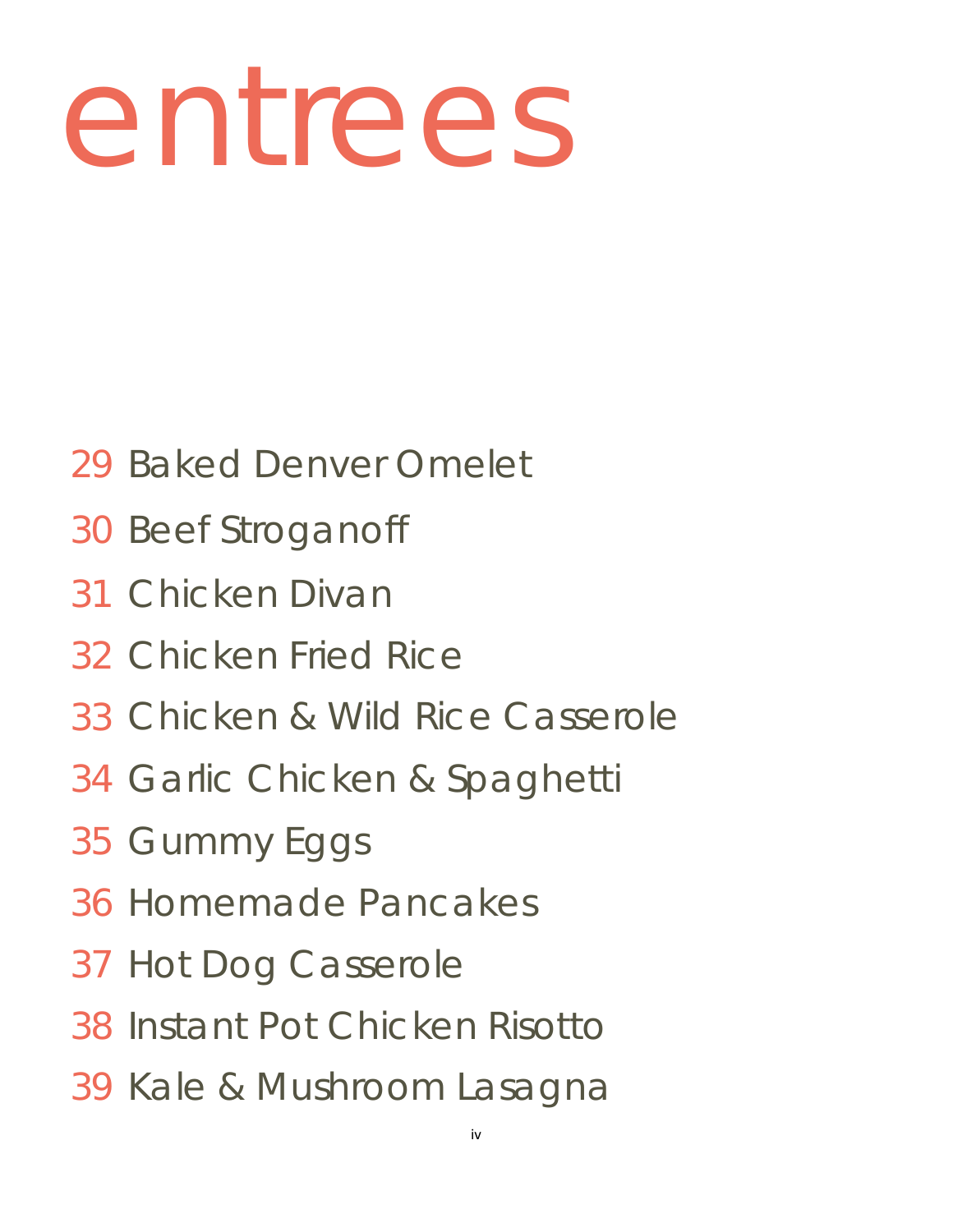# entrees

29 Baked Denver Omelet

30 Beef Stroganoff

31 Chicken Divan

32 Chicken Fried Rice

33 Chicken & Wild Rice Casserole

34 Garlic Chicken & Spaghetti

35 Gummy Eggs

36 Homemade Pancakes

37 Hot Dog Casserole

38 Instant Pot Chicken Risotto

39 Kale & Mushroom Lasagna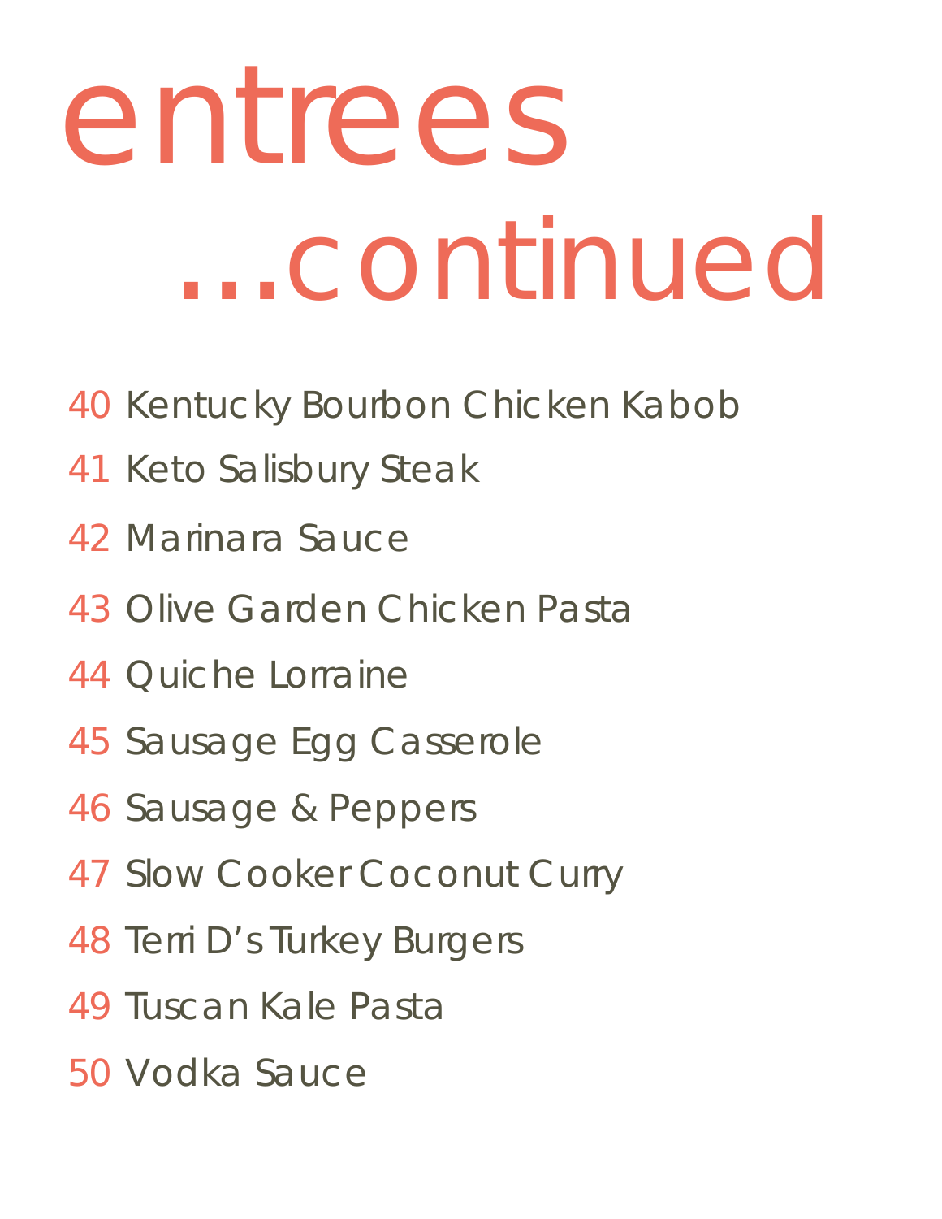# entrees ...continued

40 Kentucky Bourbon Chicken Kabob

41 Keto Salisbury Steak

42 Marinara Sauce

43 Olive Garden Chicken Pasta

44 Quiche Lorraine

45 Sausage Egg Casserole

46 Sausage & Peppers

47 Slow Cooker Coconut Curry

48 Terri D's Turkey Burgers

49 Tuscan Kale Pasta

50 Vodka Sauce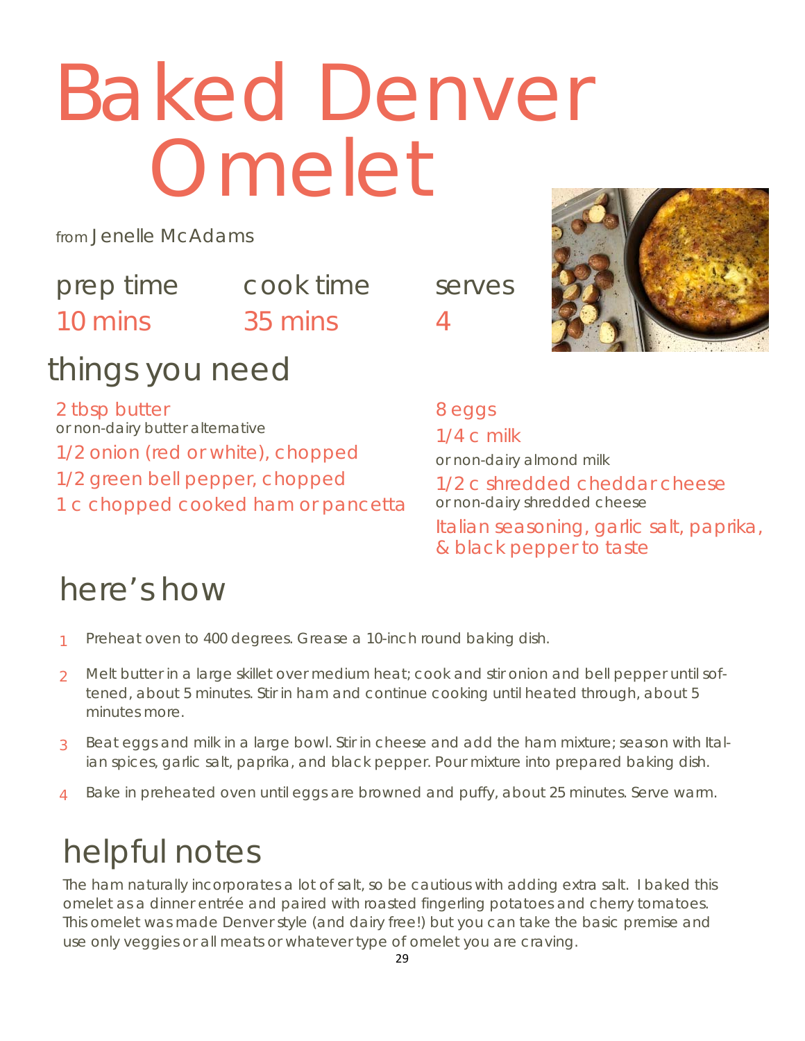# Baked Denver Omelet

from Jenelle McAdams

| prep time | cook time | serves |
|---|---|---|
| 10 mins | 35 mins | 4 |

## things you need

- 2 tbsp butter
  or non-dairy butter alternative
- 1/2 onion (red or white), chopped
- 1/2 green bell pepper, chopped
- 1 c chopped cooked ham or pancetta
- 8 eggs
- 1/4 c milk
  or non-dairy almond milk
- 1/2 c shredded cheddar cheese
  or non-dairy shredded cheese
- Italian seasoning, garlic salt, paprika, & black pepper to taste

## here's how

1. Preheat oven to 400 degrees. Grease a 10-inch round baking dish.
2. Melt butter in a large skillet over medium heat; cook and stir onion and bell pepper until softened, about 5 minutes. Stir in ham and continue cooking until heated through, about 5 minutes more.
3. Beat eggs and milk in a large bowl. Stir in cheese and add the ham mixture; season with Italian spices, garlic salt, paprika, and black pepper. Pour mixture into prepared baking dish.
4. Bake in preheated oven until eggs are browned and puffy, about 25 minutes. Serve warm.

## helpful notes

The ham naturally incorporates a lot of salt, so be cautious with adding extra salt. I baked this omelet as a dinner entrée and paired with roasted fingerling potatoes and cherry tomatoes. This omelet was made Denver style (and dairy free!) but you can take the basic premise and use only veggies or all meats or whatever type of omelet you are craving.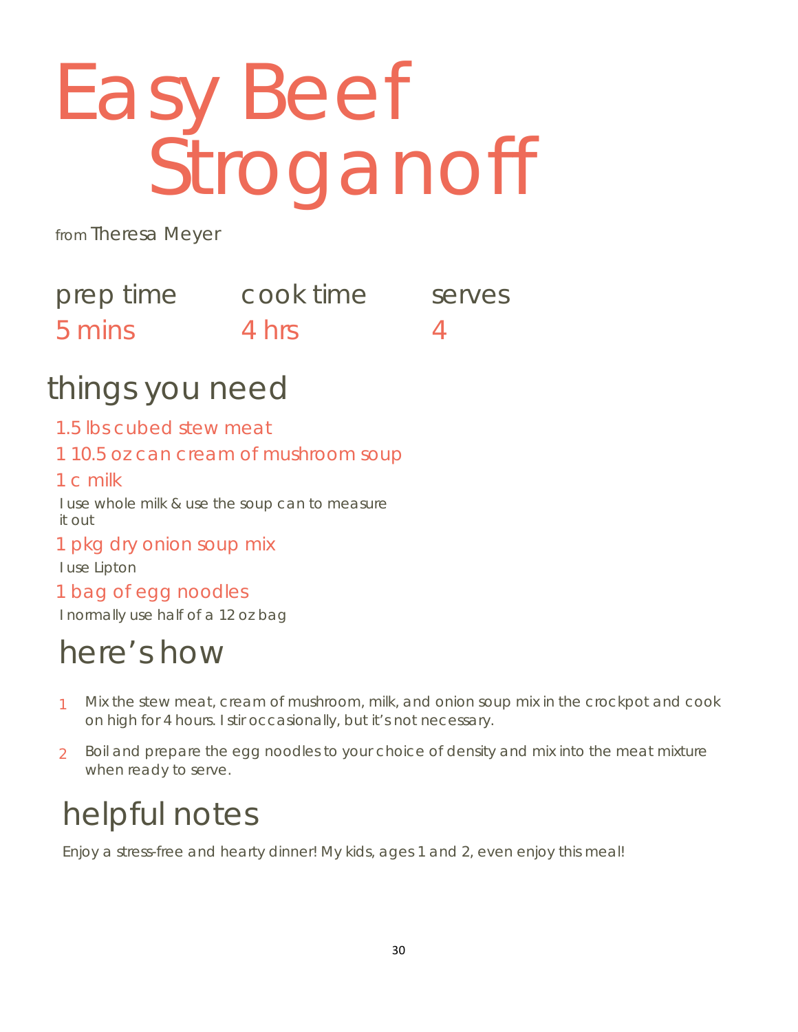# Easy Beef Stroganoff

from Theresa Meyer

| prep time | cook time | serves |
|---|---|---|
| 5 mins | 4 hrs | 4 |

## things you need

1.5 lbs cubed stew meat

1 10.5 oz can cream of mushroom soup

1 c milk

I use whole milk & use the soup can to measure it out

1 pkg dry onion soup mix

I use Lipton

1 bag of egg noodles

I normally use half of a 12 oz bag

## here's how

1. Mix the stew meat, cream of mushroom, milk, and onion soup mix in the crockpot and cook on high for 4 hours. I stir occasionally, but it's not necessary.
2. Boil and prepare the egg noodles to your choice of density and mix into the meat mixture when ready to serve.

## helpful notes

Enjoy a stress-free and hearty dinner! My kids, ages 1 and 2, even enjoy this meal!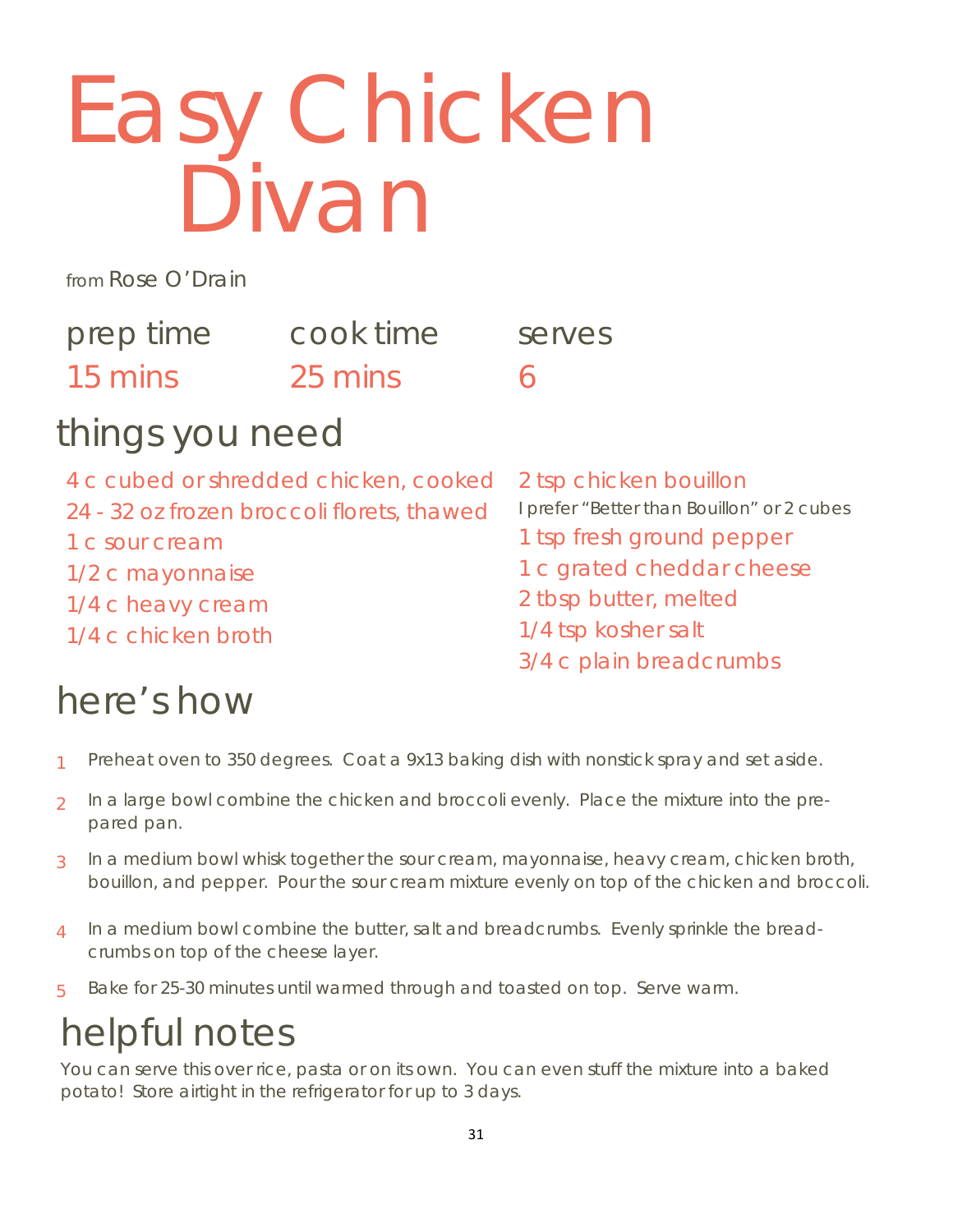# Easy Chicken Divan

from Rose O'Drain

| prep time | cook time | serves |
| --- | --- | --- |
| 15 mins | 25 mins | 6 |

## things you need

- 4 c cubed or shredded chicken, cooked
- 24 - 32 oz frozen broccoli florets, thawed
- 1 c sour cream
- 1/2 c mayonnaise
- 1/4 c heavy cream
- 1/4 c chicken broth
- 2 tsp chicken bouillon
  I prefer "Better than Bouillon" or 2 cubes
- 1 tsp fresh ground pepper
- 1 c grated cheddar cheese
- 2 tbsp butter, melted
- 1/4 tsp kosher salt
- 3/4 c plain breadcrumbs

## here's how

1. Preheat oven to 350 degrees. Coat a 9x13 baking dish with nonstick spray and set aside.
2. In a large bowl combine the chicken and broccoli evenly. Place the mixture into the prepared pan.
3. In a medium bowl whisk together the sour cream, mayonnaise, heavy cream, chicken broth, bouillon, and pepper. Pour the sour cream mixture evenly on top of the chicken and broccoli.
4. In a medium bowl combine the butter, salt and breadcrumbs. Evenly sprinkle the breadcrumbs on top of the cheese layer.
5. Bake for 25-30 minutes until warmed through and toasted on top. Serve warm.

## helpful notes

You can serve this over rice, pasta or on its own. You can even stuff the mixture into a baked potato! Store airtight in the refrigerator for up to 3 days.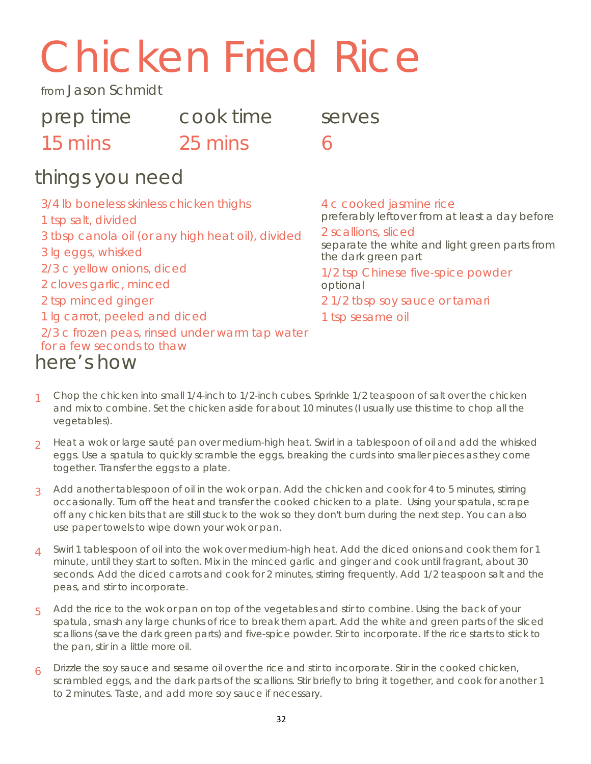# Chicken Fried Rice

from Jason Schmidt

| prep time | cook time | serves |
|---|---|---|
| 15 mins | 25 mins | 6 |

## things you need

- 3/4 lb boneless skinless chicken thighs
- 1 tsp salt, divided
- 3 tbsp canola oil (or any high heat oil), divided
- 3 lg eggs, whisked
- 2/3 c yellow onions, diced
- 2 cloves garlic, minced
- 2 tsp minced ginger
- 1 lg carrot, peeled and diced
- 2/3 c frozen peas, rinsed under warm tap water for a few seconds to thaw
- 4 c cooked jasmine rice
  preferably leftover from at least a day before
- 2 scallions, sliced
  separate the white and light green parts from the dark green part
- 1/2 tsp Chinese five-spice powder
  optional
- 2 1/2 tbsp soy sauce or tamari
- 1 tsp sesame oil

## here's how

1. Chop the chicken into small 1/4-inch to 1/2-inch cubes. Sprinkle 1/2 teaspoon of salt over the chicken and mix to combine. Set the chicken aside for about 10 minutes (I usually use this time to chop all the vegetables).
2. Heat a wok or large sauté pan over medium-high heat. Swirl in a tablespoon of oil and add the whisked eggs. Use a spatula to quickly scramble the eggs, breaking the curds into smaller pieces as they come together. Transfer the eggs to a plate.
3. Add another tablespoon of oil in the wok or pan. Add the chicken and cook for 4 to 5 minutes, stirring occasionally. Turn off the heat and transfer the cooked chicken to a plate. Using your spatula, scrape off any chicken bits that are still stuck to the wok so they don't burn during the next step. You can also use paper towels to wipe down your wok or pan.
4. Swirl 1 tablespoon of oil into the wok over medium-high heat. Add the diced onions and cook them for 1 minute, until they start to soften. Mix in the minced garlic and ginger and cook until fragrant, about 30 seconds. Add the diced carrots and cook for 2 minutes, stirring frequently. Add 1/2 teaspoon salt and the peas, and stir to incorporate.
5. Add the rice to the wok or pan on top of the vegetables and stir to combine. Using the back of your spatula, smash any large chunks of rice to break them apart. Add the white and green parts of the sliced scallions (save the dark green parts) and five-spice powder. Stir to incorporate. If the rice starts to stick to the pan, stir in a little more oil.
6. Drizzle the soy sauce and sesame oil over the rice and stir to incorporate. Stir in the cooked chicken, scrambled eggs, and the dark parts of the scallions. Stir briefly to bring it together, and cook for another 1 to 2 minutes. Taste, and add more soy sauce if necessary.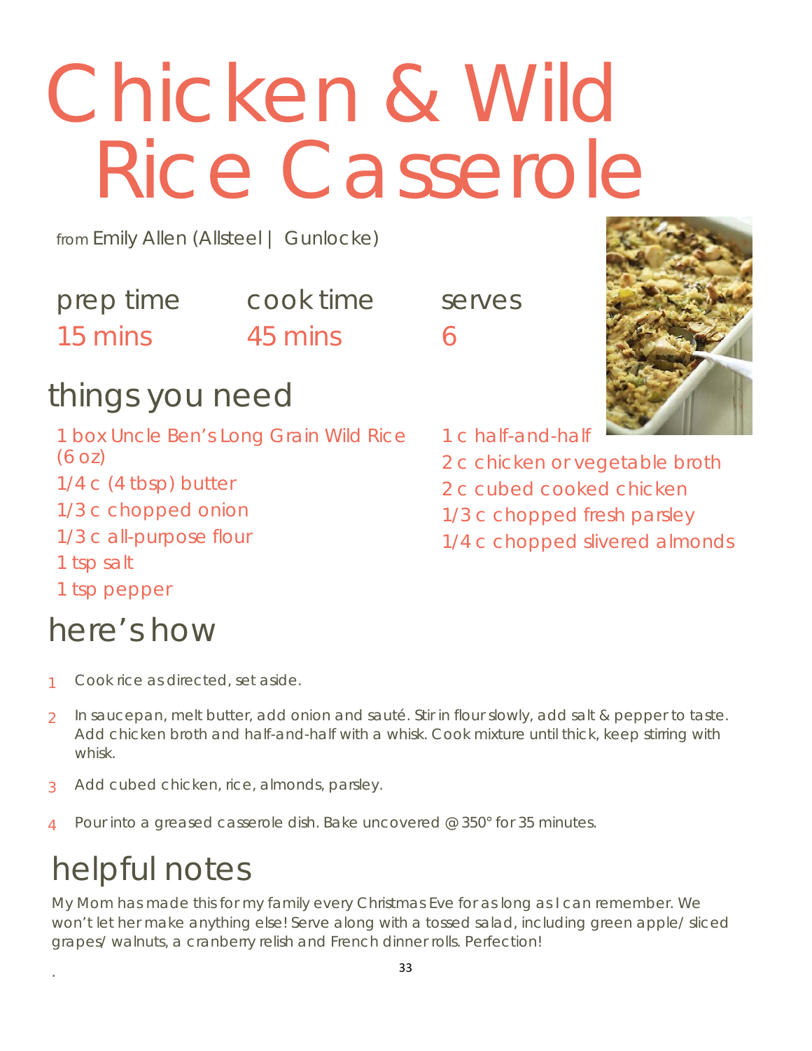# Chicken & Wild Rice Casserole

from Emily Allen (Allsteel | Gunlocke)

| prep time | cook time | serves |
| --- | --- | --- |
| 15 mins | 45 mins | 6 |

## things you need

- 1 box Uncle Ben's Long Grain Wild Rice (6 oz)
- 1/4 c (4 tbsp) butter
- 1/3 c chopped onion
- 1/3 c all-purpose flour
- 1 tsp salt
- 1 tsp pepper
- 1 c half-and-half
- 2 c chicken or vegetable broth
- 2 c cubed cooked chicken
- 1/3 c chopped fresh parsley
- 1/4 c chopped slivered almonds

## here's how

1. Cook rice as directed, set aside.
2. In saucepan, melt butter, add onion and sauté. Stir in flour slowly, add salt & pepper to taste. Add chicken broth and half-and-half with a whisk. Cook mixture until thick, keep stirring with whisk.
3. Add cubed chicken, rice, almonds, parsley.
4. Pour into a greased casserole dish. Bake uncovered @ 350° for 35 minutes.

## helpful notes

My Mom has made this for my family every Christmas Eve for as long as I can remember. We won't let her make anything else! Serve along with a tossed salad, including green apple/ sliced grapes/ walnuts, a cranberry relish and French dinner rolls. Perfection!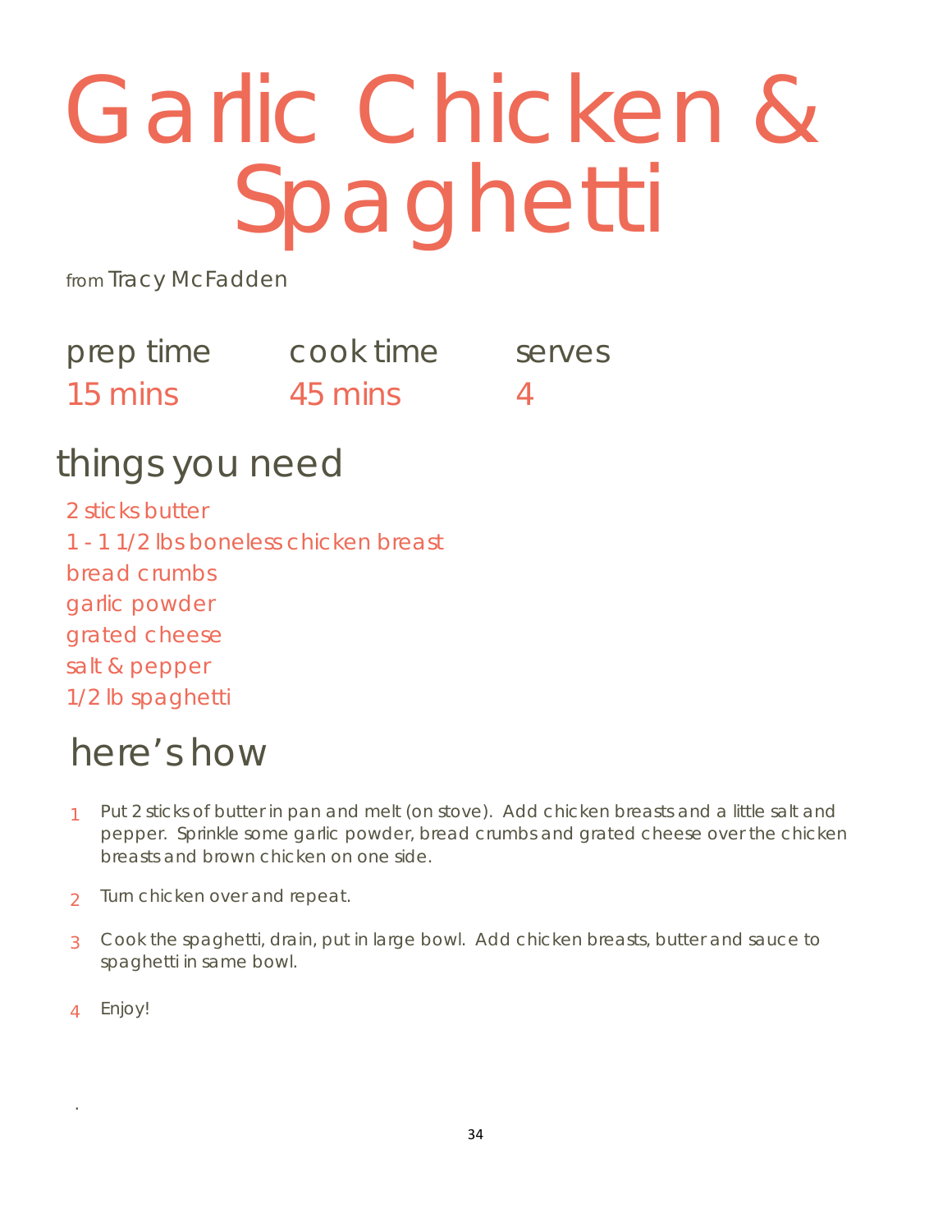# Garlic Chicken & Spaghetti

from Tracy McFadden

| prep time | cook time | serves |
|---|---|---|
| 15 mins | 45 mins | 4 |

## things you need

2 sticks butter
1 - 1 1/2 lbs boneless chicken breast
bread crumbs
garlic powder
grated cheese
salt & pepper
1/2 lb spaghetti

## here's how

1. Put 2 sticks of butter in pan and melt (on stove). Add chicken breasts and a little salt and pepper. Sprinkle some garlic powder, bread crumbs and grated cheese over the chicken breasts and brown chicken on one side.
2. Turn chicken over and repeat.
3. Cook the spaghetti, drain, put in large bowl. Add chicken breasts, butter and sauce to spaghetti in same bowl.
4. Enjoy!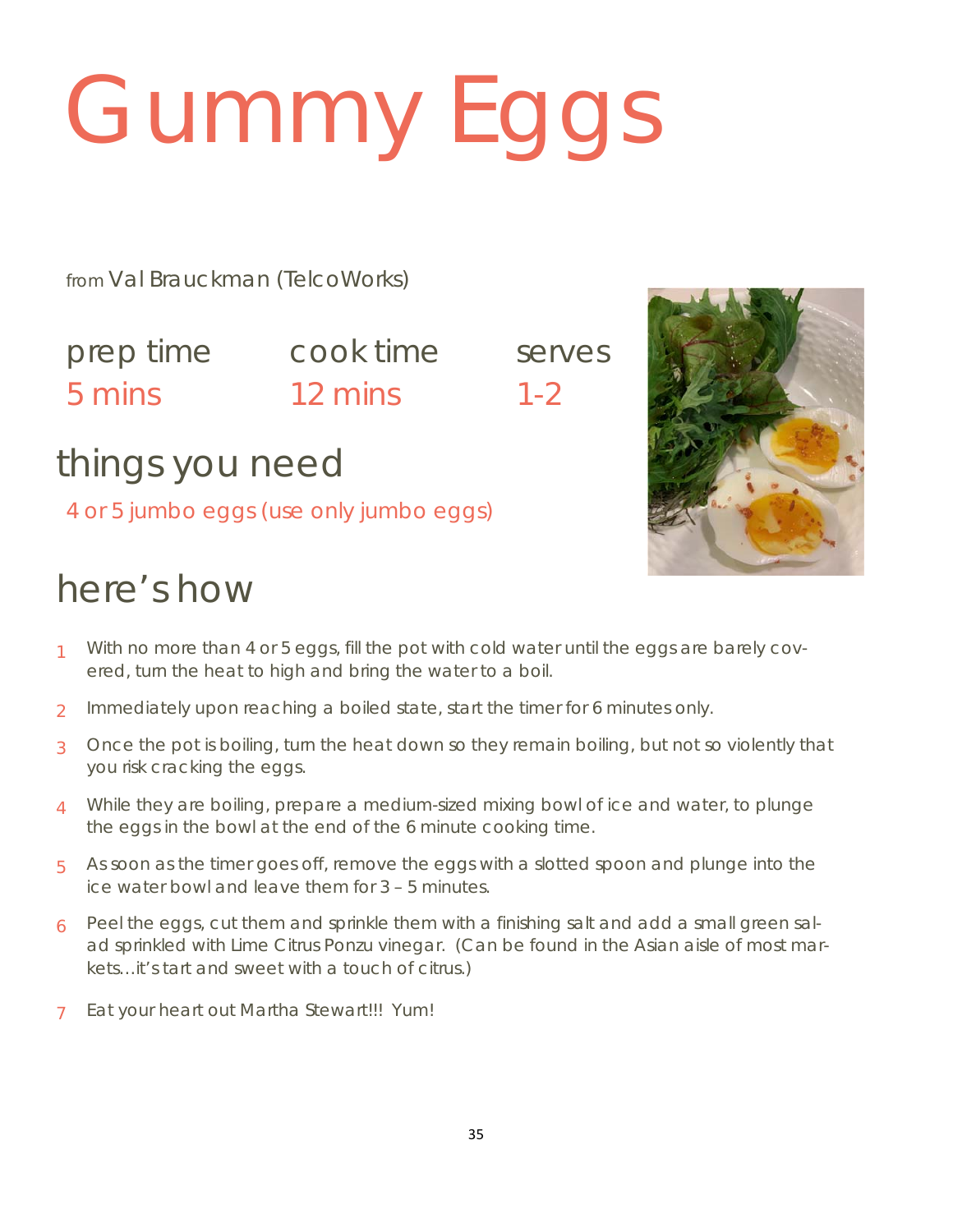# Gummy Eggs

from Val Brauckman (TelcoWorks)

| prep time | cook time | serves |
| --- | --- | --- |
| 5 mins | 12 mins | 1-2 |

## things you need

4 or 5 jumbo eggs (use only jumbo eggs)

## here's how

1. With no more than 4 or 5 eggs, fill the pot with cold water until the eggs are barely covered, turn the heat to high and bring the water to a boil.
2. Immediately upon reaching a boiled state, start the timer for 6 minutes only.
3. Once the pot is boiling, turn the heat down so they remain boiling, but not so violently that you risk cracking the eggs.
4. While they are boiling, prepare a medium-sized mixing bowl of ice and water, to plunge the eggs in the bowl at the end of the 6 minute cooking time.
5. As soon as the timer goes off, remove the eggs with a slotted spoon and plunge into the ice water bowl and leave them for 3 – 5 minutes.
6. Peel the eggs, cut them and sprinkle them with a finishing salt and add a small green salad sprinkled with Lime Citrus Ponzu vinegar. (Can be found in the Asian aisle of most markets…it's tart and sweet with a touch of citrus.)
7. Eat your heart out Martha Stewart!!! Yum!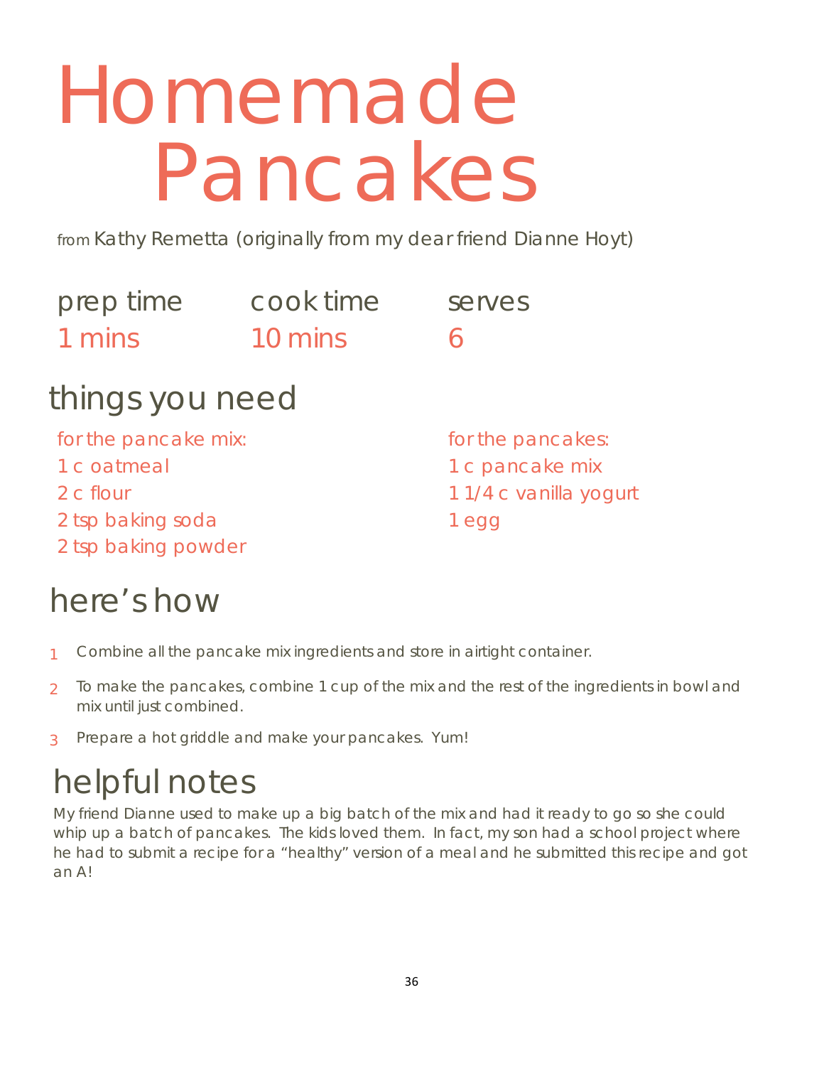# Homemade Pancakes

from Kathy Remetta (originally from my dear friend Dianne Hoyt)

| prep time | cook time | serves |
|---|---|---|
| 1 mins | 10 mins | 6 |

## things you need

for the pancake mix:
- 1 c oatmeal
- 2 c flour
- 2 tsp baking soda
- 2 tsp baking powder

for the pancakes:
- 1 c pancake mix
- 1 1/4 c vanilla yogurt
- 1 egg

## here's how

1. Combine all the pancake mix ingredients and store in airtight container.
2. To make the pancakes, combine 1 cup of the mix and the rest of the ingredients in bowl and mix until just combined.
3. Prepare a hot griddle and make your pancakes. Yum!

## helpful notes

My friend Dianne used to make up a big batch of the mix and had it ready to go so she could whip up a batch of pancakes. The kids loved them. In fact, my son had a school project where he had to submit a recipe for a "healthy" version of a meal and he submitted this recipe and got an A!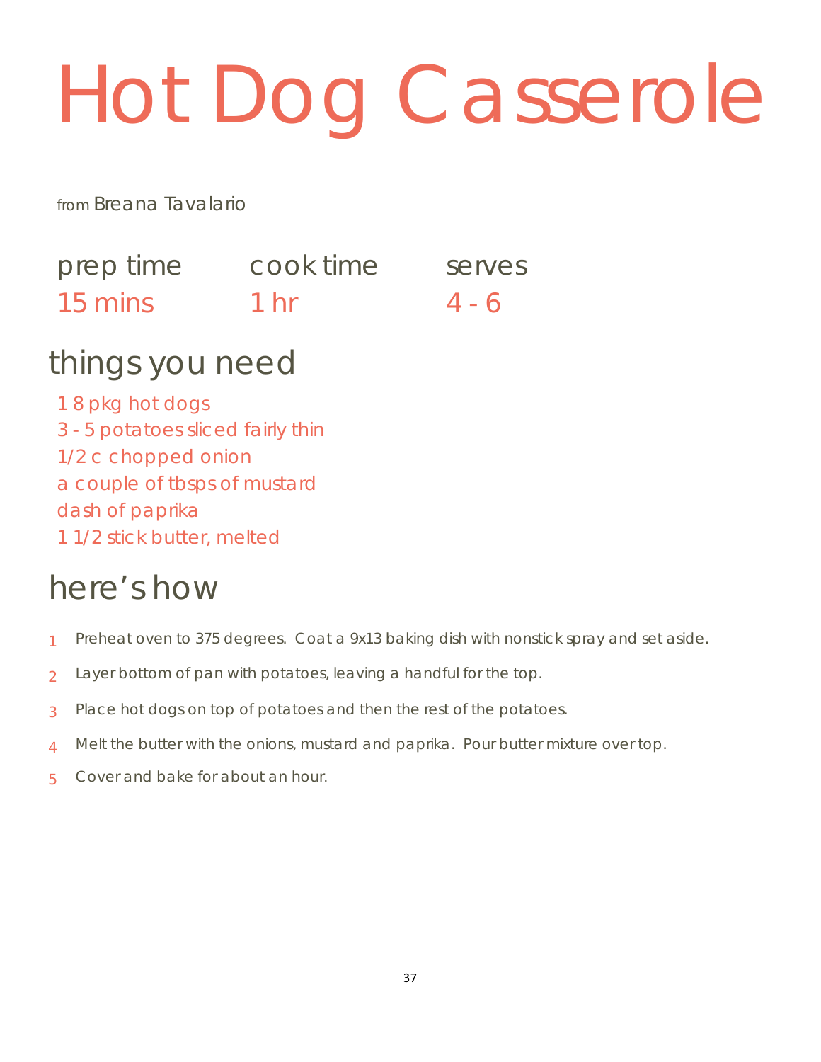# Hot Dog Casserole

from Breana Tavalario

| prep time | cook time | serves |
|---|---|---|
| 15 mins | 1 hr | 4 - 6 |

## things you need

1 8 pkg hot dogs
3 - 5 potatoes sliced fairly thin
1/2 c chopped onion
a couple of tbsps of mustard
dash of paprika
1 1/2 stick butter, melted

## here's how

1. Preheat oven to 375 degrees. Coat a 9x13 baking dish with nonstick spray and set aside.
2. Layer bottom of pan with potatoes, leaving a handful for the top.
3. Place hot dogs on top of potatoes and then the rest of the potatoes.
4. Melt the butter with the onions, mustard and paprika. Pour butter mixture over top.
5. Cover and bake for about an hour.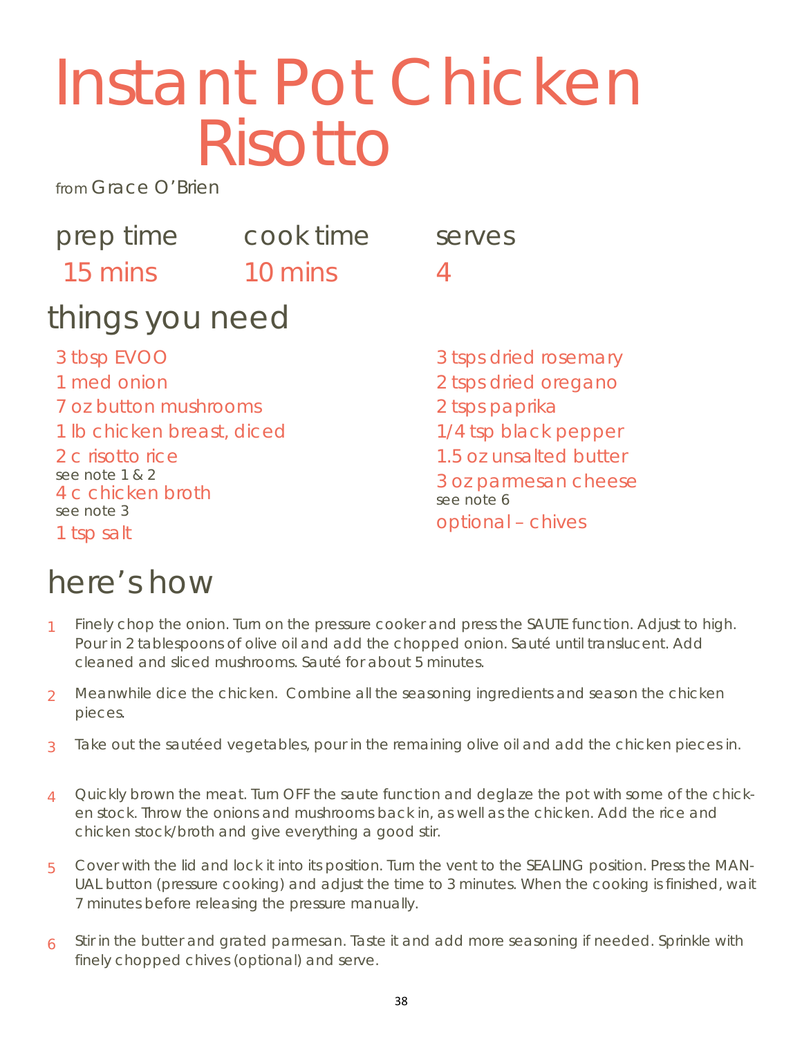# Instant Pot Chicken Risotto

from Grace O'Brien

| prep time | cook time | serves |
| --- | --- | --- |
| 15 mins | 10 mins | 4 |

## things you need

- 3 tbsp EVOO
- 1 med onion
- 7 oz button mushrooms
- 1 lb chicken breast, diced
- 2 c risotto rice
  see note 1 & 2
- 4 c chicken broth
  see note 3
- 1 tsp salt
- 3 tsps dried rosemary
- 2 tsps dried oregano
- 2 tsps paprika
- 1/4 tsp black pepper
- 1.5 oz unsalted butter
- 3 oz parmesan cheese
  see note 6
- optional – chives

## here's how

1. Finely chop the onion. Turn on the pressure cooker and press the SAUTE function. Adjust to high. Pour in 2 tablespoons of olive oil and add the chopped onion. Sauté until translucent. Add cleaned and sliced mushrooms. Sauté for about 5 minutes.
2. Meanwhile dice the chicken. Combine all the seasoning ingredients and season the chicken pieces.
3. Take out the sautéed vegetables, pour in the remaining olive oil and add the chicken pieces in.
4. Quickly brown the meat. Turn OFF the saute function and deglaze the pot with some of the chicken stock. Throw the onions and mushrooms back in, as well as the chicken. Add the rice and chicken stock/broth and give everything a good stir.
5. Cover with the lid and lock it into its position. Turn the vent to the SEALING position. Press the MANUAL button (pressure cooking) and adjust the time to 3 minutes. When the cooking is finished, wait 7 minutes before releasing the pressure manually.
6. Stir in the butter and grated parmesan. Taste it and add more seasoning if needed. Sprinkle with finely chopped chives (optional) and serve.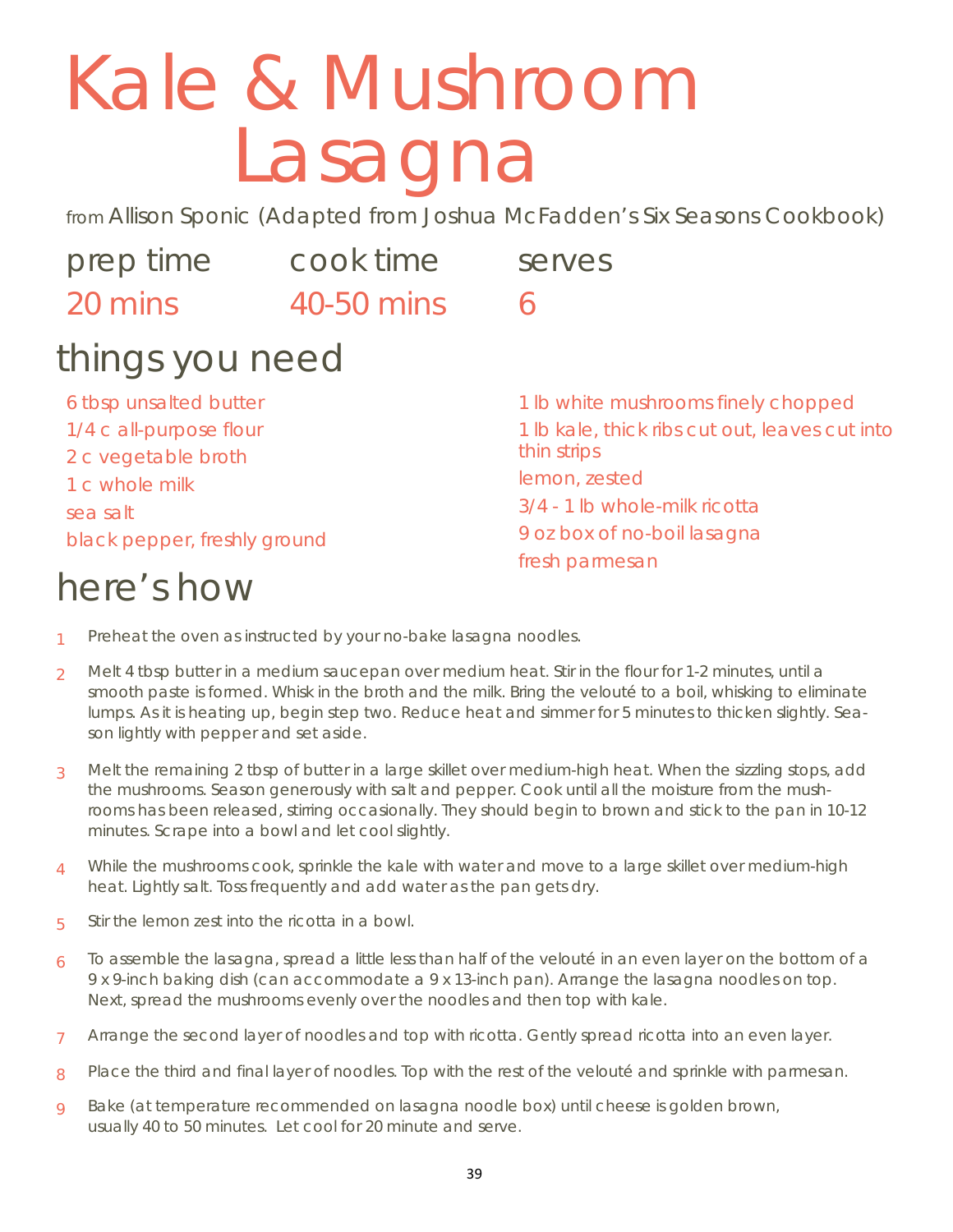# Kale & Mushroom Lasagna

from Allison Sponic (Adapted from Joshua McFadden's Six Seasons Cookbook)

| prep time | cook time | serves |
|---|---|---|
| 20 mins | 40-50 mins | 6 |

## things you need

- 6 tbsp unsalted butter
- 1/4 c all-purpose flour
- 2 c vegetable broth
- 1 c whole milk
- sea salt
- black pepper, freshly ground
- 1 lb white mushrooms finely chopped
- 1 lb kale, thick ribs cut out, leaves cut into thin strips
- lemon, zested
- 3/4 - 1 lb whole-milk ricotta
- 9 oz box of no-boil lasagna
- fresh parmesan

## here's how

1. Preheat the oven as instructed by your no-bake lasagna noodles.
2. Melt 4 tbsp butter in a medium saucepan over medium heat. Stir in the flour for 1-2 minutes, until a smooth paste is formed. Whisk in the broth and the milk. Bring the velouté to a boil, whisking to eliminate lumps. As it is heating up, begin step two. Reduce heat and simmer for 5 minutes to thicken slightly. Season lightly with pepper and set aside.
3. Melt the remaining 2 tbsp of butter in a large skillet over medium-high heat. When the sizzling stops, add the mushrooms. Season generously with salt and pepper. Cook until all the moisture from the mushrooms has been released, stirring occasionally. They should begin to brown and stick to the pan in 10-12 minutes. Scrape into a bowl and let cool slightly.
4. While the mushrooms cook, sprinkle the kale with water and move to a large skillet over medium-high heat. Lightly salt. Toss frequently and add water as the pan gets dry.
5. Stir the lemon zest into the ricotta in a bowl.
6. To assemble the lasagna, spread a little less than half of the velouté in an even layer on the bottom of a 9 x 9-inch baking dish (can accommodate a 9 x 13-inch pan). Arrange the lasagna noodles on top. Next, spread the mushrooms evenly over the noodles and then top with kale.
7. Arrange the second layer of noodles and top with ricotta. Gently spread ricotta into an even layer.
8. Place the third and final layer of noodles. Top with the rest of the velouté and sprinkle with parmesan.
9. Bake (at temperature recommended on lasagna noodle box) until cheese is golden brown, usually 40 to 50 minutes. Let cool for 20 minute and serve.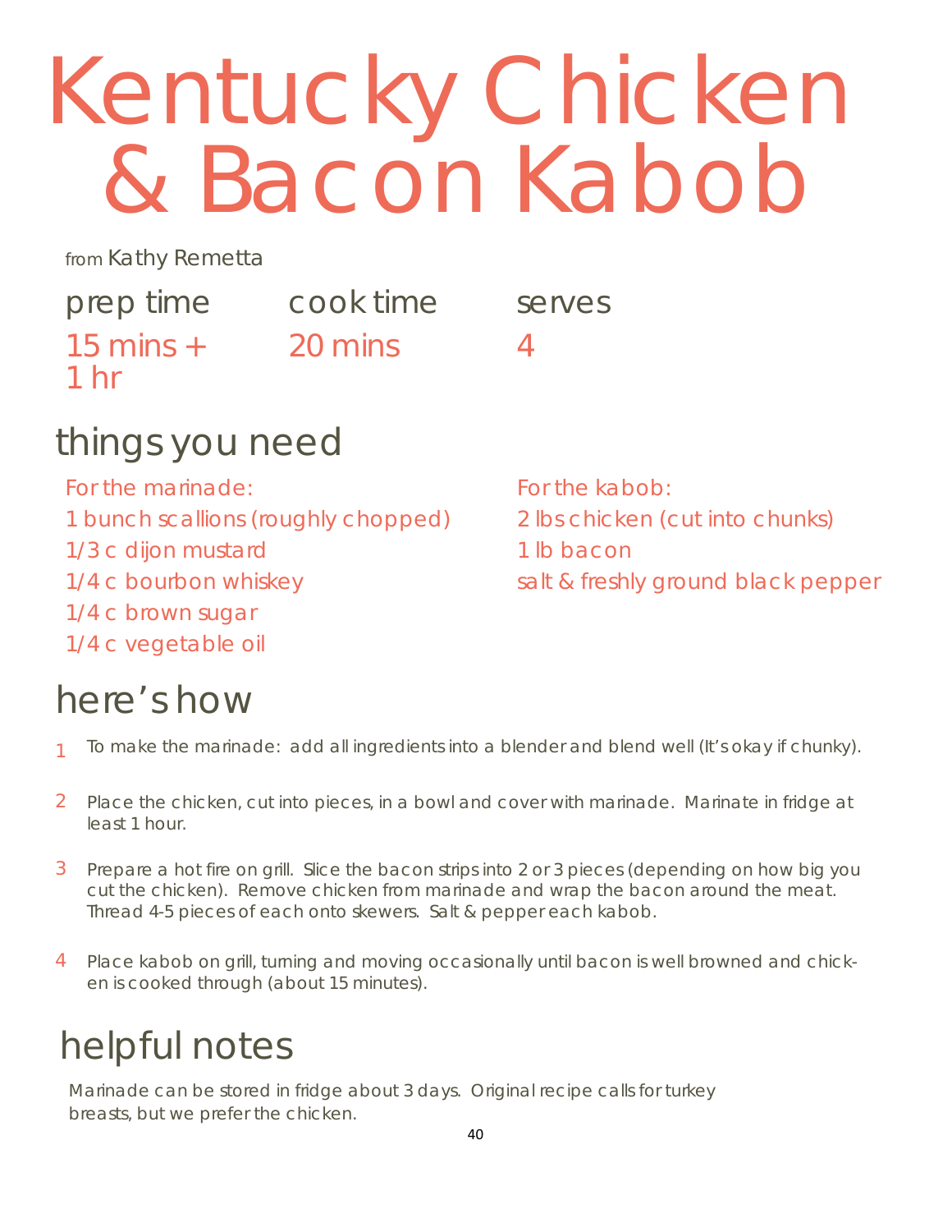# Kentucky Chicken & Bacon Kabob

from Kathy Remetta

| prep time | cook time | serves |
| --- | --- | --- |
| 15 mins + 1 hr | 20 mins | 4 |

## things you need

For the marinade:

1 bunch scallions (roughly chopped)
1/3 c dijon mustard
1/4 c bourbon whiskey
1/4 c brown sugar
1/4 c vegetable oil

For the kabob:

2 lbs chicken (cut into chunks)
1 lb bacon
salt & freshly ground black pepper

## here's how

1. To make the marinade: add all ingredients into a blender and blend well (It's okay if chunky).
2. Place the chicken, cut into pieces, in a bowl and cover with marinade. Marinate in fridge at least 1 hour.
3. Prepare a hot fire on grill. Slice the bacon strips into 2 or 3 pieces (depending on how big you cut the chicken). Remove chicken from marinade and wrap the bacon around the meat. Thread 4-5 pieces of each onto skewers. Salt & pepper each kabob.
4. Place kabob on grill, turning and moving occasionally until bacon is well browned and chicken is cooked through (about 15 minutes).

## helpful notes

Marinade can be stored in fridge about 3 days. Original recipe calls for turkey breasts, but we prefer the chicken.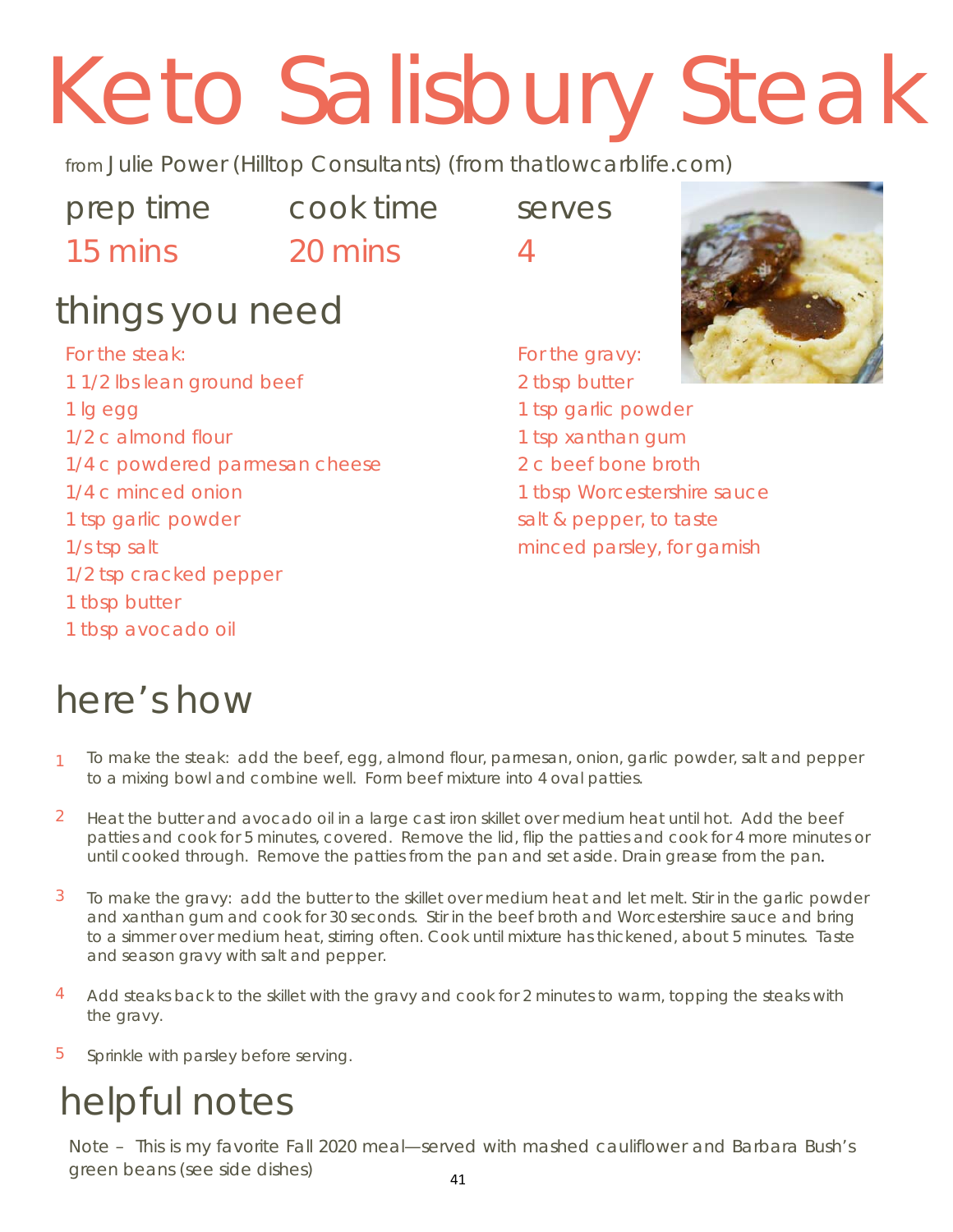# Keto Salisbury Steak

from Julie Power (Hilltop Consultants) (from thatlowcarblife.com)

prep time 15 mins | cook time 20 mins | serves 4

## things you need

For the steak:

- 1 1/2 lbs lean ground beef
- 1 lg egg
- 1/2 c almond flour
- 1/4 c powdered parmesan cheese
- 1/4 c minced onion
- 1 tsp garlic powder
- 1/s tsp salt
- 1/2 tsp cracked pepper
- 1 tbsp butter
- 1 tbsp avocado oil

For the gravy:

- 2 tbsp butter
- 1 tsp garlic powder
- 1 tsp xanthan gum
- 2 c beef bone broth
- 1 tbsp Worcestershire sauce
- salt & pepper, to taste
- minced parsley, for garnish

## here's how

1. To make the steak: add the beef, egg, almond flour, parmesan, onion, garlic powder, salt and pepper to a mixing bowl and combine well. Form beef mixture into 4 oval patties.
2. Heat the butter and avocado oil in a large cast iron skillet over medium heat until hot. Add the beef patties and cook for 5 minutes, covered. Remove the lid, flip the patties and cook for 4 more minutes or until cooked through. Remove the patties from the pan and set aside. Drain grease from the pan.
3. To make the gravy: add the butter to the skillet over medium heat and let melt. Stir in the garlic powder and xanthan gum and cook for 30 seconds. Stir in the beef broth and Worcestershire sauce and bring to a simmer over medium heat, stirring often. Cook until mixture has thickened, about 5 minutes. Taste and season gravy with salt and pepper.
4. Add steaks back to the skillet with the gravy and cook for 2 minutes to warm, topping the steaks with the gravy.
5. Sprinkle with parsley before serving.

## helpful notes

Note – This is my favorite Fall 2020 meal—served with mashed cauliflower and Barbara Bush's green beans (see side dishes)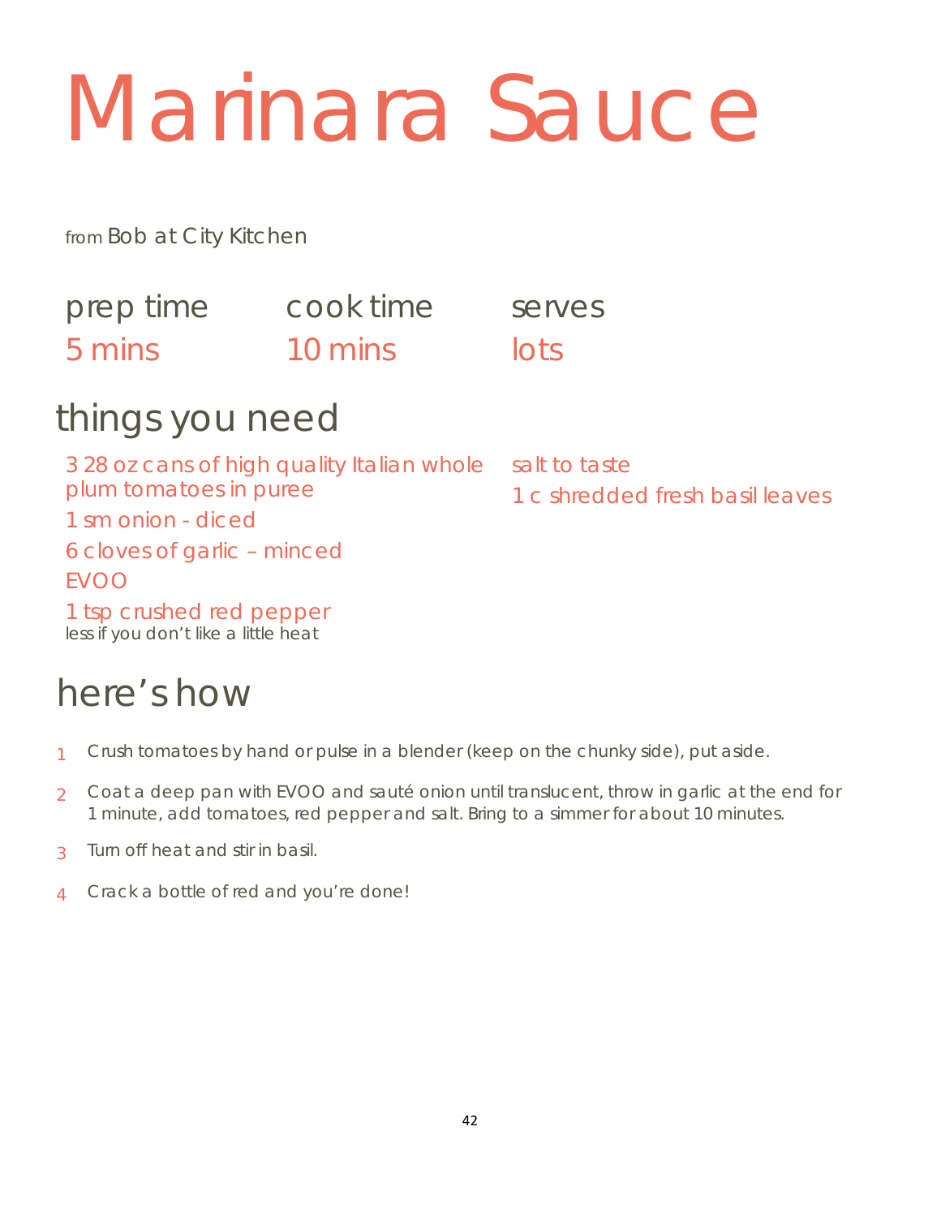# Marinara Sauce

from Bob at City Kitchen

| prep time | cook time | serves |
| --- | --- | --- |
| 5 mins | 10 mins | lots |

## things you need

- 3 28 oz cans of high quality Italian whole plum tomatoes in puree
- 1 sm onion - diced
- 6 cloves of garlic – minced
- EVOO
- 1 tsp crushed red pepper
  less if you don't like a little heat
- salt to taste
- 1 c shredded fresh basil leaves

## here's how

1. Crush tomatoes by hand or pulse in a blender (keep on the chunky side), put aside.
2. Coat a deep pan with EVOO and sauté onion until translucent, throw in garlic at the end for 1 minute, add tomatoes, red pepper and salt. Bring to a simmer for about 10 minutes.
3. Turn off heat and stir in basil.
4. Crack a bottle of red and you're done!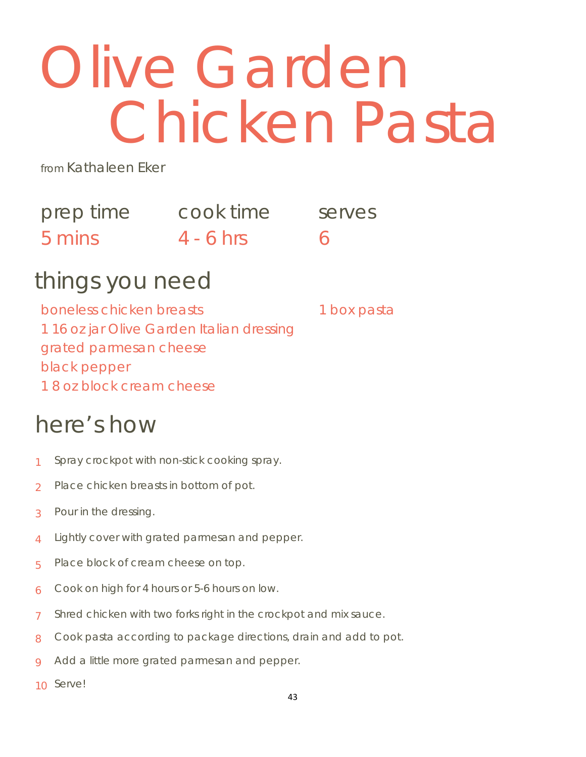# Olive Garden Chicken Pasta

from Kathaleen Eker

| prep time | cook time | serves |
|---|---|---|
| 5 mins | 4 - 6 hrs | 6 |

## things you need

- boneless chicken breasts
- 1 16 oz jar Olive Garden Italian dressing
- grated parmesan cheese
- black pepper
- 1 8 oz block cream cheese
- 1 box pasta

## here's how

1. Spray crockpot with non-stick cooking spray.
2. Place chicken breasts in bottom of pot.
3. Pour in the dressing.
4. Lightly cover with grated parmesan and pepper.
5. Place block of cream cheese on top.
6. Cook on high for 4 hours or 5-6 hours on low.
7. Shred chicken with two forks right in the crockpot and mix sauce.
8. Cook pasta according to package directions, drain and add to pot.
9. Add a little more grated parmesan and pepper.
10. Serve!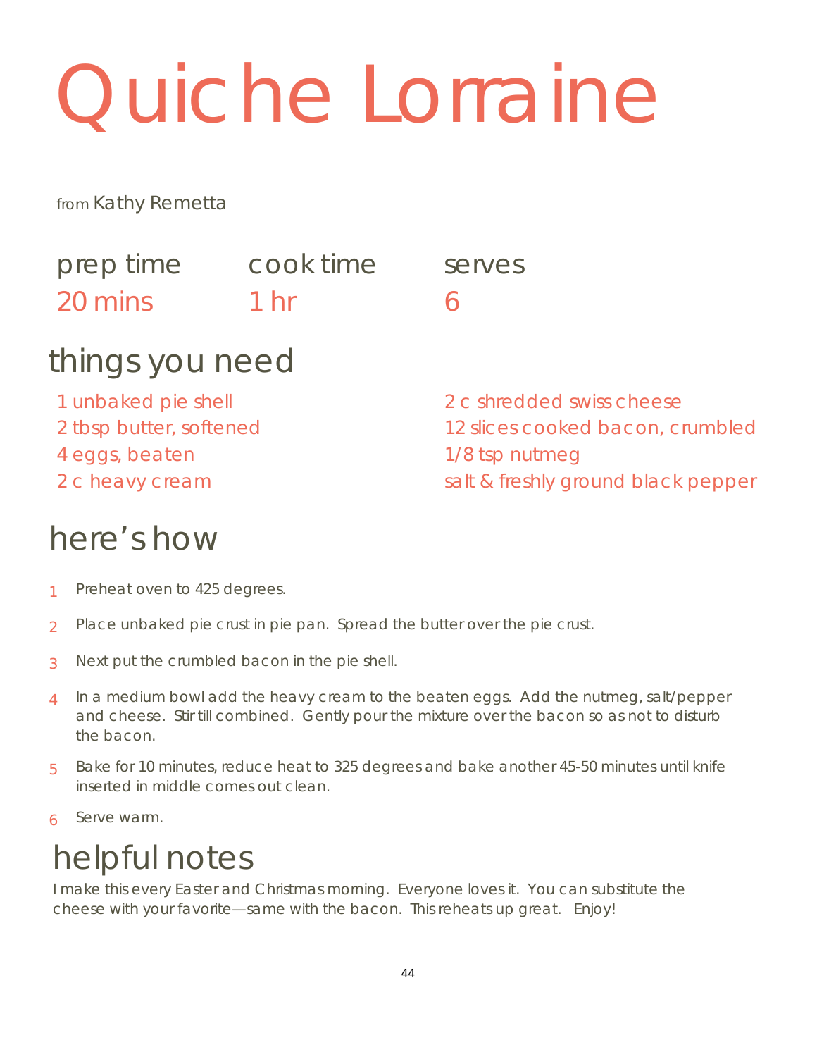# Quiche Lorraine

from Kathy Remetta

| prep time | cook time | serves |
|---|---|---|
| 20 mins | 1 hr | 6 |

## things you need

- 1 unbaked pie shell
- 2 tbsp butter, softened
- 4 eggs, beaten
- 2 c heavy cream
- 2 c shredded swiss cheese
- 12 slices cooked bacon, crumbled
- 1/8 tsp nutmeg
- salt & freshly ground black pepper

## here's how

1. Preheat oven to 425 degrees.
2. Place unbaked pie crust in pie pan. Spread the butter over the pie crust.
3. Next put the crumbled bacon in the pie shell.
4. In a medium bowl add the heavy cream to the beaten eggs. Add the nutmeg, salt/pepper and cheese. Stir till combined. Gently pour the mixture over the bacon so as not to disturb the bacon.
5. Bake for 10 minutes, reduce heat to 325 degrees and bake another 45-50 minutes until knife inserted in middle comes out clean.
6. Serve warm.

## helpful notes

I make this every Easter and Christmas morning. Everyone loves it. You can substitute the cheese with your favorite—same with the bacon. This reheats up great. Enjoy!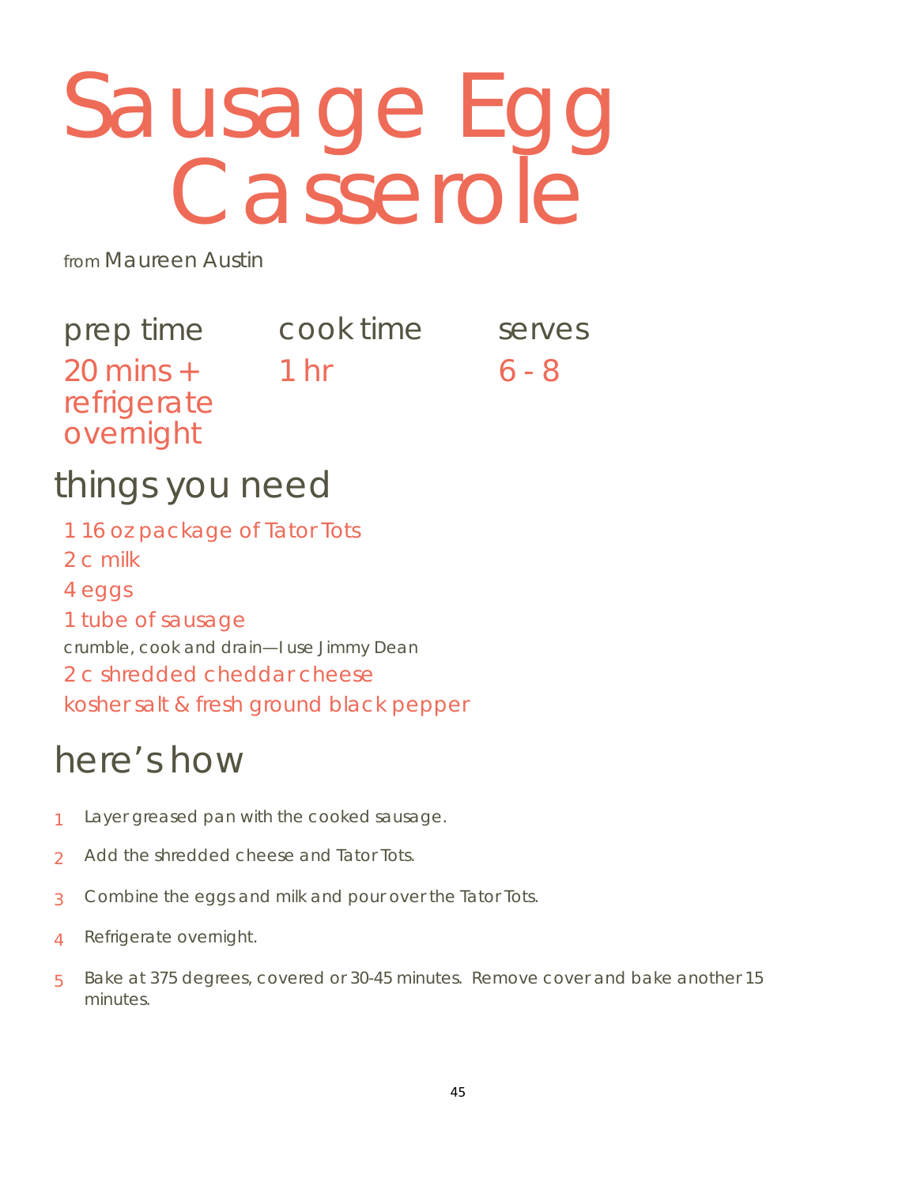# Sausage Egg Casserole

from Maureen Austin

| prep time | cook time | serves |
| --- | --- | --- |
| 20 mins + refrigerate overnight | 1 hr | 6 - 8 |

## things you need

1 16 oz package of Tator Tots

2 c milk

4 eggs

1 tube of sausage

crumble, cook and drain—I use Jimmy Dean

2 c shredded cheddar cheese

kosher salt & fresh ground black pepper

## here's how

1. Layer greased pan with the cooked sausage.
2. Add the shredded cheese and Tator Tots.
3. Combine the eggs and milk and pour over the Tator Tots.
4. Refrigerate overnight.
5. Bake at 375 degrees, covered or 30-45 minutes. Remove cover and bake another 15 minutes.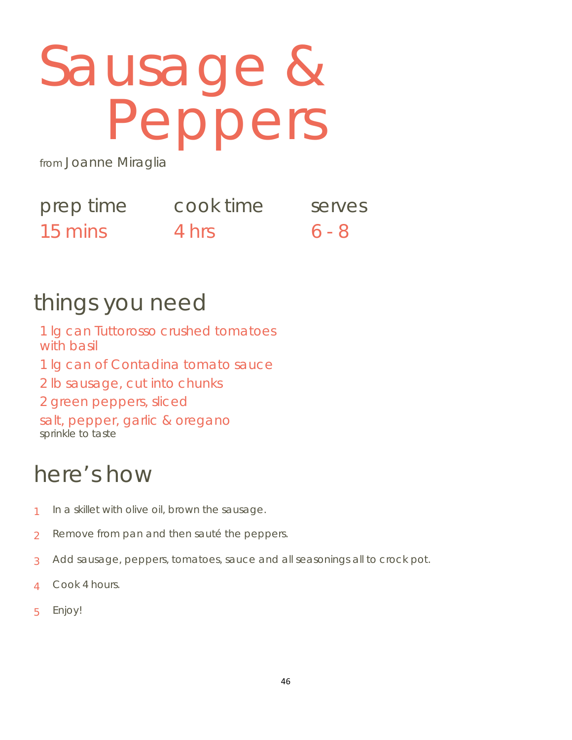# Sausage & Peppers

from Joanne Miraglia

| prep time | cook time | serves |
| --- | --- | --- |
| 15 mins | 4 hrs | 6 - 8 |

## things you need

- 1 lg can Tuttorosso crushed tomatoes with basil
- 1 lg can of Contadina tomato sauce
- 2 lb sausage, cut into chunks
- 2 green peppers, sliced
- salt, pepper, garlic & oregano
  sprinkle to taste

## here's how

1. In a skillet with olive oil, brown the sausage.
2. Remove from pan and then sauté the peppers.
3. Add sausage, peppers, tomatoes, sauce and all seasonings all to crock pot.
4. Cook 4 hours.
5. Enjoy!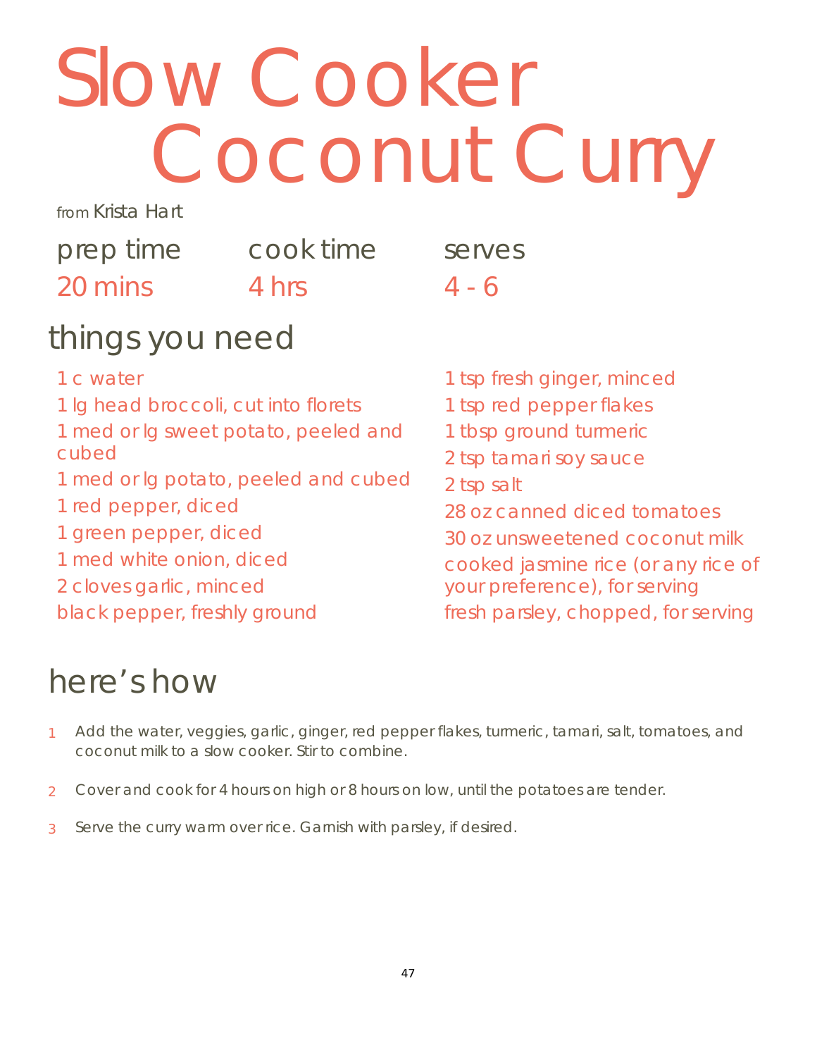# Slow Cooker Coconut Curry

from Krista Hart

| prep time | cook time | serves |
|---|---|---|
| 20 mins | 4 hrs | 4 - 6 |

## things you need

- 1 c water
- 1 lg head broccoli, cut into florets
- 1 med or lg sweet potato, peeled and cubed
- 1 med or lg potato, peeled and cubed
- 1 red pepper, diced
- 1 green pepper, diced
- 1 med white onion, diced
- 2 cloves garlic, minced
- black pepper, freshly ground
- 1 tsp fresh ginger, minced
- 1 tsp red pepper flakes
- 1 tbsp ground turmeric
- 2 tsp tamari soy sauce
- 2 tsp salt
- 28 oz canned diced tomatoes
- 30 oz unsweetened coconut milk
- cooked jasmine rice (or any rice of your preference), for serving
- fresh parsley, chopped, for serving

## here's how

1. Add the water, veggies, garlic, ginger, red pepper flakes, turmeric, tamari, salt, tomatoes, and coconut milk to a slow cooker. Stir to combine.
2. Cover and cook for 4 hours on high or 8 hours on low, until the potatoes are tender.
3. Serve the curry warm over rice. Garnish with parsley, if desired.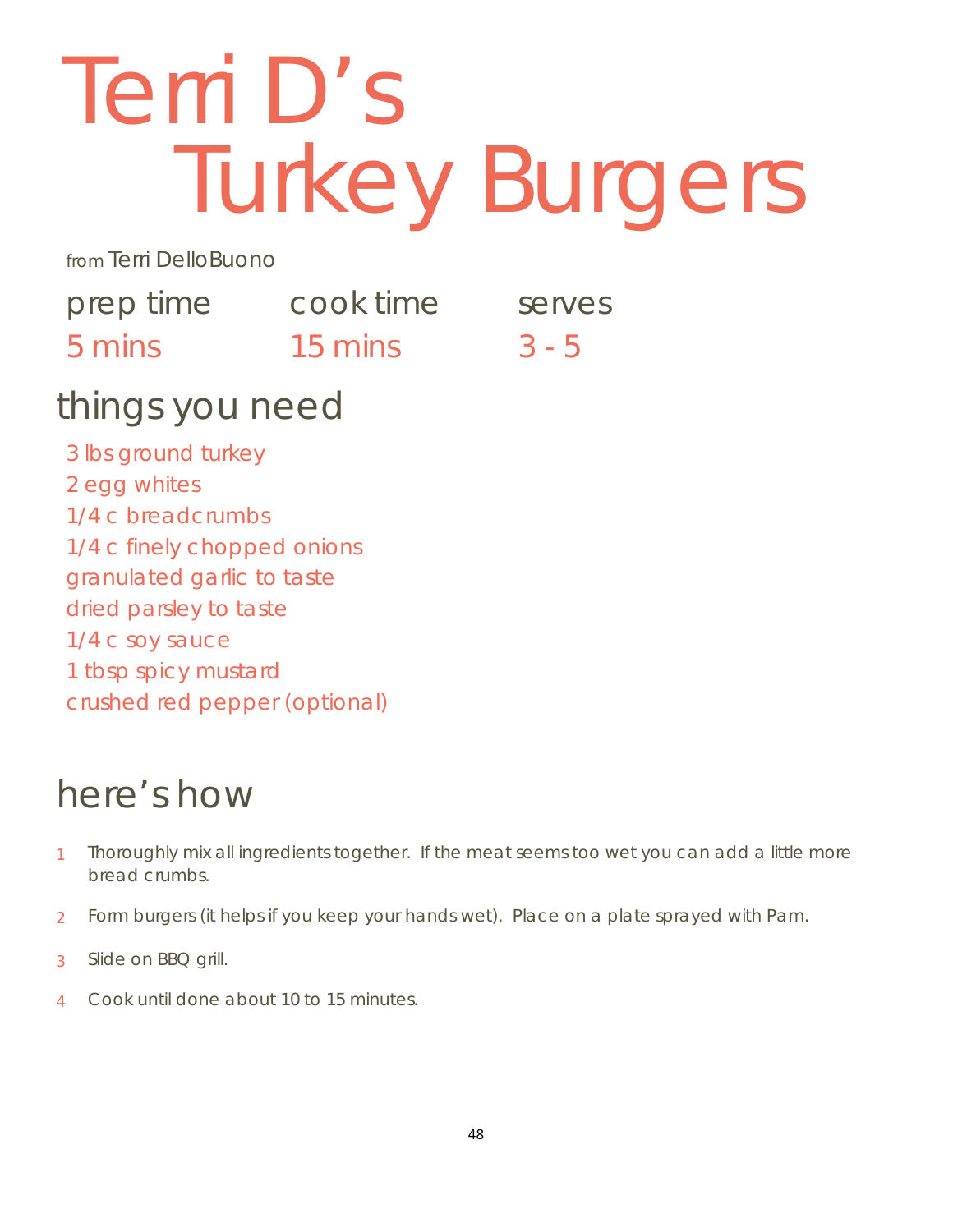# Terri D's Turkey Burgers

from Terri DelloBuono

| prep time | cook time | serves |
| --- | --- | --- |
| 5 mins | 15 mins | 3 - 5 |

## things you need

3 lbs ground turkey
2 egg whites
1/4 c breadcrumbs
1/4 c finely chopped onions
granulated garlic to taste
dried parsley to taste
1/4 c soy sauce
1 tbsp spicy mustard
crushed red pepper (optional)

## here's how

1. Thoroughly mix all ingredients together. If the meat seems too wet you can add a little more bread crumbs.
2. Form burgers (it helps if you keep your hands wet). Place on a plate sprayed with Pam.
3. Slide on BBQ grill.
4. Cook until done about 10 to 15 minutes.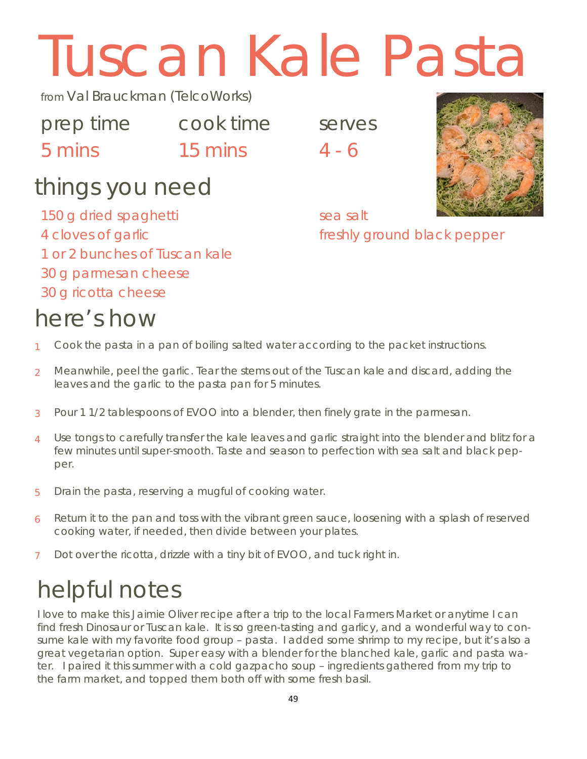# Tuscan Kale Pasta

from Val Brauckman (TelcoWorks)

| prep time | cook time | serves |
|---|---|---|
| 5 mins | 15 mins | 4 - 6 |

## things you need

- 150 g dried spaghetti
- 4 cloves of garlic
- 1 or 2 bunches of Tuscan kale
- 30 g parmesan cheese
- 30 g ricotta cheese
- sea salt
- freshly ground black pepper

## here's how

1. Cook the pasta in a pan of boiling salted water according to the packet instructions.
2. Meanwhile, peel the garlic. Tear the stems out of the Tuscan kale and discard, adding the leaves and the garlic to the pasta pan for 5 minutes.
3. Pour 1 1/2 tablespoons of EVOO into a blender, then finely grate in the parmesan.
4. Use tongs to carefully transfer the kale leaves and garlic straight into the blender and blitz for a few minutes until super-smooth. Taste and season to perfection with sea salt and black pepper.
5. Drain the pasta, reserving a mugful of cooking water.
6. Return it to the pan and toss with the vibrant green sauce, loosening with a splash of reserved cooking water, if needed, then divide between your plates.
7. Dot over the ricotta, drizzle with a tiny bit of EVOO, and tuck right in.

## helpful notes

I love to make this Jaimie Oliver recipe after a trip to the local Farmers Market or anytime I can find fresh Dinosaur or Tuscan kale. It is so green-tasting and garlicy, and a wonderful way to consume kale with my favorite food group – pasta. I added some shrimp to my recipe, but it's also a great vegetarian option. Super easy with a blender for the blanched kale, garlic and pasta water. I paired it this summer with a cold gazpacho soup – ingredients gathered from my trip to the farm market, and topped them both off with some fresh basil.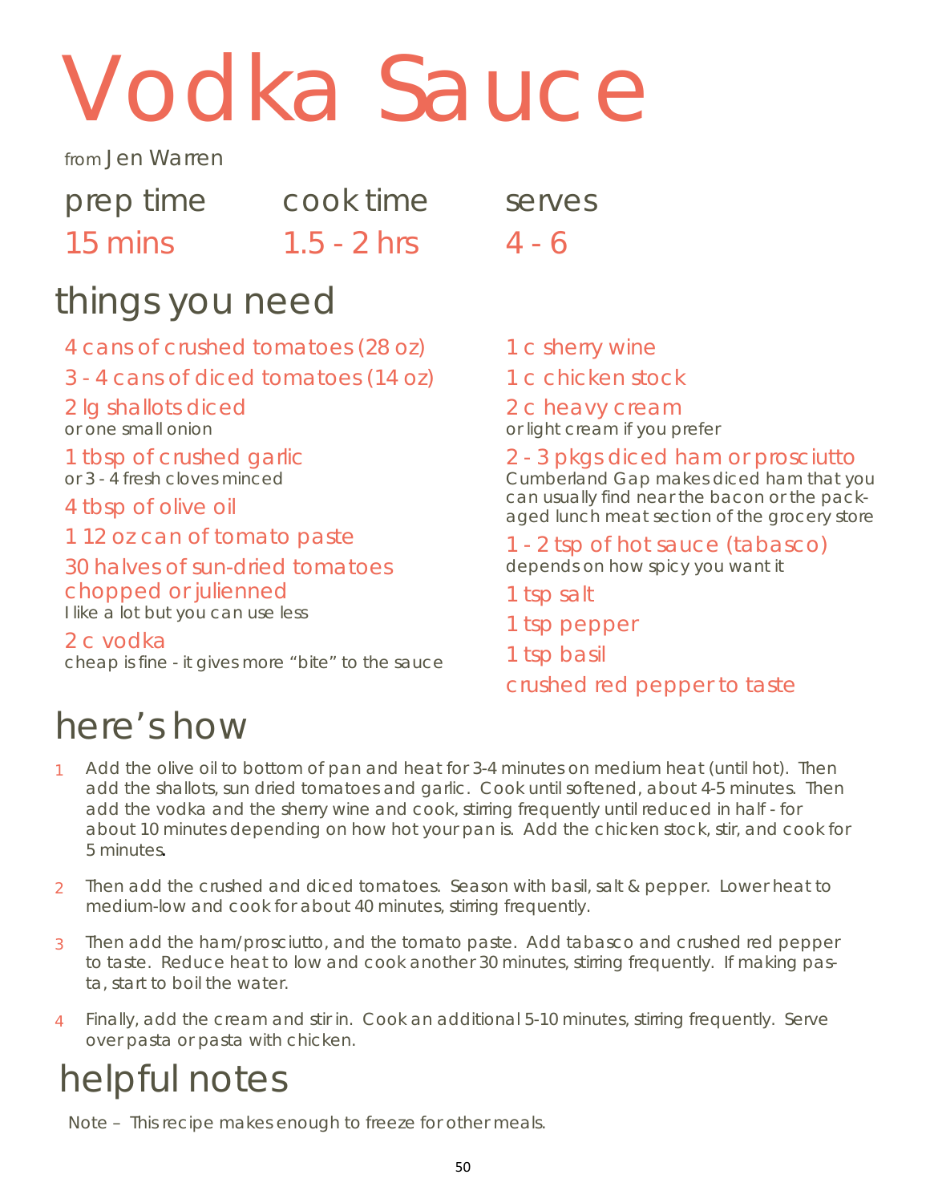# Vodka Sauce

from Jen Warren

| prep time | cook time | serves |
| --- | --- | --- |
| 15 mins | 1.5 - 2 hrs | 4 - 6 |

## things you need

- 4 cans of crushed tomatoes (28 oz)
- 3 - 4 cans of diced tomatoes (14 oz)
- 2 lg shallots diced
  or one small onion
- 1 tbsp of crushed garlic
  or 3 - 4 fresh cloves minced
- 4 tbsp of olive oil
- 1 12 oz can of tomato paste
- 30 halves of sun-dried tomatoes chopped or julienned
  I like a lot but you can use less
- 2 c vodka
  cheap is fine - it gives more "bite" to the sauce
- 1 c sherry wine
- 1 c chicken stock
- 2 c heavy cream
  or light cream if you prefer
- 2 - 3 pkgs diced ham or prosciutto
  Cumberland Gap makes diced ham that you can usually find near the bacon or the packaged lunch meat section of the grocery store
- 1 - 2 tsp of hot sauce (tabasco)
  depends on how spicy you want it
- 1 tsp salt
- 1 tsp pepper
- 1 tsp basil
- crushed red pepper to taste

## here's how

1. Add the olive oil to bottom of pan and heat for 3-4 minutes on medium heat (until hot). Then add the shallots, sun dried tomatoes and garlic. Cook until softened, about 4-5 minutes. Then add the vodka and the sherry wine and cook, stirring frequently until reduced in half - for about 10 minutes depending on how hot your pan is. Add the chicken stock, stir, and cook for 5 minutes.
2. Then add the crushed and diced tomatoes. Season with basil, salt & pepper. Lower heat to medium-low and cook for about 40 minutes, stirring frequently.
3. Then add the ham/prosciutto, and the tomato paste. Add tabasco and crushed red pepper to taste. Reduce heat to low and cook another 30 minutes, stirring frequently. If making pasta, start to boil the water.
4. Finally, add the cream and stir in. Cook an additional 5-10 minutes, stirring frequently. Serve over pasta or pasta with chicken.

## helpful notes

Note – This recipe makes enough to freeze for other meals.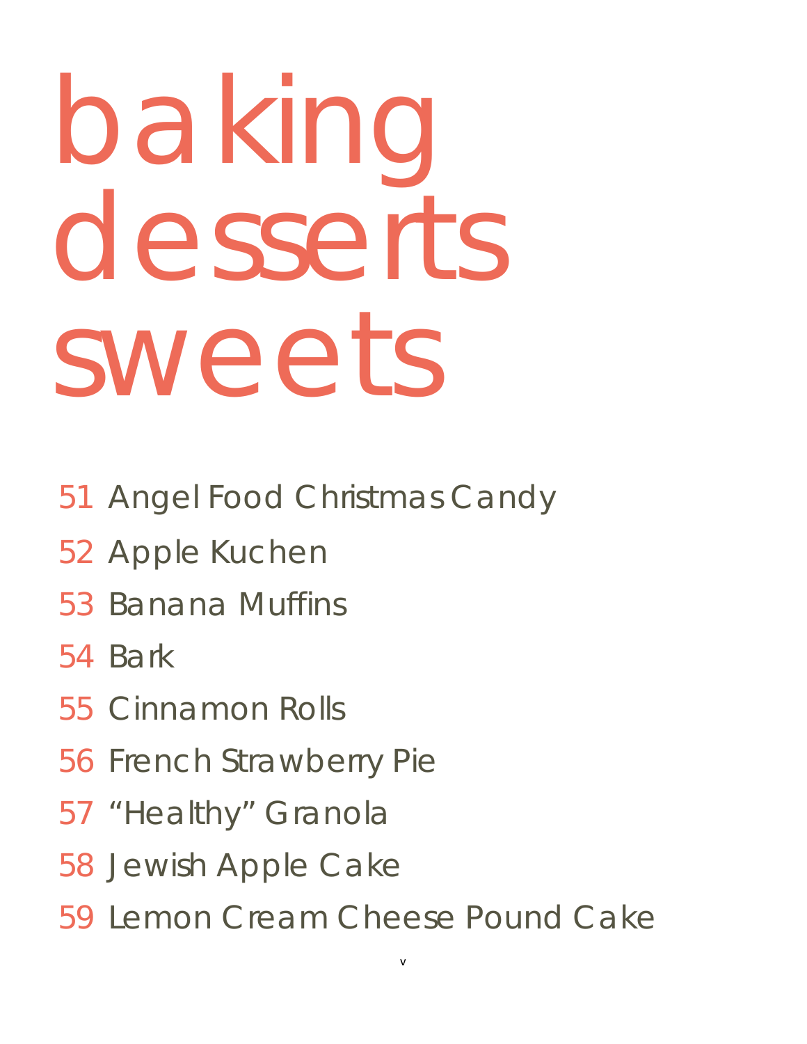# baking desserts sweets

- 51 Angel Food Christmas Candy
- 52 Apple Kuchen
- 53 Banana Muffins
- 54 Bark
- 55 Cinnamon Rolls
- 56 French Strawberry Pie
- 57 “Healthy” Granola
- 58 Jewish Apple Cake
- 59 Lemon Cream Cheese Pound Cake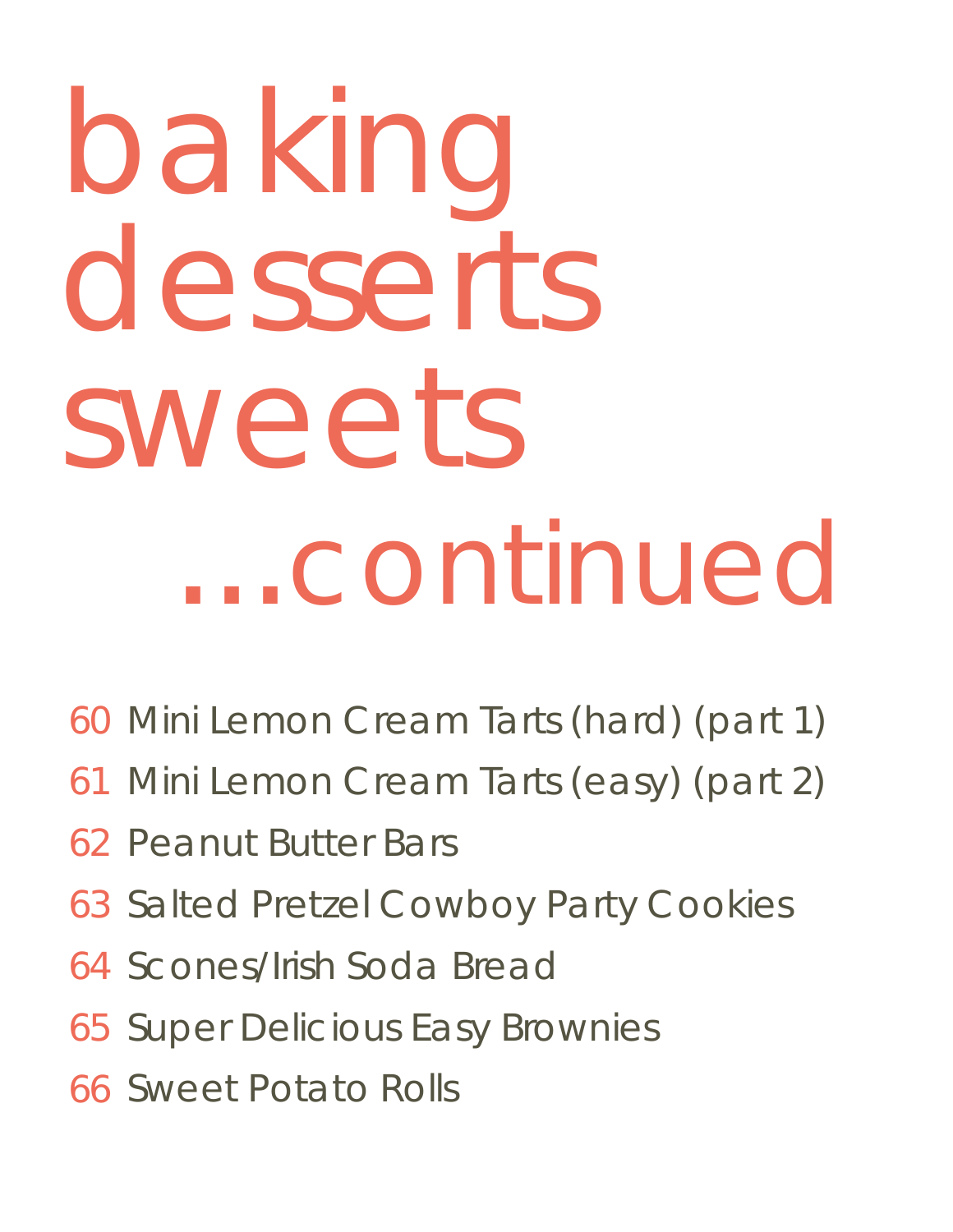# baking desserts sweets ...continued

60 Mini Lemon Cream Tarts (hard) (part 1)

61 Mini Lemon Cream Tarts (easy) (part 2)

62 Peanut Butter Bars

63 Salted Pretzel Cowboy Party Cookies

64 Scones/Irish Soda Bread

65 Super Delicious Easy Brownies

66 Sweet Potato Rolls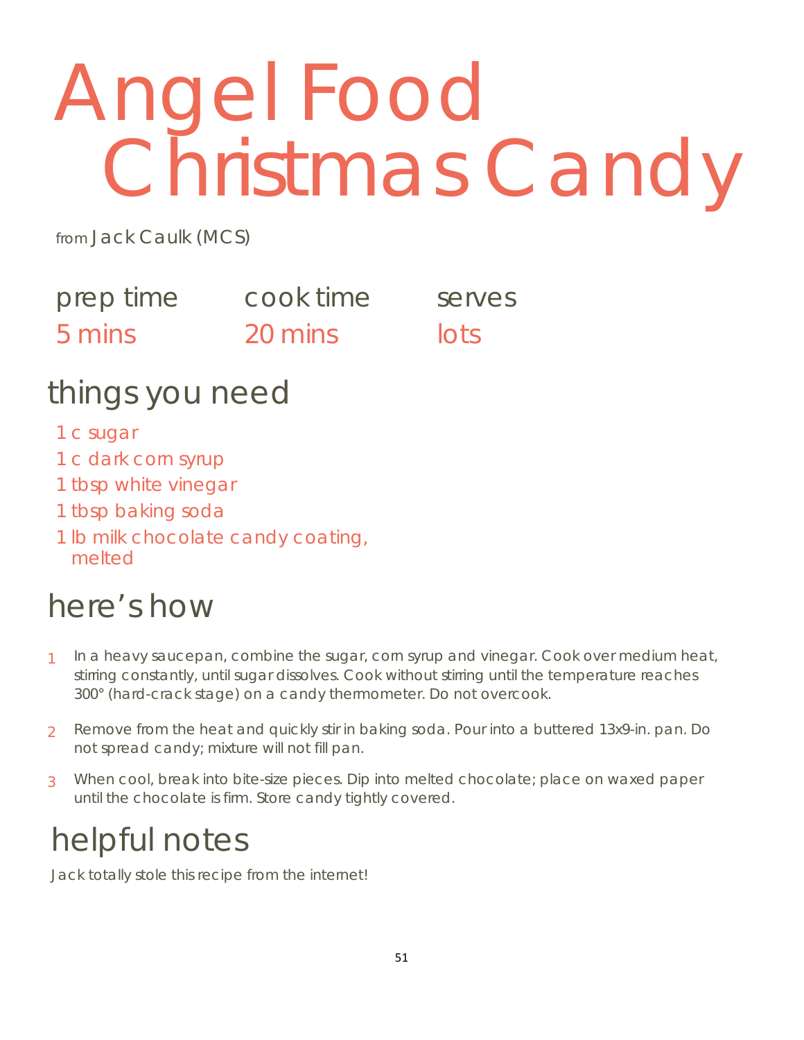# Angel Food Christmas Candy

from Jack Caulk (MCS)

| prep time | cook time | serves |
| --- | --- | --- |
| 5 mins | 20 mins | lots |

## things you need

- 1 c sugar
- 1 c dark corn syrup
- 1 tbsp white vinegar
- 1 tbsp baking soda
- 1 lb milk chocolate candy coating, melted

## here's how

1. In a heavy saucepan, combine the sugar, corn syrup and vinegar. Cook over medium heat, stirring constantly, until sugar dissolves. Cook without stirring until the temperature reaches 300° (hard-crack stage) on a candy thermometer. Do not overcook.
2. Remove from the heat and quickly stir in baking soda. Pour into a buttered 13x9-in. pan. Do not spread candy; mixture will not fill pan.
3. When cool, break into bite-size pieces. Dip into melted chocolate; place on waxed paper until the chocolate is firm. Store candy tightly covered.

## helpful notes

Jack totally stole this recipe from the internet!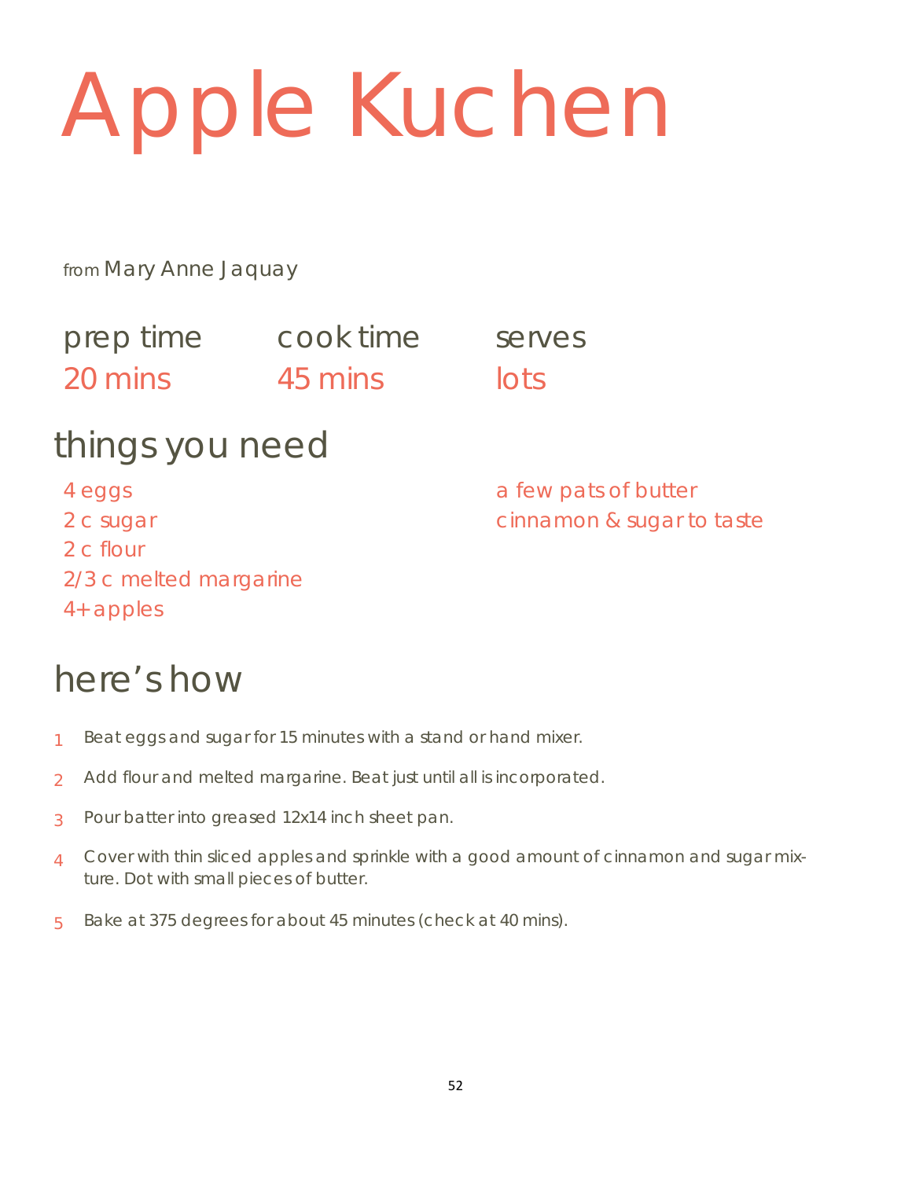# Apple Kuchen

from Mary Anne Jaquay

| prep time | cook time | serves |
| --- | --- | --- |
| 20 mins | 45 mins | lots |

## things you need

- 4 eggs
- 2 c sugar
- 2 c flour
- 2/3 c melted margarine
- 4+ apples
- a few pats of butter
- cinnamon & sugar to taste

## here's how

1. Beat eggs and sugar for 15 minutes with a stand or hand mixer.
2. Add flour and melted margarine. Beat just until all is incorporated.
3. Pour batter into greased 12x14 inch sheet pan.
4. Cover with thin sliced apples and sprinkle with a good amount of cinnamon and sugar mixture. Dot with small pieces of butter.
5. Bake at 375 degrees for about 45 minutes (check at 40 mins).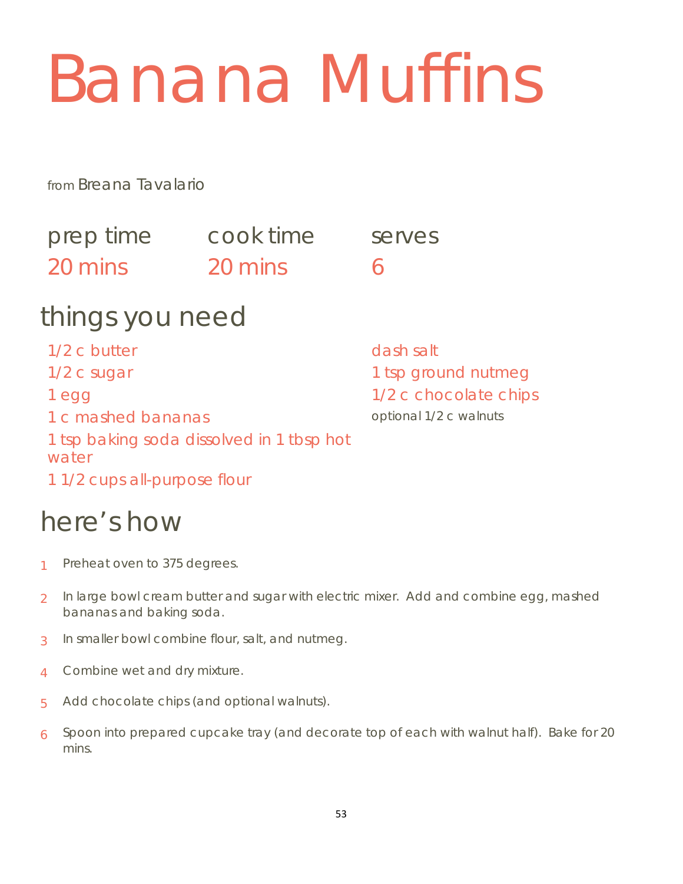# Banana Muffins

from Breana Tavalario

| prep time | cook time | serves |
|---|---|---|
| 20 mins | 20 mins | 6 |

## things you need

- 1/2 c butter
- 1/2 c sugar
- 1 egg
- 1 c mashed bananas
- 1 tsp baking soda dissolved in 1 tbsp hot water
- 1 1/2 cups all-purpose flour
- dash salt
- 1 tsp ground nutmeg
- 1/2 c chocolate chips
- optional 1/2 c walnuts

## here's how

1. Preheat oven to 375 degrees.
2. In large bowl cream butter and sugar with electric mixer. Add and combine egg, mashed bananas and baking soda.
3. In smaller bowl combine flour, salt, and nutmeg.
4. Combine wet and dry mixture.
5. Add chocolate chips (and optional walnuts).
6. Spoon into prepared cupcake tray (and decorate top of each with walnut half). Bake for 20 mins.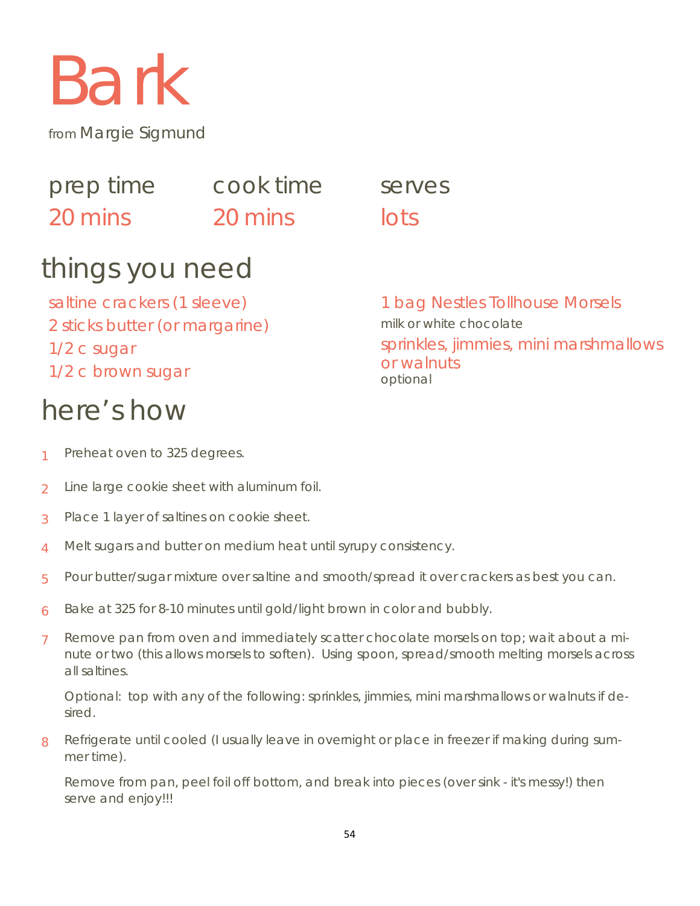# Bark

from Margie Sigmund

| prep time | cook time | serves |
| --- | --- | --- |
| 20 mins | 20 mins | lots |

## things you need

- saltine crackers (1 sleeve)
- 2 sticks butter (or margarine)
- 1/2 c sugar
- 1/2 c brown sugar
- 1 bag Nestles Tollhouse Morsels
  milk or white chocolate
- sprinkles, jimmies, mini marshmallows or walnuts
  optional

## here's how

1. Preheat oven to 325 degrees.
2. Line large cookie sheet with aluminum foil.
3. Place 1 layer of saltines on cookie sheet.
4. Melt sugars and butter on medium heat until syrupy consistency.
5. Pour butter/sugar mixture over saltine and smooth/spread it over crackers as best you can.
6. Bake at 325 for 8-10 minutes until gold/light brown in color and bubbly.
7. Remove pan from oven and immediately scatter chocolate morsels on top; wait about a minute or two (this allows morsels to soften). Using spoon, spread/smooth melting morsels across all saltines.

   Optional: top with any of the following: sprinkles, jimmies, mini marshmallows or walnuts if desired.
8. Refrigerate until cooled (I usually leave in overnight or place in freezer if making during summer time).

   Remove from pan, peel foil off bottom, and break into pieces (over sink - it's messy!) then serve and enjoy!!!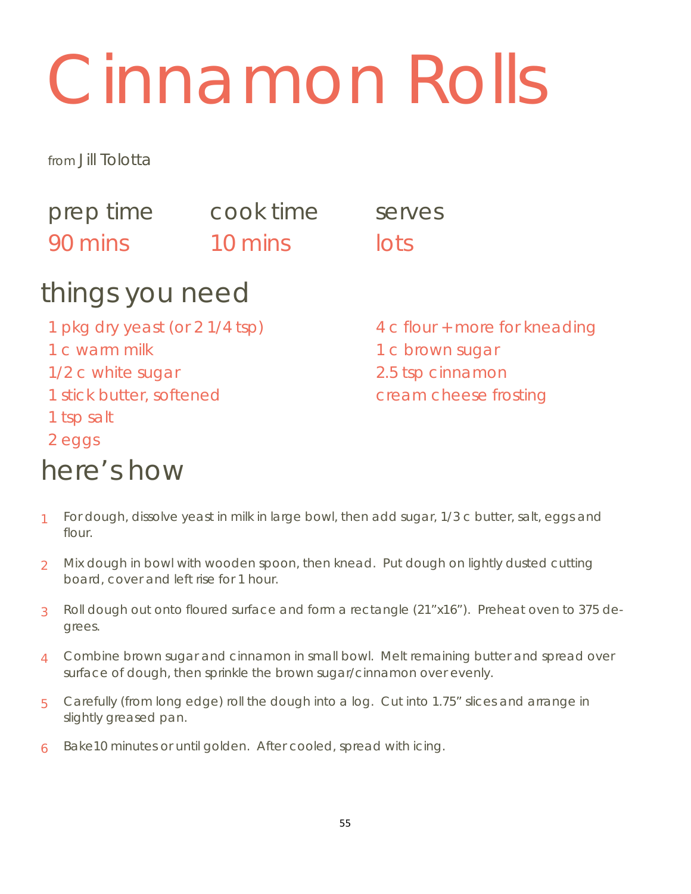# Cinnamon Rolls

from Jill Tolotta

| prep time | cook time | serves |
| --- | --- | --- |
| 90 mins | 10 mins | lots |

## things you need

- 1 pkg dry yeast (or 2 1/4 tsp)
- 1 c warm milk
- 1/2 c white sugar
- 1 stick butter, softened
- 1 tsp salt
- 2 eggs
- 4 c flour + more for kneading
- 1 c brown sugar
- 2.5 tsp cinnamon
- cream cheese frosting

## here's how

1. For dough, dissolve yeast in milk in large bowl, then add sugar, 1/3 c butter, salt, eggs and flour.
2. Mix dough in bowl with wooden spoon, then knead. Put dough on lightly dusted cutting board, cover and left rise for 1 hour.
3. Roll dough out onto floured surface and form a rectangle (21"x16"). Preheat oven to 375 degrees.
4. Combine brown sugar and cinnamon in small bowl. Melt remaining butter and spread over surface of dough, then sprinkle the brown sugar/cinnamon over evenly.
5. Carefully (from long edge) roll the dough into a log. Cut into 1.75" slices and arrange in slightly greased pan.
6. Bake10 minutes or until golden. After cooled, spread with icing.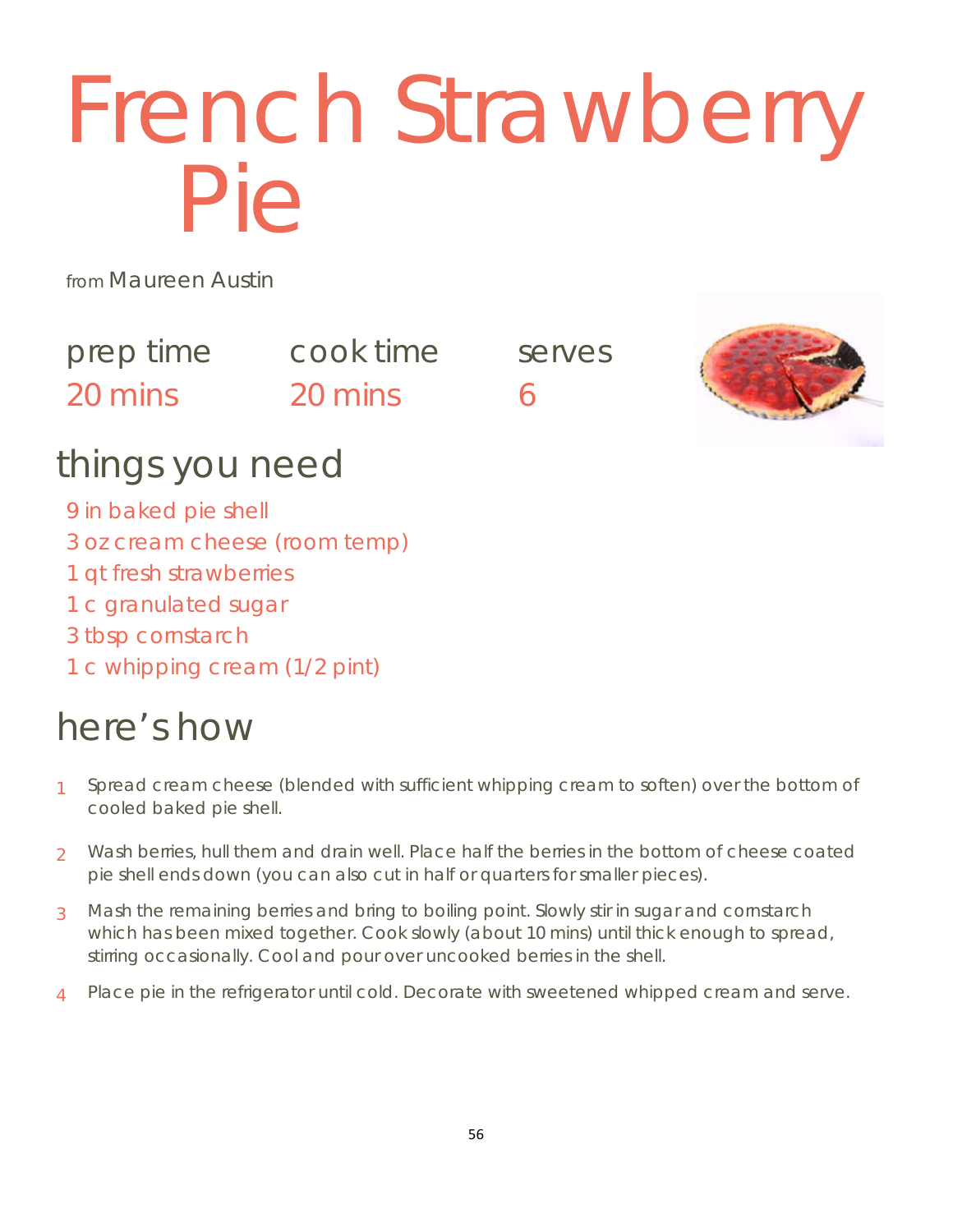# French Strawberry Pie

from Maureen Austin

| prep time | cook time | serves |
|---|---|---|
| 20 mins | 20 mins | 6 |

## things you need

- 9 in baked pie shell
- 3 oz cream cheese (room temp)
- 1 qt fresh strawberries
- 1 c granulated sugar
- 3 tbsp cornstarch
- 1 c whipping cream (1/2 pint)

## here's how

1. Spread cream cheese (blended with sufficient whipping cream to soften) over the bottom of cooled baked pie shell.
2. Wash berries, hull them and drain well. Place half the berries in the bottom of cheese coated pie shell ends down (you can also cut in half or quarters for smaller pieces).
3. Mash the remaining berries and bring to boiling point. Slowly stir in sugar and cornstarch which has been mixed together. Cook slowly (about 10 mins) until thick enough to spread, stirring occasionally. Cool and pour over uncooked berries in the shell.
4. Place pie in the refrigerator until cold. Decorate with sweetened whipped cream and serve.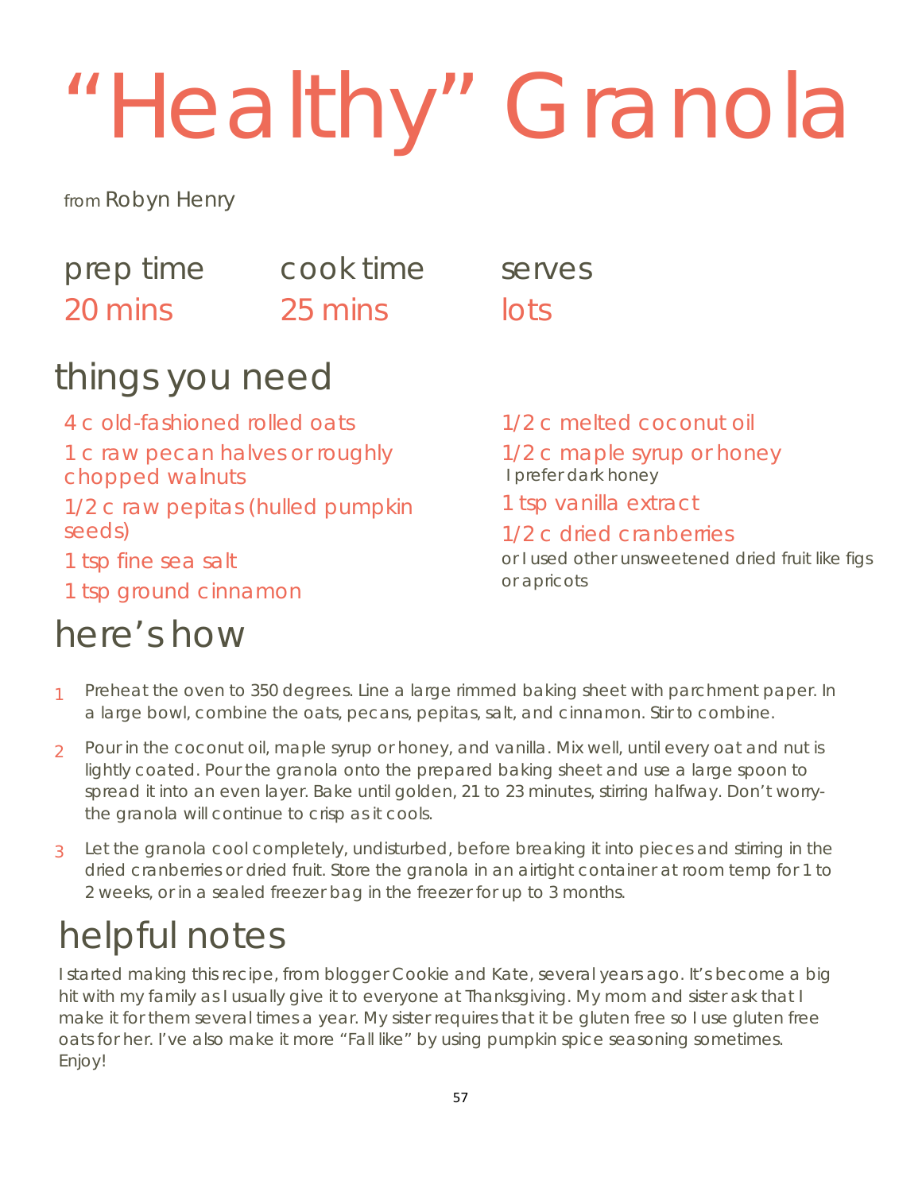# "Healthy" Granola

from Robyn Henry

| prep time | cook time | serves |
| --- | --- | --- |
| 20 mins | 25 mins | lots |

## things you need

- 4 c old-fashioned rolled oats
- 1 c raw pecan halves or roughly chopped walnuts
- 1/2 c raw pepitas (hulled pumpkin seeds)
- 1 tsp fine sea salt
- 1 tsp ground cinnamon
- 1/2 c melted coconut oil
- 1/2 c maple syrup or honey
  I prefer dark honey
- 1 tsp vanilla extract
- 1/2 c dried cranberries
  or I used other unsweetened dried fruit like figs or apricots

## here's how

1. Preheat the oven to 350 degrees. Line a large rimmed baking sheet with parchment paper. In a large bowl, combine the oats, pecans, pepitas, salt, and cinnamon. Stir to combine.
2. Pour in the coconut oil, maple syrup or honey, and vanilla. Mix well, until every oat and nut is lightly coated. Pour the granola onto the prepared baking sheet and use a large spoon to spread it into an even layer. Bake until golden, 21 to 23 minutes, stirring halfway. Don't worry- the granola will continue to crisp as it cools.
3. Let the granola cool completely, undisturbed, before breaking it into pieces and stirring in the dried cranberries or dried fruit. Store the granola in an airtight container at room temp for 1 to 2 weeks, or in a sealed freezer bag in the freezer for up to 3 months.

## helpful notes

I started making this recipe, from blogger Cookie and Kate, several years ago. It's become a big hit with my family as I usually give it to everyone at Thanksgiving. My mom and sister ask that I make it for them several times a year. My sister requires that it be gluten free so I use gluten free oats for her. I've also make it more "Fall like" by using pumpkin spice seasoning sometimes. Enjoy!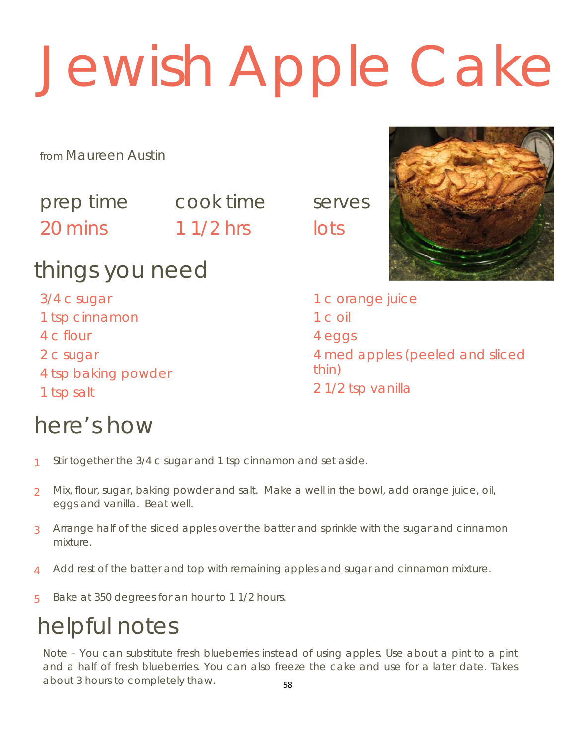# Jewish Apple Cake

from Maureen Austin

| prep time | cook time | serves |
|---|---|---|
| 20 mins | 1 1/2 hrs | lots |

## things you need

- 3/4 c sugar
- 1 tsp cinnamon
- 4 c flour
- 2 c sugar
- 4 tsp baking powder
- 1 tsp salt
- 1 c orange juice
- 1 c oil
- 4 eggs
- 4 med apples (peeled and sliced thin)
- 2 1/2 tsp vanilla

## here's how

1. Stir together the 3/4 c sugar and 1 tsp cinnamon and set aside.
2. Mix, flour, sugar, baking powder and salt. Make a well in the bowl, add orange juice, oil, eggs and vanilla. Beat well.
3. Arrange half of the sliced apples over the batter and sprinkle with the sugar and cinnamon mixture.
4. Add rest of the batter and top with remaining apples and sugar and cinnamon mixture.
5. Bake at 350 degrees for an hour to 1 1/2 hours.

## helpful notes

Note – You can substitute fresh blueberries instead of using apples. Use about a pint to a pint and a half of fresh blueberries. You can also freeze the cake and use for a later date. Takes about 3 hours to completely thaw.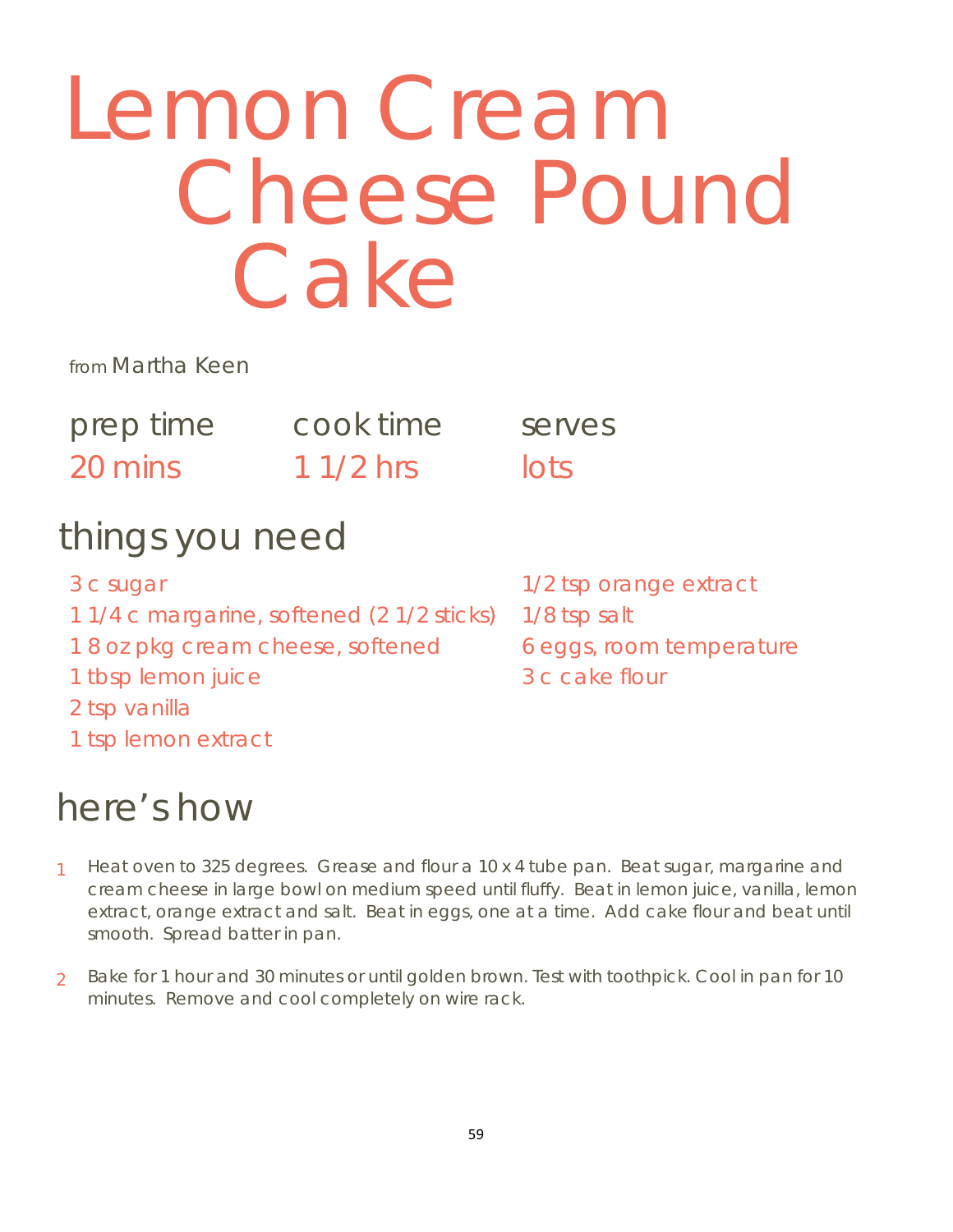# Lemon Cream Cheese Pound Cake

from Martha Keen

| prep time | cook time | serves |
|---|---|---|
| 20 mins | 1 1/2 hrs | lots |

## things you need

- 3 c sugar
- 1 1/4 c margarine, softened (2 1/2 sticks)
- 1 8 oz pkg cream cheese, softened
- 1 tbsp lemon juice
- 2 tsp vanilla
- 1 tsp lemon extract
- 1/2 tsp orange extract
- 1/8 tsp salt
- 6 eggs, room temperature
- 3 c cake flour

## here's how

1. Heat oven to 325 degrees. Grease and flour a 10 x 4 tube pan. Beat sugar, margarine and cream cheese in large bowl on medium speed until fluffy. Beat in lemon juice, vanilla, lemon extract, orange extract and salt. Beat in eggs, one at a time. Add cake flour and beat until smooth. Spread batter in pan.

2. Bake for 1 hour and 30 minutes or until golden brown. Test with toothpick. Cool in pan for 10 minutes. Remove and cool completely on wire rack.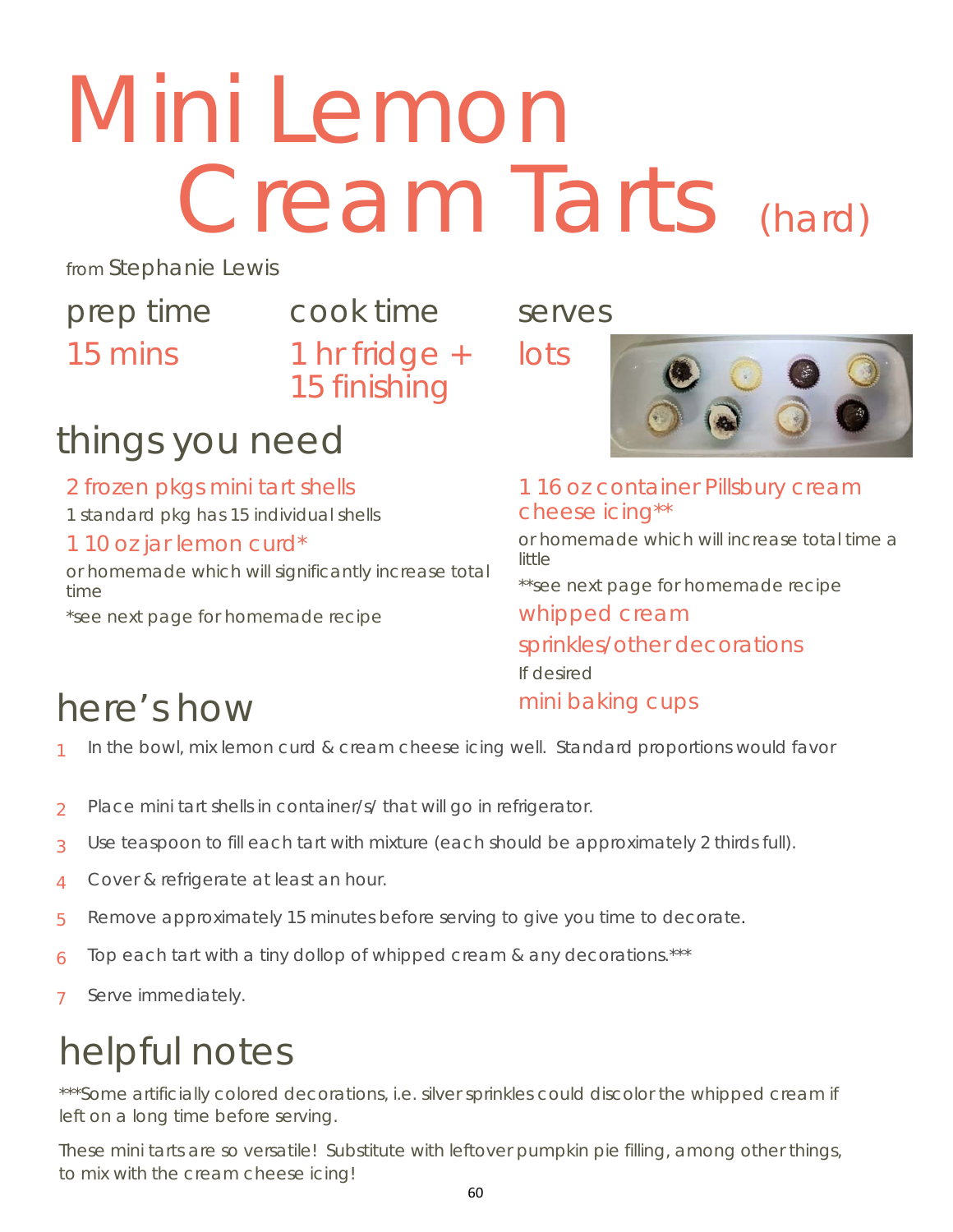# Mini Lemon Cream Tarts (hard)

from Stephanie Lewis

**prep time**
15 mins

**cook time**
1 hr fridge + 15 finishing

**serves**
lots

## things you need

- 2 frozen pkgs mini tart shells
  1 standard pkg has 15 individual shells
- 1 10 oz jar lemon curd*
  or homemade which will significantly increase total time
  *see next page for homemade recipe
- 1 16 oz container Pillsbury cream cheese icing**
  or homemade which will increase total time a little
  **see next page for homemade recipe
- whipped cream
- sprinkles/other decorations
  If desired
- mini baking cups

## here's how

1. In the bowl, mix lemon curd & cream cheese icing well. Standard proportions would favor
2. Place mini tart shells in container/s/ that will go in refrigerator.
3. Use teaspoon to fill each tart with mixture (each should be approximately 2 thirds full).
4. Cover & refrigerate at least an hour.
5. Remove approximately 15 minutes before serving to give you time to decorate.
6. Top each tart with a tiny dollop of whipped cream & any decorations.***
7. Serve immediately.

## helpful notes

***Some artificially colored decorations, i.e. silver sprinkles could discolor the whipped cream if left on a long time before serving.

These mini tarts are so versatile! Substitute with leftover pumpkin pie filling, among other things, to mix with the cream cheese icing!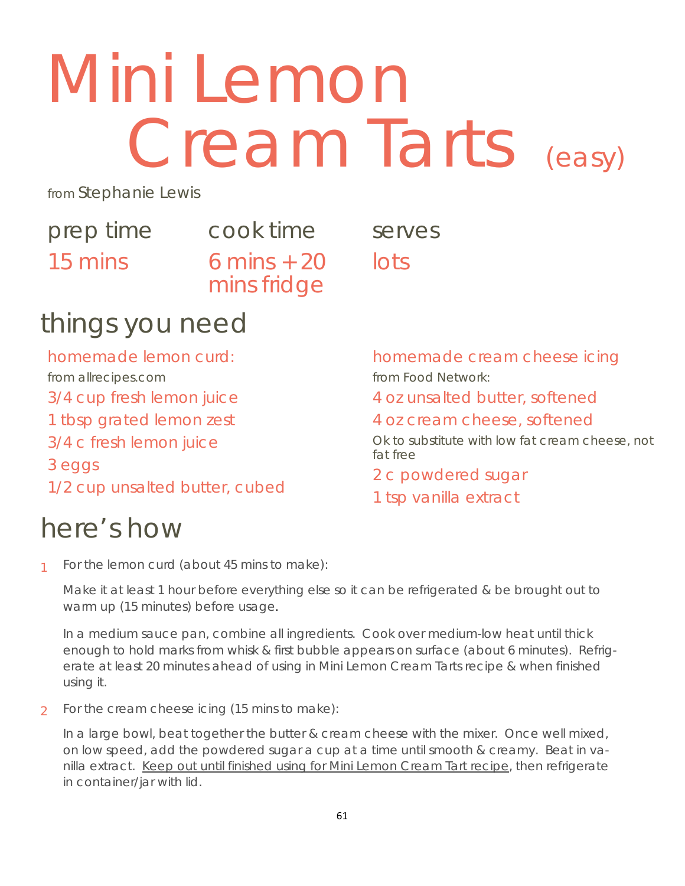# Mini Lemon Cream Tarts (easy)

from Stephanie Lewis

| prep time | cook time | serves |
| --- | --- | --- |
| 15 mins | 6 mins + 20 mins fridge | lots |

## things you need

**homemade lemon curd:**

from allrecipes.com

- 3/4 cup fresh lemon juice
- 1 tbsp grated lemon zest
- 3/4 c fresh lemon juice
- 3 eggs
- 1/2 cup unsalted butter, cubed

**homemade cream cheese icing**

from Food Network:

- 4 oz unsalted butter, softened
- 4 oz cream cheese, softened

  Ok to substitute with low fat cream cheese, not fat free
- 2 c powdered sugar
- 1 tsp vanilla extract

## here's how

1. For the lemon curd (about 45 mins to make):

   Make it at least 1 hour before everything else so it can be refrigerated & be brought out to warm up (15 minutes) before usage.

   In a medium sauce pan, combine all ingredients. Cook over medium-low heat until thick enough to hold marks from whisk & first bubble appears on surface (about 6 minutes). Refrigerate at least 20 minutes ahead of using in Mini Lemon Cream Tarts recipe & when finished using it.

2. For the cream cheese icing (15 mins to make):

   In a large bowl, beat together the butter & cream cheese with the mixer. Once well mixed, on low speed, add the powdered sugar a cup at a time until smooth & creamy. Beat in vanilla extract. <u>Keep out until finished using for Mini Lemon Cream Tart recipe</u>, then refrigerate in container/jar with lid.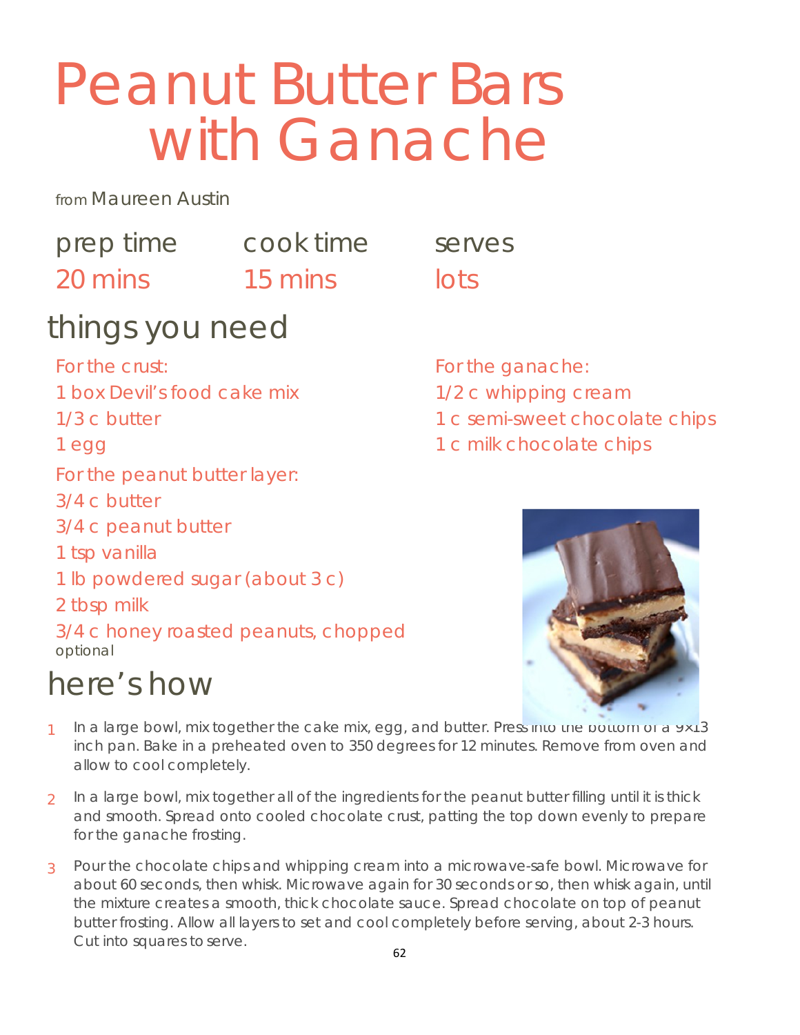# Peanut Butter Bars with Ganache

from Maureen Austin

prep time 20 mins

cook time 15 mins

serves lots

## things you need

For the crust:

- 1 box Devil's food cake mix
- 1/3 c butter
- 1 egg

For the peanut butter layer:

- 3/4 c butter
- 3/4 c peanut butter
- 1 tsp vanilla
- 1 lb powdered sugar (about 3 c)
- 2 tbsp milk
- 3/4 c honey roasted peanuts, chopped optional

For the ganache:

- 1/2 c whipping cream
- 1 c semi-sweet chocolate chips
- 1 c milk chocolate chips

## here's how

1. In a large bowl, mix together the cake mix, egg, and butter. Press into the bottom of a 9×13 inch pan. Bake in a preheated oven to 350 degrees for 12 minutes. Remove from oven and allow to cool completely.

2. In a large bowl, mix together all of the ingredients for the peanut butter filling until it is thick and smooth. Spread onto cooled chocolate crust, patting the top down evenly to prepare for the ganache frosting.

3. Pour the chocolate chips and whipping cream into a microwave-safe bowl. Microwave for about 60 seconds, then whisk. Microwave again for 30 seconds or so, then whisk again, until the mixture creates a smooth, thick chocolate sauce. Spread chocolate on top of peanut butter frosting. Allow all layers to set and cool completely before serving, about 2-3 hours. Cut into squares to serve.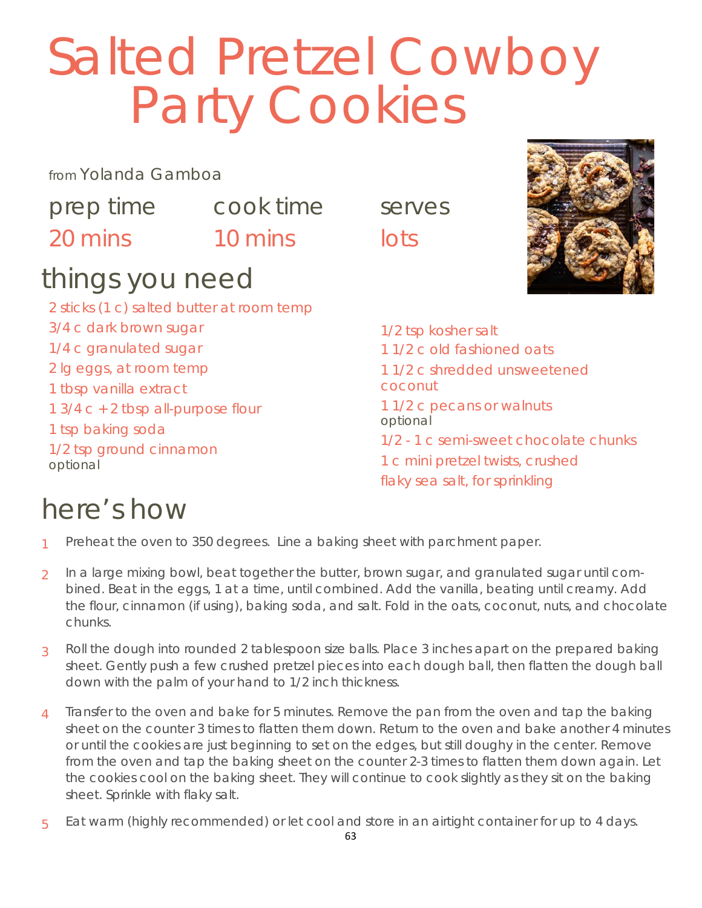# Salted Pretzel Cowboy Party Cookies

from Yolanda Gamboa

| prep time | cook time | serves |
|---|---|---|
| 20 mins | 10 mins | lots |

## things you need

- 2 sticks (1 c) salted butter at room temp
- 3/4 c dark brown sugar
- 1/4 c granulated sugar
- 2 lg eggs, at room temp
- 1 tbsp vanilla extract
- 1 3/4 c + 2 tbsp all-purpose flour
- 1 tsp baking soda
- 1/2 tsp ground cinnamon optional
- 1/2 tsp kosher salt
- 1 1/2 c old fashioned oats
- 1 1/2 c shredded unsweetened coconut
- 1 1/2 c pecans or walnuts optional
- 1/2 - 1 c semi-sweet chocolate chunks
- 1 c mini pretzel twists, crushed
- flaky sea salt, for sprinkling

## here's how

1. Preheat the oven to 350 degrees. Line a baking sheet with parchment paper.
2. In a large mixing bowl, beat together the butter, brown sugar, and granulated sugar until combined. Beat in the eggs, 1 at a time, until combined. Add the vanilla, beating until creamy. Add the flour, cinnamon (if using), baking soda, and salt. Fold in the oats, coconut, nuts, and chocolate chunks.
3. Roll the dough into rounded 2 tablespoon size balls. Place 3 inches apart on the prepared baking sheet. Gently push a few crushed pretzel pieces into each dough ball, then flatten the dough ball down with the palm of your hand to 1/2 inch thickness.
4. Transfer to the oven and bake for 5 minutes. Remove the pan from the oven and tap the baking sheet on the counter 3 times to flatten them down. Return to the oven and bake another 4 minutes or until the cookies are just beginning to set on the edges, but still doughy in the center. Remove from the oven and tap the baking sheet on the counter 2-3 times to flatten them down again. Let the cookies cool on the baking sheet. They will continue to cook slightly as they sit on the baking sheet. Sprinkle with flaky salt.
5. Eat warm (highly recommended) or let cool and store in an airtight container for up to 4 days.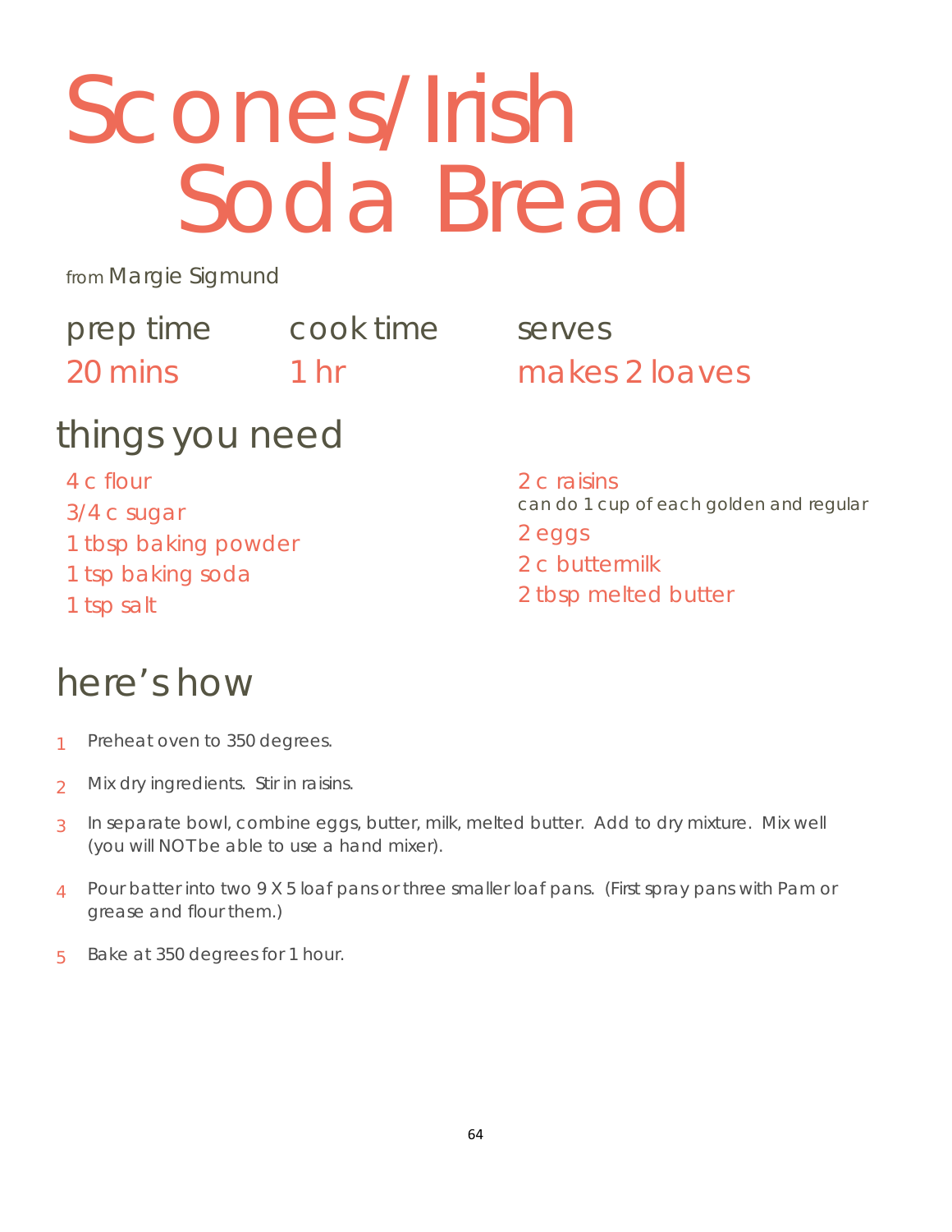# Scones/Irish Soda Bread

from Margie Sigmund

| prep time | cook time | serves |
|---|---|---|
| 20 mins | 1 hr | makes 2 loaves |

## things you need

- 4 c flour
- 3/4 c sugar
- 1 tbsp baking powder
- 1 tsp baking soda
- 1 tsp salt
- 2 c raisins
  can do 1 cup of each golden and regular
- 2 eggs
- 2 c buttermilk
- 2 tbsp melted butter

## here's how

1. Preheat oven to 350 degrees.
2. Mix dry ingredients. Stir in raisins.
3. In separate bowl, combine eggs, butter, milk, melted butter. Add to dry mixture. Mix well (you will NOT be able to use a hand mixer).
4. Pour batter into two 9 X 5 loaf pans or three smaller loaf pans. (First spray pans with Pam or grease and flour them.)
5. Bake at 350 degrees for 1 hour.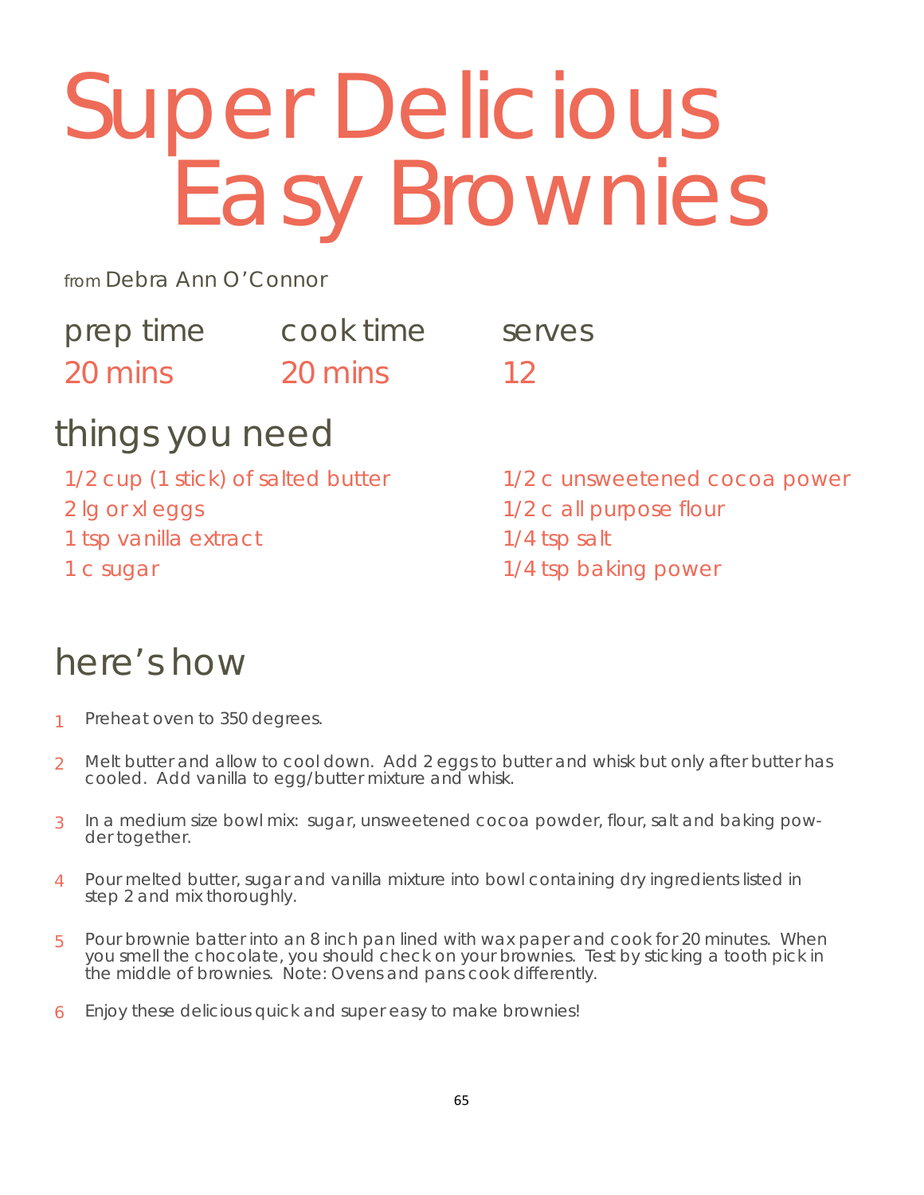# Super Delicious Easy Brownies

from Debra Ann O'Connor

| prep time | cook time | serves |
|---|---|---|
| 20 mins | 20 mins | 12 |

## things you need

- 1/2 cup (1 stick) of salted butter
- 2 lg or xl eggs
- 1 tsp vanilla extract
- 1 c sugar
- 1/2 c unsweetened cocoa power
- 1/2 c all purpose flour
- 1/4 tsp salt
- 1/4 tsp baking power

## here's how

1. Preheat oven to 350 degrees.
2. Melt butter and allow to cool down. Add 2 eggs to butter and whisk but only after butter has cooled. Add vanilla to egg/butter mixture and whisk.
3. In a medium size bowl mix: sugar, unsweetened cocoa powder, flour, salt and baking powder together.
4. Pour melted butter, sugar and vanilla mixture into bowl containing dry ingredients listed in step 2 and mix thoroughly.
5. Pour brownie batter into an 8 inch pan lined with wax paper and cook for 20 minutes. When you smell the chocolate, you should check on your brownies. Test by sticking a tooth pick in the middle of brownies. Note: Ovens and pans cook differently.
6. Enjoy these delicious quick and super easy to make brownies!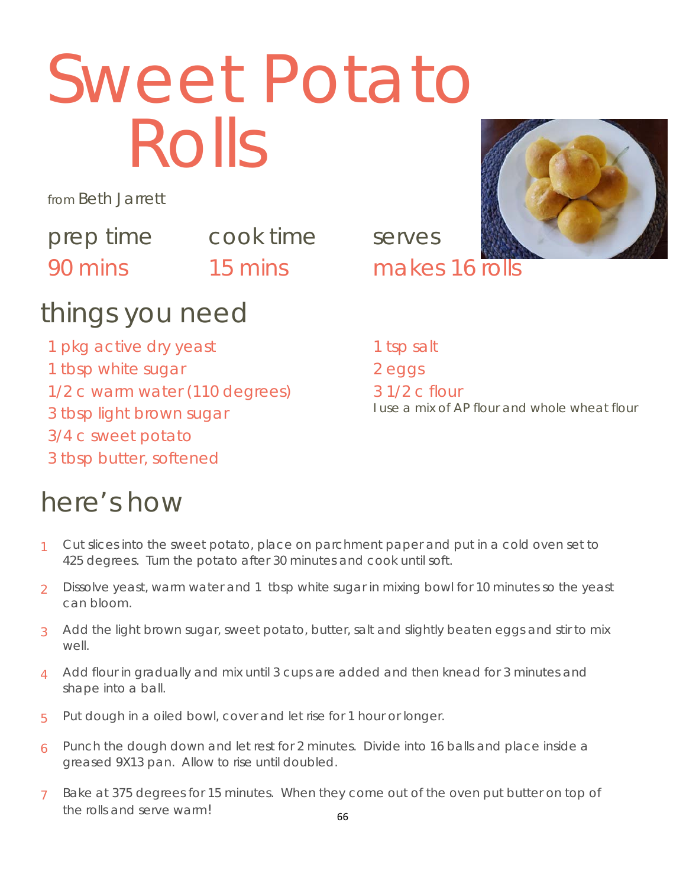# Sweet Potato Rolls

from Beth Jarrett

| prep time | cook time | serves |
|---|---|---|
| 90 mins | 15 mins | makes 16 rolls |

## things you need

- 1 pkg active dry yeast
- 1 tbsp white sugar
- 1/2 c warm water (110 degrees)
- 3 tbsp light brown sugar
- 3/4 c sweet potato
- 3 tbsp butter, softened
- 1 tsp salt
- 2 eggs
- 3 1/2 c flour

I use a mix of AP flour and whole wheat flour

## here's how

1. Cut slices into the sweet potato, place on parchment paper and put in a cold oven set to 425 degrees. Turn the potato after 30 minutes and cook until soft.
2. Dissolve yeast, warm water and 1 tbsp white sugar in mixing bowl for 10 minutes so the yeast can bloom.
3. Add the light brown sugar, sweet potato, butter, salt and slightly beaten eggs and stir to mix well.
4. Add flour in gradually and mix until 3 cups are added and then knead for 3 minutes and shape into a ball.
5. Put dough in a oiled bowl, cover and let rise for 1 hour or longer.
6. Punch the dough down and let rest for 2 minutes. Divide into 16 balls and place inside a greased 9X13 pan. Allow to rise until doubled.
7. Bake at 375 degrees for 15 minutes. When they come out of the oven put butter on top of the rolls and serve warm!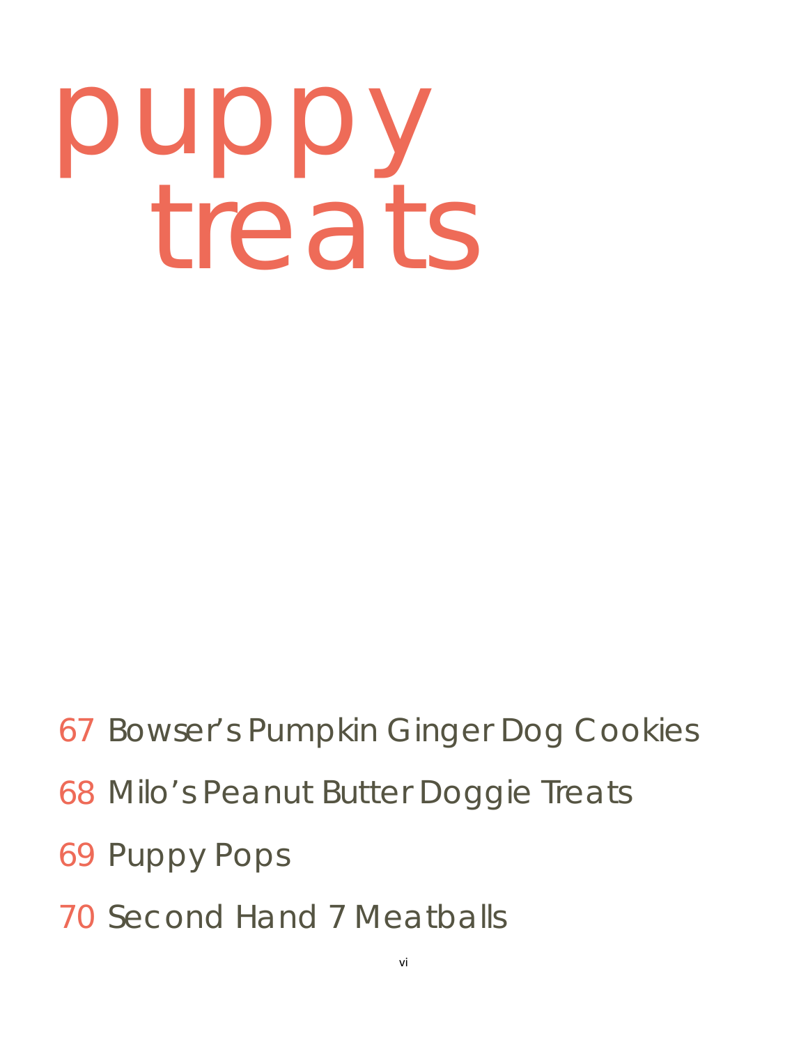# puppy treats

67 Bowser's Pumpkin Ginger Dog Cookies

68 Milo's Peanut Butter Doggie Treats

69 Puppy Pops

70 Second Hand 7 Meatballs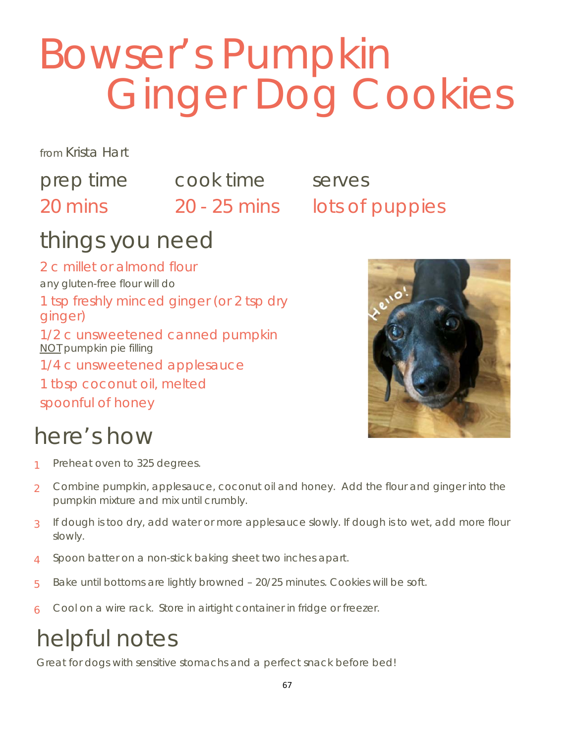# Bowser's Pumpkin Ginger Dog Cookies

from Krista Hart

| prep time | cook time | serves |
|---|---|---|
| 20 mins | 20 - 25 mins | lots of puppies |

## things you need

- 2 c millet or almond flour
  any gluten-free flour will do
- 1 tsp freshly minced ginger (or 2 tsp dry ginger)
- 1/2 c unsweetened canned pumpkin
  NOT pumpkin pie filling
- 1/4 c unsweetened applesauce
- 1 tbsp coconut oil, melted
- spoonful of honey

## here's how

1. Preheat oven to 325 degrees.
2. Combine pumpkin, applesauce, coconut oil and honey. Add the flour and ginger into the pumpkin mixture and mix until crumbly.
3. If dough is too dry, add water or more applesauce slowly. If dough is to wet, add more flour slowly.
4. Spoon batter on a non-stick baking sheet two inches apart.
5. Bake until bottoms are lightly browned – 20/25 minutes. Cookies will be soft.
6. Cool on a wire rack. Store in airtight container in fridge or freezer.

## helpful notes

Great for dogs with sensitive stomachs and a perfect snack before bed!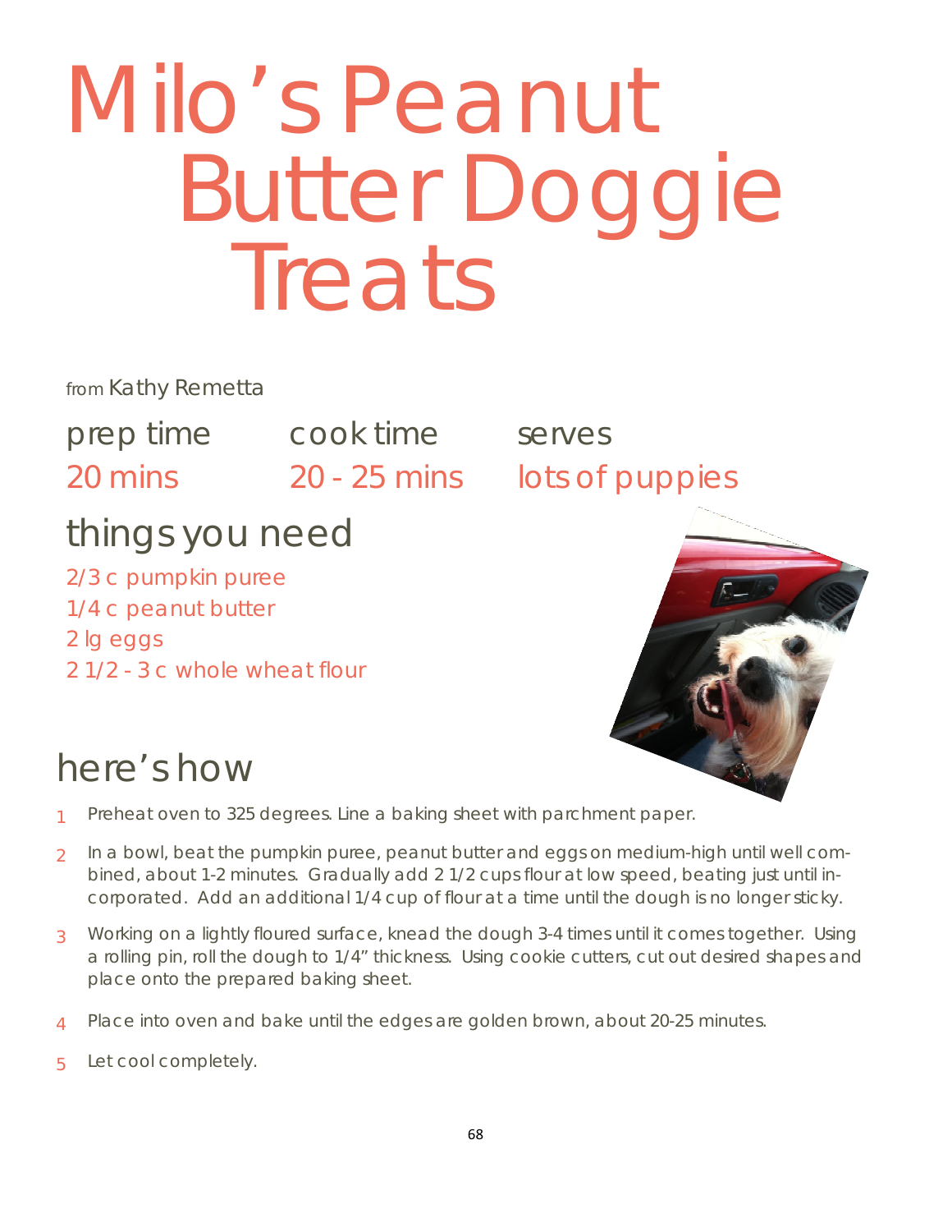# Milo's Peanut Butter Doggie Treats

from Kathy Remetta

| prep time | cook time | serves |
|---|---|---|
| 20 mins | 20 - 25 mins | lots of puppies |

## things you need

2/3 c pumpkin puree
1/4 c peanut butter
2 lg eggs
2 1/2 - 3 c whole wheat flour

## here's how

1. Preheat oven to 325 degrees. Line a baking sheet with parchment paper.
2. In a bowl, beat the pumpkin puree, peanut butter and eggs on medium-high until well combined, about 1-2 minutes. Gradually add 2 1/2 cups flour at low speed, beating just until incorporated. Add an additional 1/4 cup of flour at a time until the dough is no longer sticky.
3. Working on a lightly floured surface, knead the dough 3-4 times until it comes together. Using a rolling pin, roll the dough to 1/4" thickness. Using cookie cutters, cut out desired shapes and place onto the prepared baking sheet.
4. Place into oven and bake until the edges are golden brown, about 20-25 minutes.
5. Let cool completely.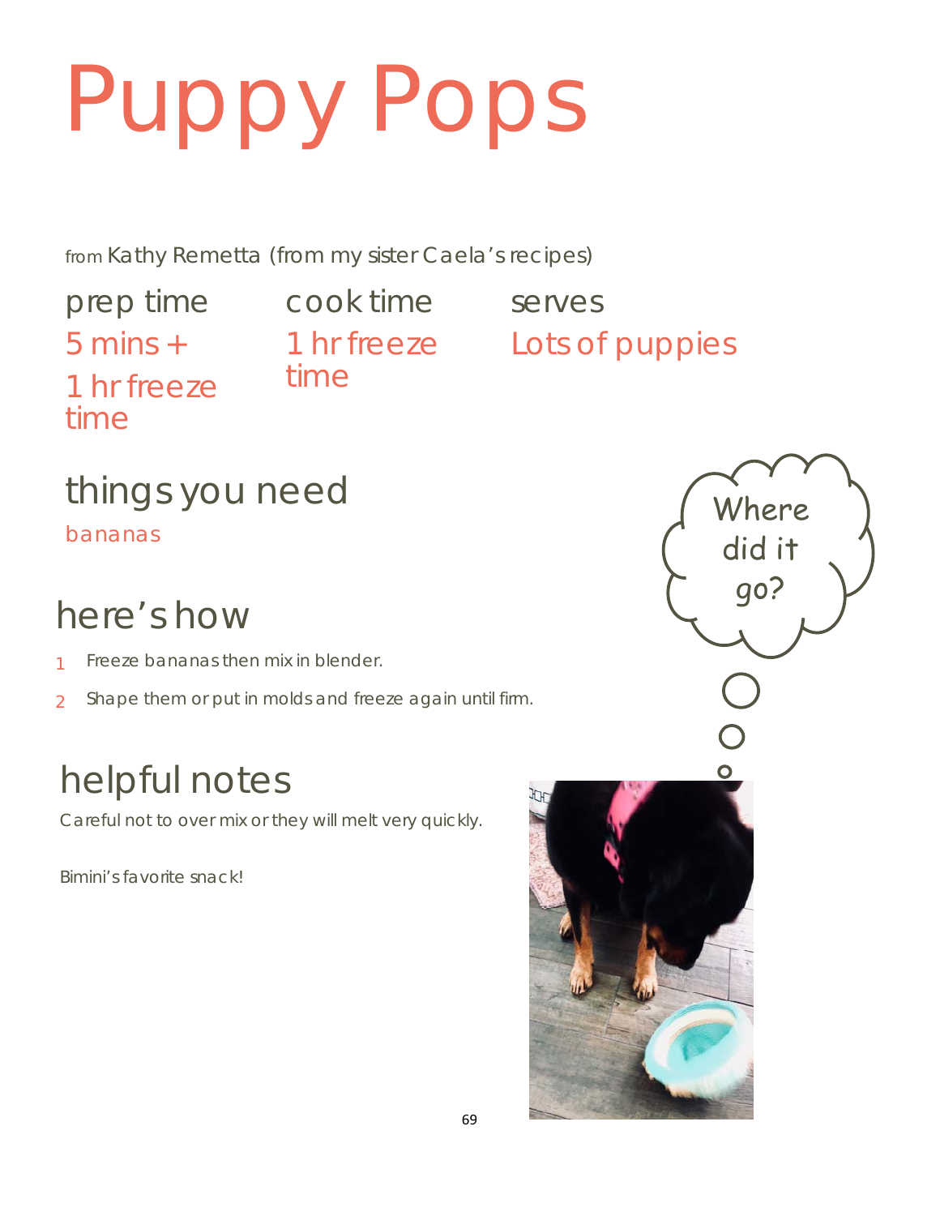# Puppy Pops

from Kathy Remetta (from my sister Caela's recipes)

| prep time | cook time | serves |
|---|---|---|
| 5 mins + 1 hr freeze time | 1 hr freeze time | Lots of puppies |

## things you need

bananas

## here's how

1. Freeze bananas then mix in blender.
2. Shape them or put in molds and freeze again until firm.

## helpful notes

Careful not to over mix or they will melt very quickly.

Bimini's favorite snack!

Where did it go?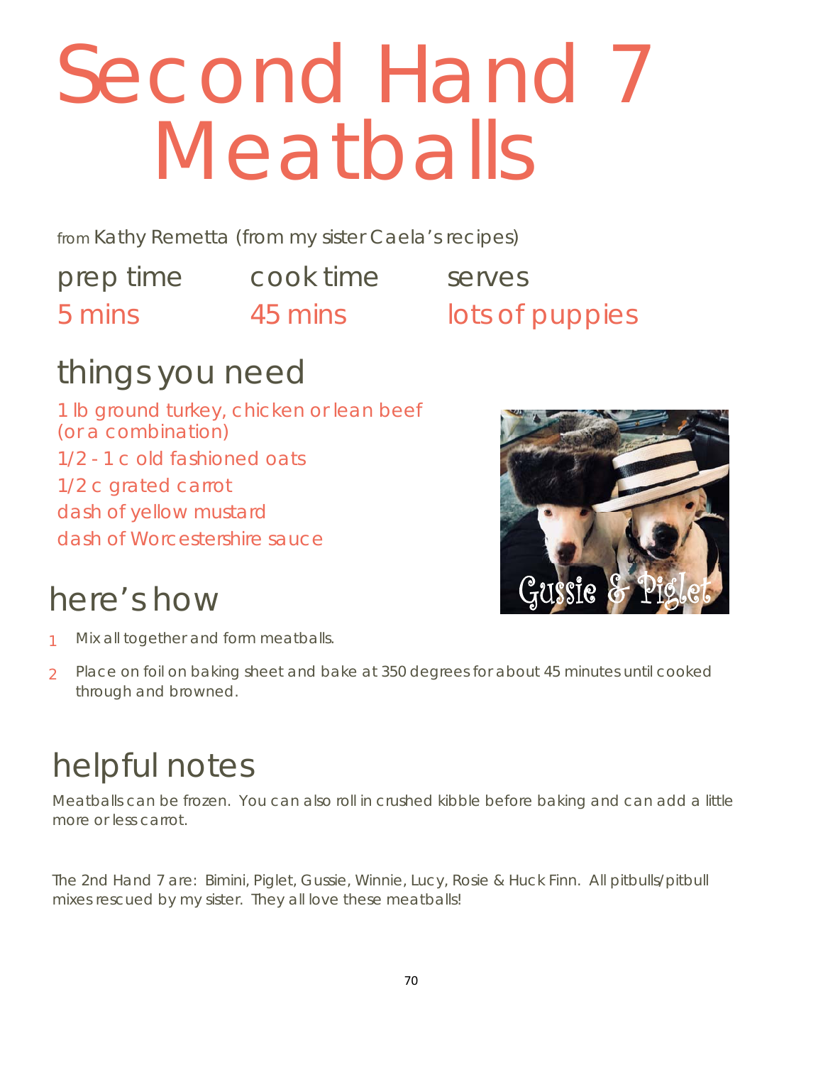# Second Hand 7 Meatballs

from Kathy Remetta (from my sister Caela's recipes)

| prep time | cook time | serves |
| --- | --- | --- |
| 5 mins | 45 mins | lots of puppies |

## things you need

1 lb ground turkey, chicken or lean beef (or a combination)
1/2 - 1 c old fashioned oats
1/2 c grated carrot
dash of yellow mustard
dash of Worcestershire sauce

## here's how

1. Mix all together and form meatballs.
2. Place on foil on baking sheet and bake at 350 degrees for about 45 minutes until cooked through and browned.

## helpful notes

Meatballs can be frozen. You can also roll in crushed kibble before baking and can add a little more or less carrot.

The 2nd Hand 7 are: Bimini, Piglet, Gussie, Winnie, Lucy, Rosie & Huck Finn. All pitbulls/pitbull mixes rescued by my sister. They all love these meatballs!